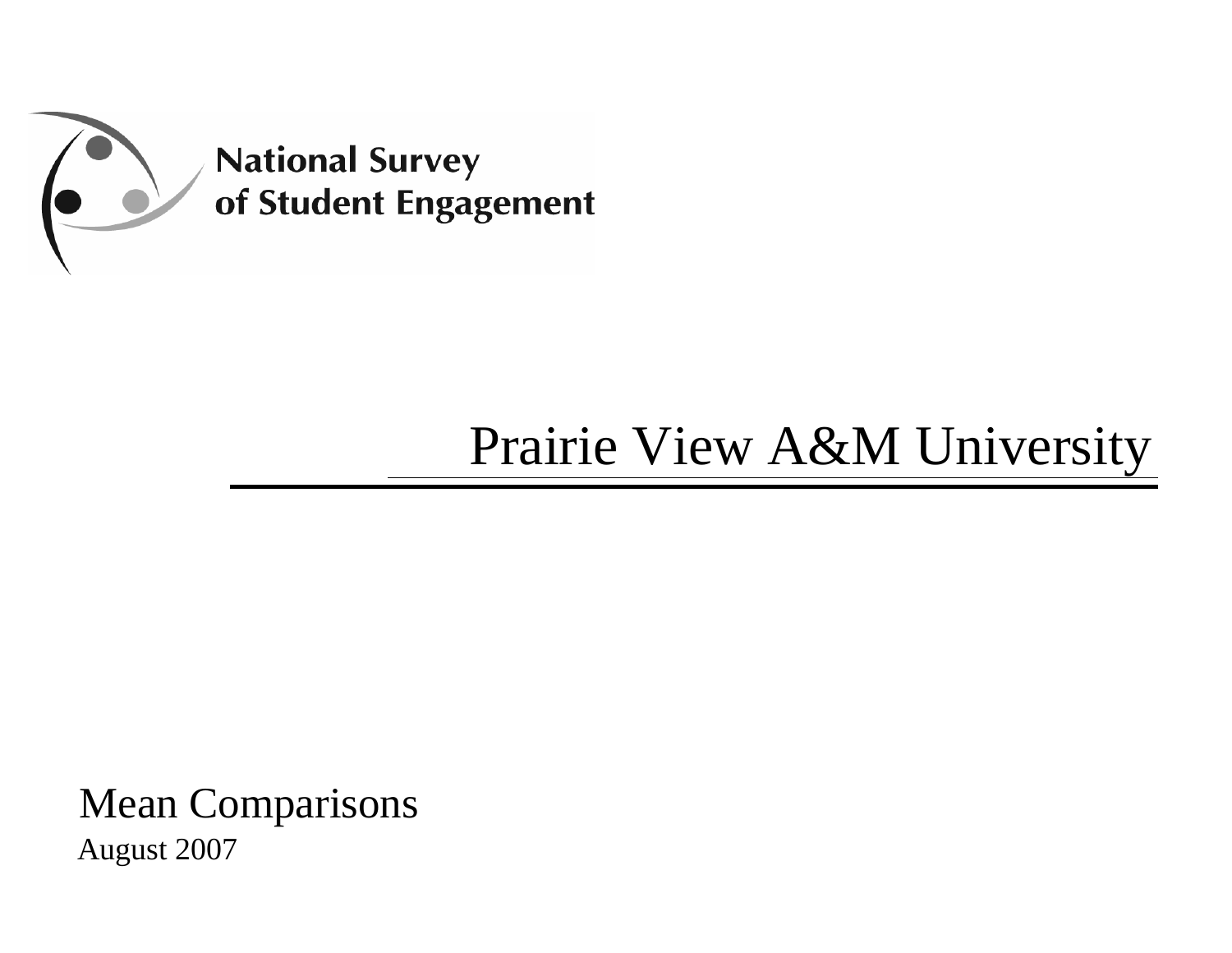National Survey of Student Engagement

# Prairie View A&M University

## Mean Comparisons

August 2007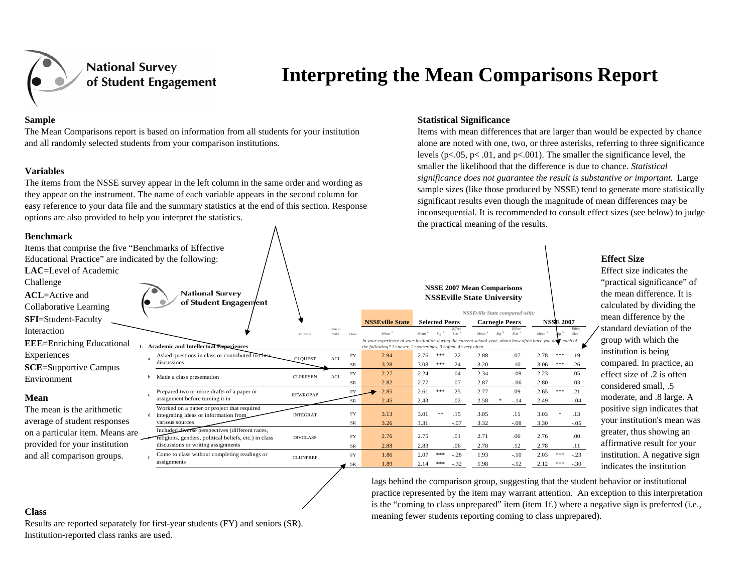# Interpreting the Mean Comparisons Report

**Sample**

The Mean Comparisons report is based on information from all students for your institution and all randomly selected students from your comparison institutions.

**Variables**

The items from the NSSE survey appear in the left column in the same order and wording as they appear on the instrument. The name of each variable appears in the second column for easy reference to your data file and the summary statistics at the end of this section. Response options are also provided to help you interpret the statistics.

**Benchmark**

Items that comprise the five "Benchmarks of Effective Educational Practice" are indicated by the following:

**LAC**=Level of Academic Challenge
**ACL**=Active and Collaborative Learning
**SFI**=Student-Faculty Interaction
**EEE**=Enriching Educational Experiences
**SCE**=Supportive Campus Environment

**Mean**

The mean is the arithmetic average of student responses on a particular item. Means are provided for your institution and all comparison groups.

**Statistical Significance**

Items with mean differences that are larger than would be expected by chance alone are noted with one, two, or three asterisks, referring to three significance levels ($p<.05$, $p<.01$, and $p<.001$). The smaller the significance level, the smaller the likelihood that the difference is due to chance. *Statistical significance does not guarantee the result is substantive or important.* Large sample sizes (like those produced by NSSE) tend to generate more statistically significant results even though the magnitude of mean differences may be inconsequential. It is recommended to consult effect sizes (see below) to judge the practical meaning of the results.

**NSSE 2007 Mean Comparisons**
**NSSEville State University**

| | | Variable | Benchmark | Class | NSSEville State Mean[a] | Selected Peers Mean[a] | Sig[b] | Effect Size[c] | Carnegie Peers Mean[a] | Sig[b] | Effect Size[c] | NSSE 2007 Mean[a] | Sig[b] | Effect Size[c] |
|---|---|---|---|---|---|---|---|---|---|---|---|---|---|---|
| **1.** | **Academic and Intellectual Experiences** | | | | *In your experience at your institution during the current school year, about how often have you done each of the following? 1=never, 2=sometimes, 3=often, 4=very often* | | | | | | | | | |
| a. | Asked questions in class or contributed to class discussions | CLQUEST | ACL | FY | 2.94 | 2.76 | *** | .22 | 2.88 | | .07 | 2.78 | *** | .19 |
| | | | | SR | 3.28 | 3.08 | *** | .24 | 3.20 | | .10 | 3.06 | *** | .26 |
| b. | Made a class presentation | CLPRESEN | ACL | FY | 2.27 | 2.24 | | .04 | 2.34 | | -.09 | 2.23 | | .05 |
| | | | | SR | 2.82 | 2.77 | | .07 | 2.87 | | -.06 | 2.80 | | .03 |
| c. | Prepared two or more drafts of a paper or assignment before turning it in | REWROPAP | | FY | 2.85 | 2.61 | *** | .25 | 2.77 | | .09 | 2.65 | *** | .21 |
| | | | | SR | 2.45 | 2.43 | | .02 | 2.58 | * | -.14 | 2.49 | | -.04 |
| d. | Worked on a paper or project that required integrating ideas or information from various sources | INTEGRAT | | FY | 3.13 | 3.01 | ** | .15 | 3.05 | | .11 | 3.03 | * | .13 |
| | | | | SR | 3.26 | 3.31 | | -.07 | 3.32 | | -.08 | 3.30 | | -.05 |
| e. | Included diverse perspectives (different races, religions, genders, political beliefs, etc.) in class discussions or writing assignments | DIVCLASS | | FY | 2.76 | 2.75 | | .01 | 2.71 | | .06 | 2.76 | | .00 |
| | | | | SR | 2.88 | 2.83 | | .06 | 2.78 | | .12 | 2.78 | | .11 |
| f. | Come to class without completing readings or assignments | CLUNPREP | | FY | 1.86 | 2.07 | *** | -.28 | 1.93 | | -.10 | 2.03 | *** | -.23 |
| | | | | SR | 1.89 | 2.14 | *** | -.32 | 1.98 | | -.12 | 2.12 | *** | -.30 |

**Effect Size**

Effect size indicates the "practical significance" of the mean difference. It is calculated by dividing the mean difference by the standard deviation of the group with which the institution is being compared. In practice, an effect size of .2 is often considered small, .5 moderate, and .8 large. A positive sign indicates that your institution's mean was greater, thus showing an affirmative result for your institution. A negative sign indicates the institution lags behind the comparison group, suggesting that the student behavior or institutional practice represented by the item may warrant attention. An exception to this interpretation is the "coming to class unprepared" item (item 1f.) where a negative sign is preferred (i.e., meaning fewer students reporting coming to class unprepared).

**Class**

Results are reported separately for first-year students (FY) and seniors (SR). Institution-reported class ranks are used.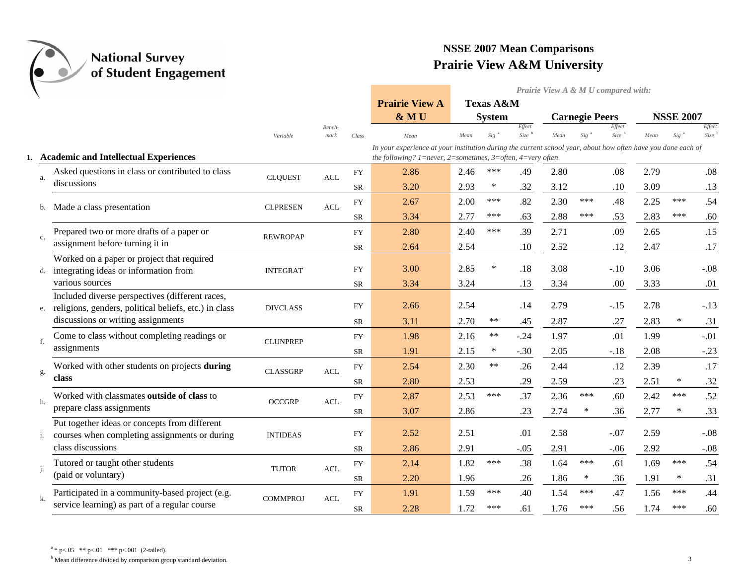# National Survey of Student Engagement

## NSSE 2007 Mean Comparisons
## Prairie View A&M University

*Prairie View A & M U compared with:*

| | | Variable | Bench-mark | Class | Prairie View A & M U | Texas A&M System | | | Carnegie Peers | | | NSSE 2007 | | |
|---|---|---|---|---|---|---|---|---|---|---|---|---|---|---|
| | | | | | Mean | Mean | Sig [a] | Effect Size [b] | Mean | Sig [a] | Effect Size [b] | Mean | Sig [a] | Effect Size [b] |
| **1.** | **Academic and Intellectual Experiences** | | | | *In your experience at your institution during the current school year, about how often have you done each of the following? 1=never, 2=sometimes, 3=often, 4=very often* | | | | | | | | | |
| a. | Asked questions in class or contributed to class discussions | CLQUEST | ACL | FY | 2.86 | 2.46 | *** | .49 | 2.80 | | .08 | 2.79 | | .08 |
| | | | | SR | 3.20 | 2.93 | * | .32 | 3.12 | | .10 | 3.09 | | .13 |
| b. | Made a class presentation | CLPRESEN | ACL | FY | 2.67 | 2.00 | *** | .82 | 2.30 | *** | .48 | 2.25 | *** | .54 |
| | | | | SR | 3.34 | 2.77 | *** | .63 | 2.88 | *** | .53 | 2.83 | *** | .60 |
| c. | Prepared two or more drafts of a paper or assignment before turning it in | REWROPAP | | FY | 2.80 | 2.40 | *** | .39 | 2.71 | | .09 | 2.65 | | .15 |
| | | | | SR | 2.64 | 2.54 | | .10 | 2.52 | | .12 | 2.47 | | .17 |
| d. | Worked on a paper or project that required integrating ideas or information from various sources | INTEGRAT | | FY | 3.00 | 2.85 | * | .18 | 3.08 | | -.10 | 3.06 | | -.08 |
| | | | | SR | 3.34 | 3.24 | | .13 | 3.34 | | .00 | 3.33 | | .01 |
| e. | Included diverse perspectives (different races, religions, genders, political beliefs, etc.) in class discussions or writing assignments | DIVCLASS | | FY | 2.66 | 2.54 | | .14 | 2.79 | | -.15 | 2.78 | | -.13 |
| | | | | SR | 3.11 | 2.70 | ** | .45 | 2.87 | | .27 | 2.83 | * | .31 |
| f. | Come to class without completing readings or assignments | CLUNPREP | | FY | 1.98 | 2.16 | ** | -.24 | 1.97 | | .01 | 1.99 | | -.01 |
| | | | | SR | 1.91 | 2.15 | * | -.30 | 2.05 | | -.18 | 2.08 | | -.23 |
| g. | Worked with other students on projects **during class** | CLASSGRP | ACL | FY | 2.54 | 2.30 | ** | .26 | 2.44 | | .12 | 2.39 | | .17 |
| | | | | SR | 2.80 | 2.53 | | .29 | 2.59 | | .23 | 2.51 | * | .32 |
| h. | Worked with classmates **outside of class** to prepare class assignments | OCCGRP | ACL | FY | 2.87 | 2.53 | *** | .37 | 2.36 | *** | .60 | 2.42 | *** | .52 |
| | | | | SR | 3.07 | 2.86 | | .23 | 2.74 | * | .36 | 2.77 | * | .33 |
| i. | Put together ideas or concepts from different courses when completing assignments or during class discussions | INTIDEAS | | FY | 2.52 | 2.51 | | .01 | 2.58 | | -.07 | 2.59 | | -.08 |
| | | | | SR | 2.86 | 2.91 | | -.05 | 2.91 | | -.06 | 2.92 | | -.08 |
| j. | Tutored or taught other students (paid or voluntary) | TUTOR | ACL | FY | 2.14 | 1.82 | *** | .38 | 1.64 | *** | .61 | 1.69 | *** | .54 |
| | | | | SR | 2.20 | 1.96 | | .26 | 1.86 | * | .36 | 1.91 | * | .31 |
| k. | Participated in a community-based project (e.g. service learning) as part of a regular course | COMMPROJ | ACL | FY | 1.91 | 1.59 | *** | .40 | 1.54 | *** | .47 | 1.56 | *** | .44 |
| | | | | SR | 2.28 | 1.72 | *** | .61 | 1.76 | *** | .56 | 1.74 | *** | .60 |

[a] * $p<.05$ ** $p<.01$ *** $p<.001$ (2-tailed).

[b] Mean difference divided by comparison group standard deviation.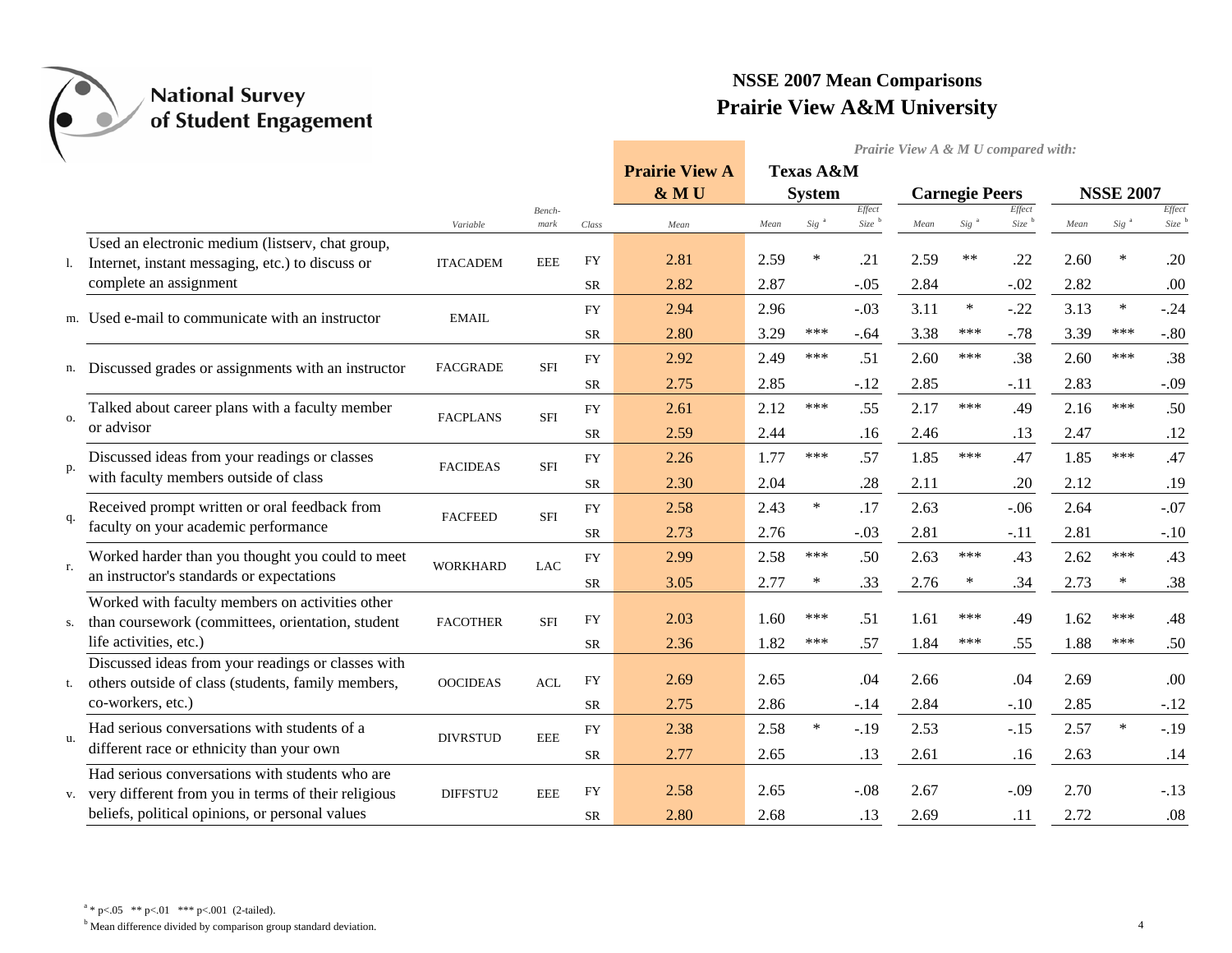# NSSE 2007 Mean Comparisons
## Prairie View A&M University

*Prairie View A & M U compared with:*

| | | Variable | Bench-mark | Class | Prairie View A & M U Mean | Texas A&M System Mean | Sig [a] | Effect Size [b] | Carnegie Peers Mean | Sig [a] | Effect Size [b] | NSSE 2007 Mean | Sig [a] | Effect Size [b] |
|---|---|---|---|---|---|---|---|---|---|---|---|---|---|---|
| l. | Used an electronic medium (listserv, chat group, Internet, instant messaging, etc.) to discuss or complete an assignment | ITACADEM | EEE | FY | 2.81 | 2.59 | * | .21 | 2.59 | ** | .22 | 2.60 | * | .20 |
| | | | | SR | 2.82 | 2.87 | | -.05 | 2.84 | | -.02 | 2.82 | | .00 |
| m. | Used e-mail to communicate with an instructor | EMAIL | | FY | 2.94 | 2.96 | | -.03 | 3.11 | * | -.22 | 3.13 | * | -.24 |
| | | | | SR | 2.80 | 3.29 | *** | -.64 | 3.38 | *** | -.78 | 3.39 | *** | -.80 |
| n. | Discussed grades or assignments with an instructor | FACGRADE | SFI | FY | 2.92 | 2.49 | *** | .51 | 2.60 | *** | .38 | 2.60 | *** | .38 |
| | | | | SR | 2.75 | 2.85 | | -.12 | 2.85 | | -.11 | 2.83 | | -.09 |
| o. | Talked about career plans with a faculty member or advisor | FACPLANS | SFI | FY | 2.61 | 2.12 | *** | .55 | 2.17 | *** | .49 | 2.16 | *** | .50 |
| | | | | SR | 2.59 | 2.44 | | .16 | 2.46 | | .13 | 2.47 | | .12 |
| p. | Discussed ideas from your readings or classes with faculty members outside of class | FACIDEAS | SFI | FY | 2.26 | 1.77 | *** | .57 | 1.85 | *** | .47 | 1.85 | *** | .47 |
| | | | | SR | 2.30 | 2.04 | | .28 | 2.11 | | .20 | 2.12 | | .19 |
| q. | Received prompt written or oral feedback from faculty on your academic performance | FACFEED | SFI | FY | 2.58 | 2.43 | * | .17 | 2.63 | | -.06 | 2.64 | | -.07 |
| | | | | SR | 2.73 | 2.76 | | -.03 | 2.81 | | -.11 | 2.81 | | -.10 |
| r. | Worked harder than you thought you could to meet an instructor's standards or expectations | WORKHARD | LAC | FY | 2.99 | 2.58 | *** | .50 | 2.63 | *** | .43 | 2.62 | *** | .43 |
| | | | | SR | 3.05 | 2.77 | * | .33 | 2.76 | * | .34 | 2.73 | * | .38 |
| s. | Worked with faculty members on activities other than coursework (committees, orientation, student life activities, etc.) | FACOTHER | SFI | FY | 2.03 | 1.60 | *** | .51 | 1.61 | *** | .49 | 1.62 | *** | .48 |
| | | | | SR | 2.36 | 1.82 | *** | .57 | 1.84 | *** | .55 | 1.88 | *** | .50 |
| t. | Discussed ideas from your readings or classes with others outside of class (students, family members, co-workers, etc.) | OOCIDEAS | ACL | FY | 2.69 | 2.65 | | .04 | 2.66 | | .04 | 2.69 | | .00 |
| | | | | SR | 2.75 | 2.86 | | -.14 | 2.84 | | -.10 | 2.85 | | -.12 |
| u. | Had serious conversations with students of a different race or ethnicity than your own | DIVRSTUD | EEE | FY | 2.38 | 2.58 | * | -.19 | 2.53 | | -.15 | 2.57 | * | -.19 |
| | | | | SR | 2.77 | 2.65 | | .13 | 2.61 | | .16 | 2.63 | | .14 |
| v. | Had serious conversations with students who are very different from you in terms of their religious beliefs, political opinions, or personal values | DIFFSTU2 | EEE | FY | 2.58 | 2.65 | | -.08 | 2.67 | | -.09 | 2.70 | | -.13 |
| | | | | SR | 2.80 | 2.68 | | .13 | 2.69 | | .11 | 2.72 | | .08 |

[a] * p<.05 ** p<.01 *** p<.001 (2-tailed).

[b] Mean difference divided by comparison group standard deviation.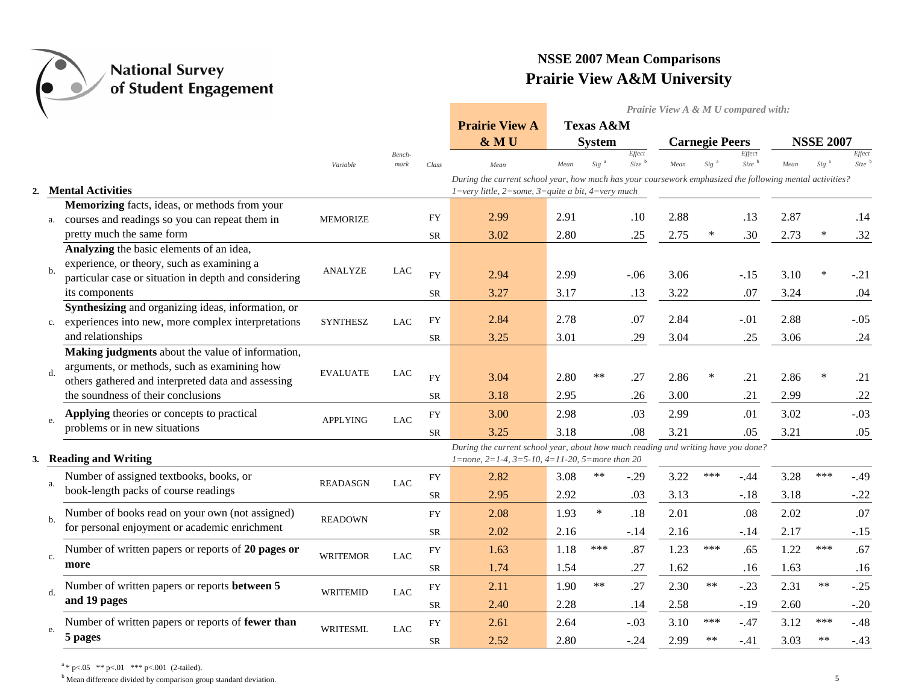# NSSE 2007 Mean Comparisons
## Prairie View A&M University

*Prairie View A & M U compared with:*

| | Item | Variable | Bench-mark | Class | Prairie View A & M U Mean | Texas A&M System Mean | Texas A&M System Sig [a] | Texas A&M System Effect Size [b] | Carnegie Peers Mean | Carnegie Peers Sig [a] | Carnegie Peers Effect Size [b] | NSSE 2007 Mean | NSSE 2007 Sig [a] | NSSE 2007 Effect Size [b] |
|---|---|---|---|---|---|---|---|---|---|---|---|---|---|---|
| **2.** | **Mental Activities** — *During the current school year, how much has your coursework emphasized the following mental activities? 1=very little, 2=some, 3=quite a bit, 4=very much* | | | | | | | | | | | | | |
| a. | **Memorizing** facts, ideas, or methods from your courses and readings so you can repeat them in pretty much the same form | MEMORIZE | | FY | 2.99 | 2.91 | | .10 | 2.88 | | .13 | 2.87 | | .14 |
| | | | | SR | 3.02 | 2.80 | | .25 | 2.75 | * | .30 | 2.73 | * | .32 |
| b. | **Analyzing** the basic elements of an idea, experience, or theory, such as examining a particular case or situation in depth and considering its components | ANALYZE | LAC | FY | 2.94 | 2.99 | | -.06 | 3.06 | | -.15 | 3.10 | * | -.21 |
| | | | | SR | 3.27 | 3.17 | | .13 | 3.22 | | .07 | 3.24 | | .04 |
| c. | **Synthesizing** and organizing ideas, information, or experiences into new, more complex interpretations and relationships | SYNTHESZ | LAC | FY | 2.84 | 2.78 | | .07 | 2.84 | | -.01 | 2.88 | | -.05 |
| | | | | SR | 3.25 | 3.01 | | .29 | 3.04 | | .25 | 3.06 | | .24 |
| d. | **Making judgments** about the value of information, arguments, or methods, such as examining how others gathered and interpreted data and assessing the soundness of their conclusions | EVALUATE | LAC | FY | 3.04 | 2.80 | ** | .27 | 2.86 | * | .21 | 2.86 | * | .21 |
| | | | | SR | 3.18 | 2.95 | | .26 | 3.00 | | .21 | 2.99 | | .22 |
| e. | **Applying** theories or concepts to practical problems or in new situations | APPLYING | LAC | FY | 3.00 | 2.98 | | .03 | 2.99 | | .01 | 3.02 | | -.03 |
| | | | | SR | 3.25 | 3.18 | | .08 | 3.21 | | .05 | 3.21 | | .05 |
| **3.** | **Reading and Writing** — *During the current school year, about how much reading and writing have you done? 1=none, 2=1-4, 3=5-10, 4=11-20, 5=more than 20* | | | | | | | | | | | | | |
| a. | Number of assigned textbooks, books, or book-length packs of course readings | READASGN | LAC | FY | 2.82 | 3.08 | ** | -.29 | 3.22 | *** | -.44 | 3.28 | *** | -.49 |
| | | | | SR | 2.95 | 2.92 | | .03 | 3.13 | | -.18 | 3.18 | | -.22 |
| b. | Number of books read on your own (not assigned) for personal enjoyment or academic enrichment | READOWN | | FY | 2.08 | 1.93 | * | .18 | 2.01 | | .08 | 2.02 | | .07 |
| | | | | SR | 2.02 | 2.16 | | -.14 | 2.16 | | -.14 | 2.17 | | -.15 |
| c. | Number of written papers or reports of **20 pages or more** | WRITEMOR | LAC | FY | 1.63 | 1.18 | *** | .87 | 1.23 | *** | .65 | 1.22 | *** | .67 |
| | | | | SR | 1.74 | 1.54 | | .27 | 1.62 | | .16 | 1.63 | | .16 |
| d. | Number of written papers or reports **between 5 and 19 pages** | WRITEMID | LAC | FY | 2.11 | 1.90 | ** | .27 | 2.30 | ** | -.23 | 2.31 | ** | -.25 |
| | | | | SR | 2.40 | 2.28 | | .14 | 2.58 | | -.19 | 2.60 | | -.20 |
| e. | Number of written papers or reports of **fewer than 5 pages** | WRITESML | LAC | FY | 2.61 | 2.64 | | -.03 | 3.10 | *** | -.47 | 3.12 | *** | -.48 |
| | | | | SR | 2.52 | 2.80 | | -.24 | 2.99 | ** | -.41 | 3.03 | ** | -.43 |

[a] * p<.05 ** p<.01 *** p<.001 (2-tailed).

[b] Mean difference divided by comparison group standard deviation.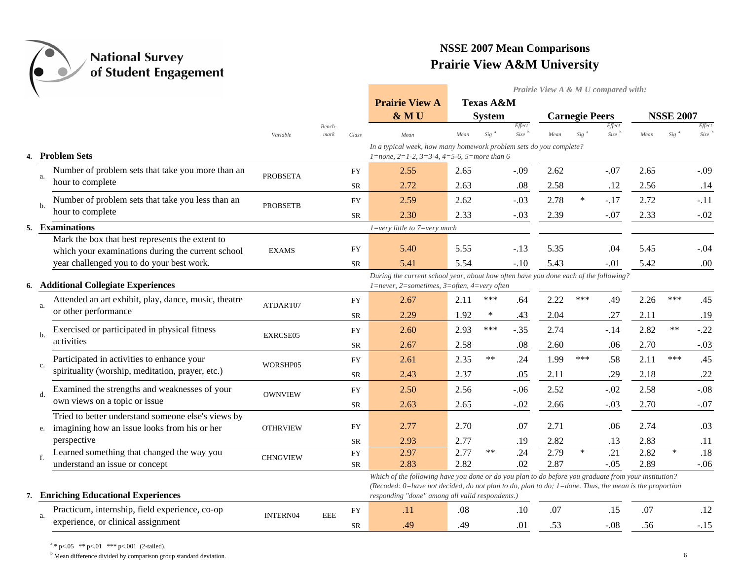# NSSE 2007 Mean Comparisons
## Prairie View A&M University

*Prairie View A & M U compared with:*

| | Item | Variable | Benchmark | Class | Prairie View A & M U Mean | Texas A&M System Mean | Texas A&M System Sig [a] | Texas A&M System Effect Size [b] | Carnegie Peers Mean | Carnegie Peers Sig [a] | Carnegie Peers Effect Size [b] | NSSE 2007 Mean | NSSE 2007 Sig [a] | NSSE 2007 Effect Size [b] |
|---|---|---|---|---|---|---|---|---|---|---|---|---|---|---|
| **4.** | **Problem Sets** — *In a typical week, how many homework problem sets do you complete? 1=none, 2=1-2, 3=3-4, 4=5-6, 5=more than 6* | | | | | | | | | | | | | |
| a. | Number of problem sets that take you more than an hour to complete | PROBSETA | | FY | 2.55 | 2.65 | | -.09 | 2.62 | | -.07 | 2.65 | | -.09 |
| | | | | SR | 2.72 | 2.63 | | .08 | 2.58 | | .12 | 2.56 | | .14 |
| b. | Number of problem sets that take you less than an hour to complete | PROBSETB | | FY | 2.59 | 2.62 | | -.03 | 2.78 | * | -.17 | 2.72 | | -.11 |
| | | | | SR | 2.30 | 2.33 | | -.03 | 2.39 | | -.07 | 2.33 | | -.02 |
| **5.** | **Examinations** — *1=very little to 7=very much* | | | | | | | | | | | | | |
| | Mark the box that best represents the extent to which your examinations during the current school year challenged you to do your best work. | EXAMS | | FY | 5.40 | 5.55 | | -.13 | 5.35 | | .04 | 5.45 | | -.04 |
| | | | | SR | 5.41 | 5.54 | | -.10 | 5.43 | | -.01 | 5.42 | | .00 |
| **6.** | **Additional Collegiate Experiences** — *During the current school year, about how often have you done each of the following? 1=never, 2=sometimes, 3=often, 4=very often* | | | | | | | | | | | | | |
| a. | Attended an art exhibit, play, dance, music, theatre or other performance | ATDART07 | | FY | 2.67 | 2.11 | *** | .64 | 2.22 | *** | .49 | 2.26 | *** | .45 |
| | | | | SR | 2.29 | 1.92 | * | .43 | 2.04 | | .27 | 2.11 | | .19 |
| b. | Exercised or participated in physical fitness activities | EXRCSE05 | | FY | 2.60 | 2.93 | *** | -.35 | 2.74 | | -.14 | 2.82 | ** | -.22 |
| | | | | SR | 2.67 | 2.58 | | .08 | 2.60 | | .06 | 2.70 | | -.03 |
| c. | Participated in activities to enhance your spirituality (worship, meditation, prayer, etc.) | WORSHP05 | | FY | 2.61 | 2.35 | ** | .24 | 1.99 | *** | .58 | 2.11 | *** | .45 |
| | | | | SR | 2.43 | 2.37 | | .05 | 2.11 | | .29 | 2.18 | | .22 |
| d. | Examined the strengths and weaknesses of your own views on a topic or issue | OWNVIEW | | FY | 2.50 | 2.56 | | -.06 | 2.52 | | -.02 | 2.58 | | -.08 |
| | | | | SR | 2.63 | 2.65 | | -.02 | 2.66 | | -.03 | 2.70 | | -.07 |
| e. | Tried to better understand someone else's views by imagining how an issue looks from his or her perspective | OTHRVIEW | | FY | 2.77 | 2.70 | | .07 | 2.71 | | .06 | 2.74 | | .03 |
| | | | | SR | 2.93 | 2.77 | | .19 | 2.82 | | .13 | 2.83 | | .11 |
| f. | Learned something that changed the way you understand an issue or concept | CHNGVIEW | | FY | 2.97 | 2.77 | ** | .24 | 2.79 | * | .21 | 2.82 | * | .18 |
| | | | | SR | 2.83 | 2.82 | | .02 | 2.87 | | -.05 | 2.89 | | -.06 |
| **7.** | **Enriching Educational Experiences** — *Which of the following have you done or do you plan to do before you graduate from your institution? (Recoded: 0=have not decided, do not plan to do, plan to do; 1=done. Thus, the mean is the proportion responding "done" among all valid respondents.)* | | | | | | | | | | | | | |
| a. | Practicum, internship, field experience, co-op experience, or clinical assignment | INTERN04 | EEE | FY | .11 | .08 | | .10 | .07 | | .15 | .07 | | .12 |
| | | | | SR | .49 | .49 | | .01 | .53 | | -.08 | .56 | | -.15 |

[a] * p<.05 ** p<.01 *** p<.001 (2-tailed).

[b] Mean difference divided by comparison group standard deviation.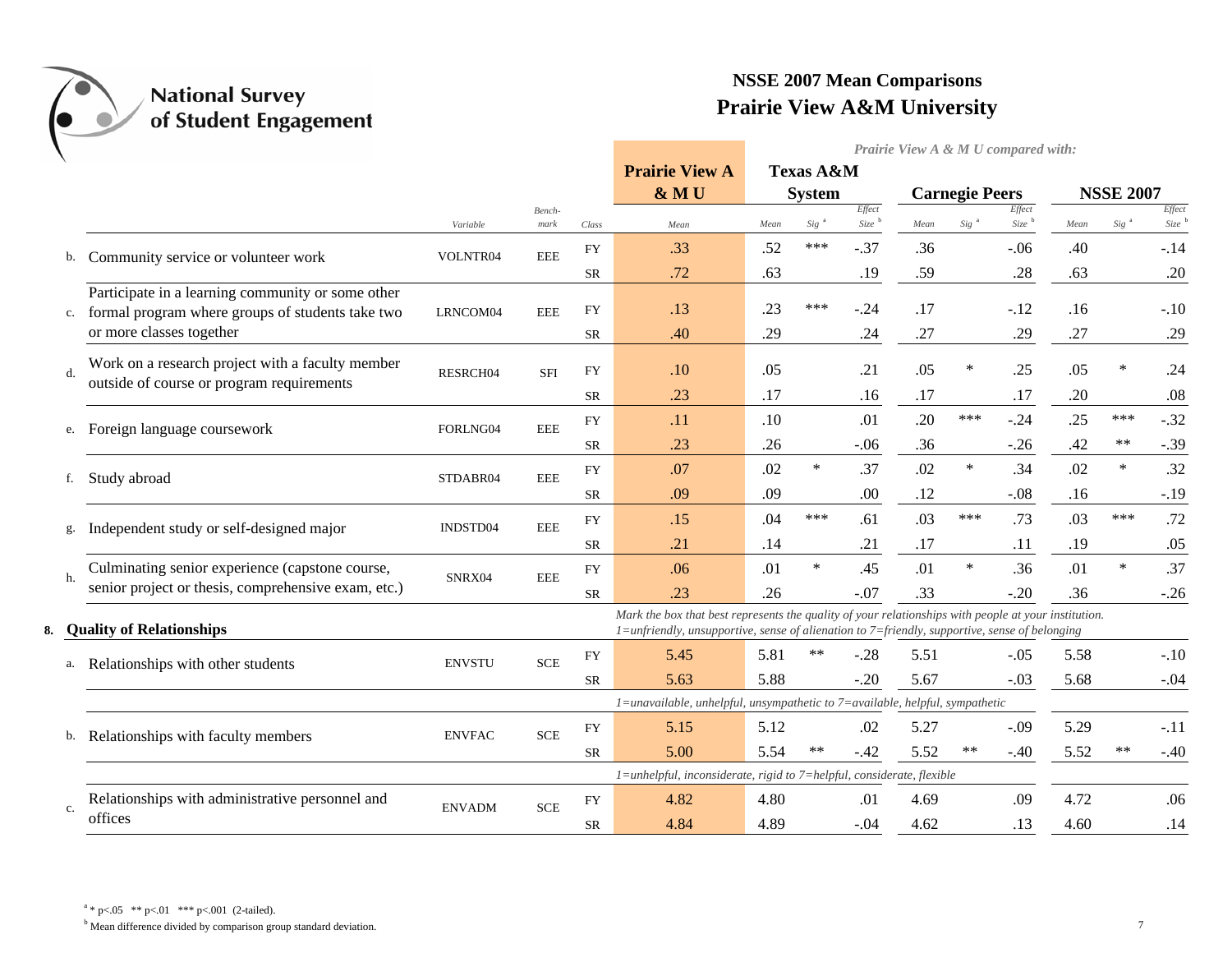# NSSE 2007 Mean Comparisons
## Prairie View A&M University

*Prairie View A & M U compared with:*

| | | Variable | Benchmark | Class | Prairie View A & M U Mean | Texas A&M System Mean | Sig [a] | Effect Size [b] | Carnegie Peers Mean | Sig [a] | Effect Size [b] | NSSE 2007 Mean | Sig [a] | Effect Size [b] |
|---|---|---|---|---|---|---|---|---|---|---|---|---|---|---|
| b. | Community service or volunteer work | VOLNTR04 | EEE | FY | .33 | .52 | *** | -.37 | .36 | | -.06 | .40 | | -.14 |
| | | | | SR | .72 | .63 | | .19 | .59 | | .28 | .63 | | .20 |
| c. | Participate in a learning community or some other formal program where groups of students take two or more classes together | LRNCOM04 | EEE | FY | .13 | .23 | *** | -.24 | .17 | | -.12 | .16 | | -.10 |
| | | | | SR | .40 | .29 | | .24 | .27 | | .29 | .27 | | .29 |
| d. | Work on a research project with a faculty member outside of course or program requirements | RESRCH04 | SFI | FY | .10 | .05 | | .21 | .05 | * | .25 | .05 | * | .24 |
| | | | | SR | .23 | .17 | | .16 | .17 | | .17 | .20 | | .08 |
| e. | Foreign language coursework | FORLNG04 | EEE | FY | .11 | .10 | | .01 | .20 | *** | -.24 | .25 | *** | -.32 |
| | | | | SR | .23 | .26 | | -.06 | .36 | | -.26 | .42 | ** | -.39 |
| f. | Study abroad | STDABR04 | EEE | FY | .07 | .02 | * | .37 | .02 | * | .34 | .02 | * | .32 |
| | | | | SR | .09 | .09 | | .00 | .12 | | -.08 | .16 | | -.19 |
| g. | Independent study or self-designed major | INDSTD04 | EEE | FY | .15 | .04 | *** | .61 | .03 | *** | .73 | .03 | *** | .72 |
| | | | | SR | .21 | .14 | | .21 | .17 | | .11 | .19 | | .05 |
| h. | Culminating senior experience (capstone course, senior project or thesis, comprehensive exam, etc.) | SNRX04 | EEE | FY | .06 | .01 | * | .45 | .01 | * | .36 | .01 | * | .37 |
| | | | | SR | .23 | .26 | | -.07 | .33 | | -.20 | .36 | | -.26 |
| **8.** | **Quality of Relationships** | | | | *Mark the box that best represents the quality of your relationships with people at your institution.* | | | | | | | | | |
| | | | | | *1=unfriendly, unsupportive, sense of alienation to 7=friendly, supportive, sense of belonging* | | | | | | | | | |
| a. | Relationships with other students | ENVSTU | SCE | FY | 5.45 | 5.81 | ** | -.28 | 5.51 | | -.05 | 5.58 | | -.10 |
| | | | | SR | 5.63 | 5.88 | | -.20 | 5.67 | | -.03 | 5.68 | | -.04 |
| | | | | | *1=unavailable, unhelpful, unsympathetic to 7=available, helpful, sympathetic* | | | | | | | | | |
| b. | Relationships with faculty members | ENVFAC | SCE | FY | 5.15 | 5.12 | | .02 | 5.27 | | -.09 | 5.29 | | -.11 |
| | | | | SR | 5.00 | 5.54 | ** | -.42 | 5.52 | ** | -.40 | 5.52 | ** | -.40 |
| | | | | | *1=unhelpful, inconsiderate, rigid to 7=helpful, considerate, flexible* | | | | | | | | | |
| c. | Relationships with administrative personnel and offices | ENVADM | SCE | FY | 4.82 | 4.80 | | .01 | 4.69 | | .09 | 4.72 | | .06 |
| | | | | SR | 4.84 | 4.89 | | -.04 | 4.62 | | .13 | 4.60 | | .14 |

[a] * $p<.05$ ** $p<.01$ *** $p<.001$ (2-tailed).

[b] Mean difference divided by comparison group standard deviation.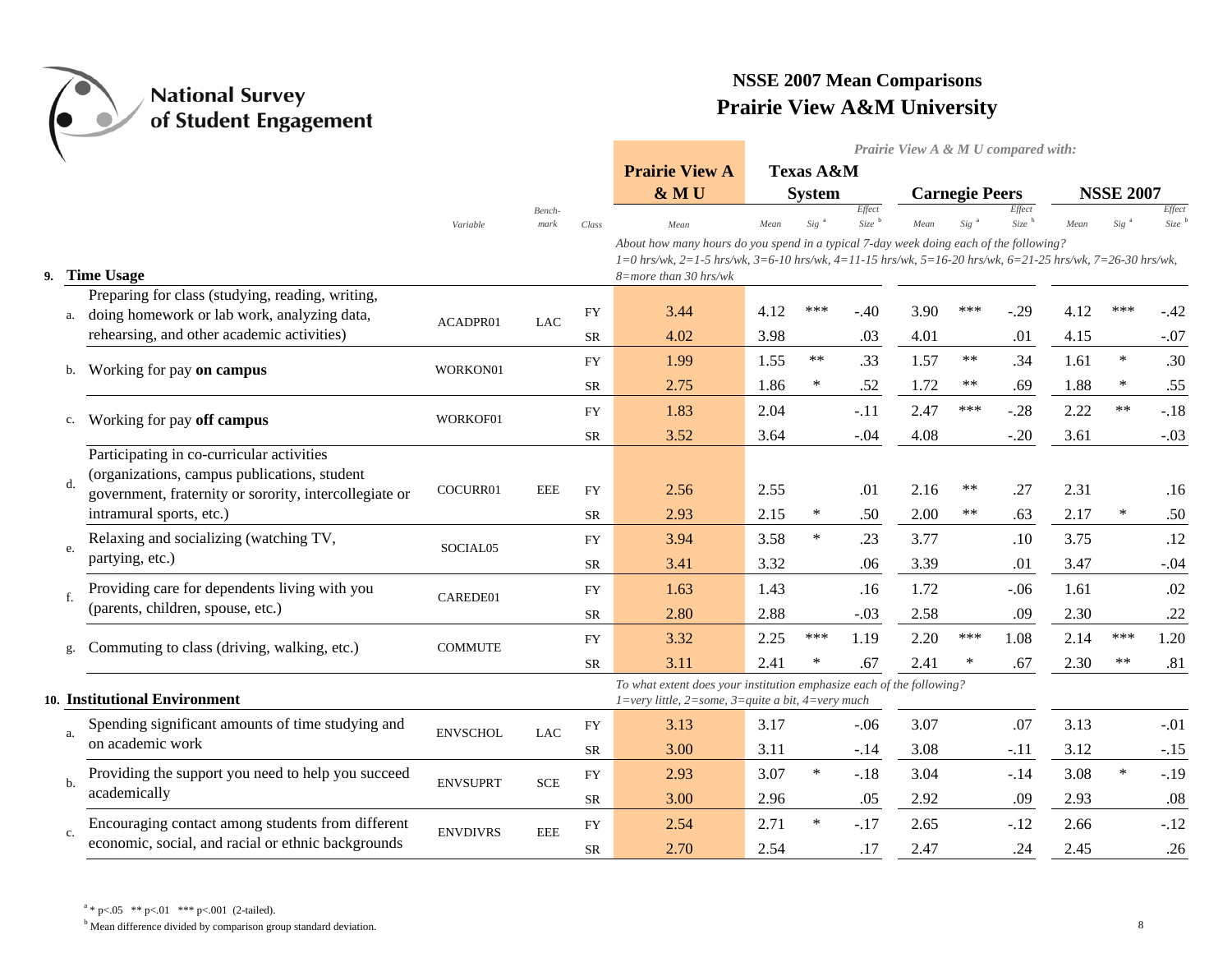## NSSE 2007 Mean Comparisons
## Prairie View A&M University

*Prairie View A & M U compared with:*

| | Variable | Bench-mark | Class | Prairie View A & M U Mean | Texas A&M System Mean | Sig [a] | Effect Size [b] | Carnegie Peers Mean | Sig [a] | Effect Size [b] | NSSE 2007 Mean | Sig [a] | Effect Size [b] |
|---|---|---|---|---|---|---|---|---|---|---|---|---|---|
| **9. Time Usage** | | | | *About how many hours do you spend in a typical 7-day week doing each of the following? 1=0 hrs/wk, 2=1-5 hrs/wk, 3=6-10 hrs/wk, 4=11-15 hrs/wk, 5=16-20 hrs/wk, 6=21-25 hrs/wk, 7=26-30 hrs/wk, 8=more than 30 hrs/wk* | | | | | | | | | |
| a. Preparing for class (studying, reading, writing, doing homework or lab work, analyzing data, rehearsing, and other academic activities) | ACADPR01 | LAC | FY | 3.44 | 4.12 | *** | -.40 | 3.90 | *** | -.29 | 4.12 | *** | -.42 |
| | | | SR | 4.02 | 3.98 | | .03 | 4.01 | | .01 | 4.15 | | -.07 |
| b. Working for pay **on campus** | WORKON01 | | FY | 1.99 | 1.55 | ** | .33 | 1.57 | ** | .34 | 1.61 | * | .30 |
| | | | SR | 2.75 | 1.86 | * | .52 | 1.72 | ** | .69 | 1.88 | * | .55 |
| c. Working for pay **off campus** | WORKOF01 | | FY | 1.83 | 2.04 | | -.11 | 2.47 | *** | -.28 | 2.22 | ** | -.18 |
| | | | SR | 3.52 | 3.64 | | -.04 | 4.08 | | -.20 | 3.61 | | -.03 |
| d. Participating in co-curricular activities (organizations, campus publications, student government, fraternity or sorority, intercollegiate or intramural sports, etc.) | COCURR01 | EEE | FY | 2.56 | 2.55 | | .01 | 2.16 | ** | .27 | 2.31 | | .16 |
| | | | SR | 2.93 | 2.15 | * | .50 | 2.00 | ** | .63 | 2.17 | * | .50 |
| e. Relaxing and socializing (watching TV, partying, etc.) | SOCIAL05 | | FY | 3.94 | 3.58 | * | .23 | 3.77 | | .10 | 3.75 | | .12 |
| | | | SR | 3.41 | 3.32 | | .06 | 3.39 | | .01 | 3.47 | | -.04 |
| f. Providing care for dependents living with you (parents, children, spouse, etc.) | CAREDE01 | | FY | 1.63 | 1.43 | | .16 | 1.72 | | -.06 | 1.61 | | .02 |
| | | | SR | 2.80 | 2.88 | | -.03 | 2.58 | | .09 | 2.30 | | .22 |
| g. Commuting to class (driving, walking, etc.) | COMMUTE | | FY | 3.32 | 2.25 | *** | 1.19 | 2.20 | *** | 1.08 | 2.14 | *** | 1.20 |
| | | | SR | 3.11 | 2.41 | * | .67 | 2.41 | * | .67 | 2.30 | ** | .81 |
| **10. Institutional Environment** | | | | *To what extent does your institution emphasize each of the following? 1=very little, 2=some, 3=quite a bit, 4=very much* | | | | | | | | | |
| a. Spending significant amounts of time studying and on academic work | ENVSCHOL | LAC | FY | 3.13 | 3.17 | | -.06 | 3.07 | | .07 | 3.13 | | -.01 |
| | | | SR | 3.00 | 3.11 | | -.14 | 3.08 | | -.11 | 3.12 | | -.15 |
| b. Providing the support you need to help you succeed academically | ENVSUPRT | SCE | FY | 2.93 | 3.07 | * | -.18 | 3.04 | | -.14 | 3.08 | * | -.19 |
| | | | SR | 3.00 | 2.96 | | .05 | 2.92 | | .09 | 2.93 | | .08 |
| c. Encouraging contact among students from different economic, social, and racial or ethnic backgrounds | ENVDIVRS | EEE | FY | 2.54 | 2.71 | * | -.17 | 2.65 | | -.12 | 2.66 | | -.12 |
| | | | SR | 2.70 | 2.54 | | .17 | 2.47 | | .24 | 2.45 | | .26 |

[a] * p<.05 ** p<.01 *** p<.001 (2-tailed).

[b] Mean difference divided by comparison group standard deviation.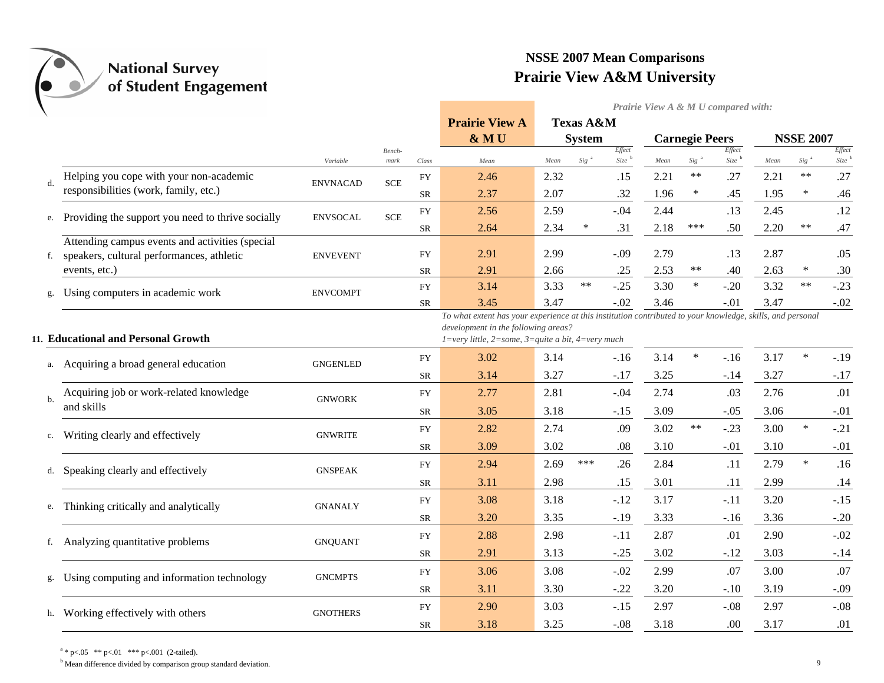# NSSE 2007 Mean Comparisons
## Prairie View A&M University

*Prairie View A & M U compared with:*

| | Item | Variable | Benchmark | Class | Prairie View A & M U Mean | Texas A&M System Mean | Sig [a] | Effect Size [b] | Carnegie Peers Mean | Sig [a] | Effect Size [b] | NSSE 2007 Mean | Sig [a] | Effect Size [b] |
|---|---|---|---|---|---|---|---|---|---|---|---|---|---|---|
| d. | Helping you cope with your non-academic responsibilities (work, family, etc.) | ENVNACAD | SCE | FY | 2.46 | 2.32 | | .15 | 2.21 | ** | .27 | 2.21 | ** | .27 |
| | | | | SR | 2.37 | 2.07 | | .32 | 1.96 | * | .45 | 1.95 | * | .46 |
| e. | Providing the support you need to thrive socially | ENVSOCAL | SCE | FY | 2.56 | 2.59 | | -.04 | 2.44 | | .13 | 2.45 | | .12 |
| | | | | SR | 2.64 | 2.34 | * | .31 | 2.18 | *** | .50 | 2.20 | ** | .47 |
| f. | Attending campus events and activities (special speakers, cultural performances, athletic events, etc.) | ENVEVENT | | FY | 2.91 | 2.99 | | -.09 | 2.79 | | .13 | 2.87 | | .05 |
| | | | | SR | 2.91 | 2.66 | | .25 | 2.53 | ** | .40 | 2.63 | * | .30 |
| g. | Using computers in academic work | ENVCOMPT | | FY | 3.14 | 3.33 | ** | -.25 | 3.30 | * | -.20 | 3.32 | ** | -.23 |
| | | | | SR | 3.45 | 3.47 | | -.02 | 3.46 | | -.01 | 3.47 | | -.02 |

### 11. Educational and Personal Growth

*To what extent has your experience at this institution contributed to your knowledge, skills, and personal development in the following areas?*
*1=very little, 2=some, 3=quite a bit, 4=very much*

| | Item | Variable | Benchmark | Class | Prairie View A & M U Mean | Texas A&M System Mean | Sig [a] | Effect Size [b] | Carnegie Peers Mean | Sig [a] | Effect Size [b] | NSSE 2007 Mean | Sig [a] | Effect Size [b] |
|---|---|---|---|---|---|---|---|---|---|---|---|---|---|---|
| a. | Acquiring a broad general education | GNGENLED | | FY | 3.02 | 3.14 | | -.16 | 3.14 | * | -.16 | 3.17 | * | -.19 |
| | | | | SR | 3.14 | 3.27 | | -.17 | 3.25 | | -.14 | 3.27 | | -.17 |
| b. | Acquiring job or work-related knowledge and skills | GNWORK | | FY | 2.77 | 2.81 | | -.04 | 2.74 | | .03 | 2.76 | | .01 |
| | | | | SR | 3.05 | 3.18 | | -.15 | 3.09 | | -.05 | 3.06 | | -.01 |
| c. | Writing clearly and effectively | GNWRITE | | FY | 2.82 | 2.74 | | .09 | 3.02 | ** | -.23 | 3.00 | * | -.21 |
| | | | | SR | 3.09 | 3.02 | | .08 | 3.10 | | -.01 | 3.10 | | -.01 |
| d. | Speaking clearly and effectively | GNSPEAK | | FY | 2.94 | 2.69 | *** | .26 | 2.84 | | .11 | 2.79 | * | .16 |
| | | | | SR | 3.11 | 2.98 | | .15 | 3.01 | | .11 | 2.99 | | .14 |
| e. | Thinking critically and analytically | GNANALY | | FY | 3.08 | 3.18 | | -.12 | 3.17 | | -.11 | 3.20 | | -.15 |
| | | | | SR | 3.20 | 3.35 | | -.19 | 3.33 | | -.16 | 3.36 | | -.20 |
| f. | Analyzing quantitative problems | GNQUANT | | FY | 2.88 | 2.98 | | -.11 | 2.87 | | .01 | 2.90 | | -.02 |
| | | | | SR | 2.91 | 3.13 | | -.25 | 3.02 | | -.12 | 3.03 | | -.14 |
| g. | Using computing and information technology | GNCMPTS | | FY | 3.06 | 3.08 | | -.02 | 2.99 | | .07 | 3.00 | | .07 |
| | | | | SR | 3.11 | 3.30 | | -.22 | 3.20 | | -.10 | 3.19 | | -.09 |
| h. | Working effectively with others | GNOTHERS | | FY | 2.90 | 3.03 | | -.15 | 2.97 | | -.08 | 2.97 | | -.08 |
| | | | | SR | 3.18 | 3.25 | | -.08 | 3.18 | | .00 | 3.17 | | .01 |

[a] * p<.05 ** p<.01 *** p<.001 (2-tailed).

[b] Mean difference divided by comparison group standard deviation.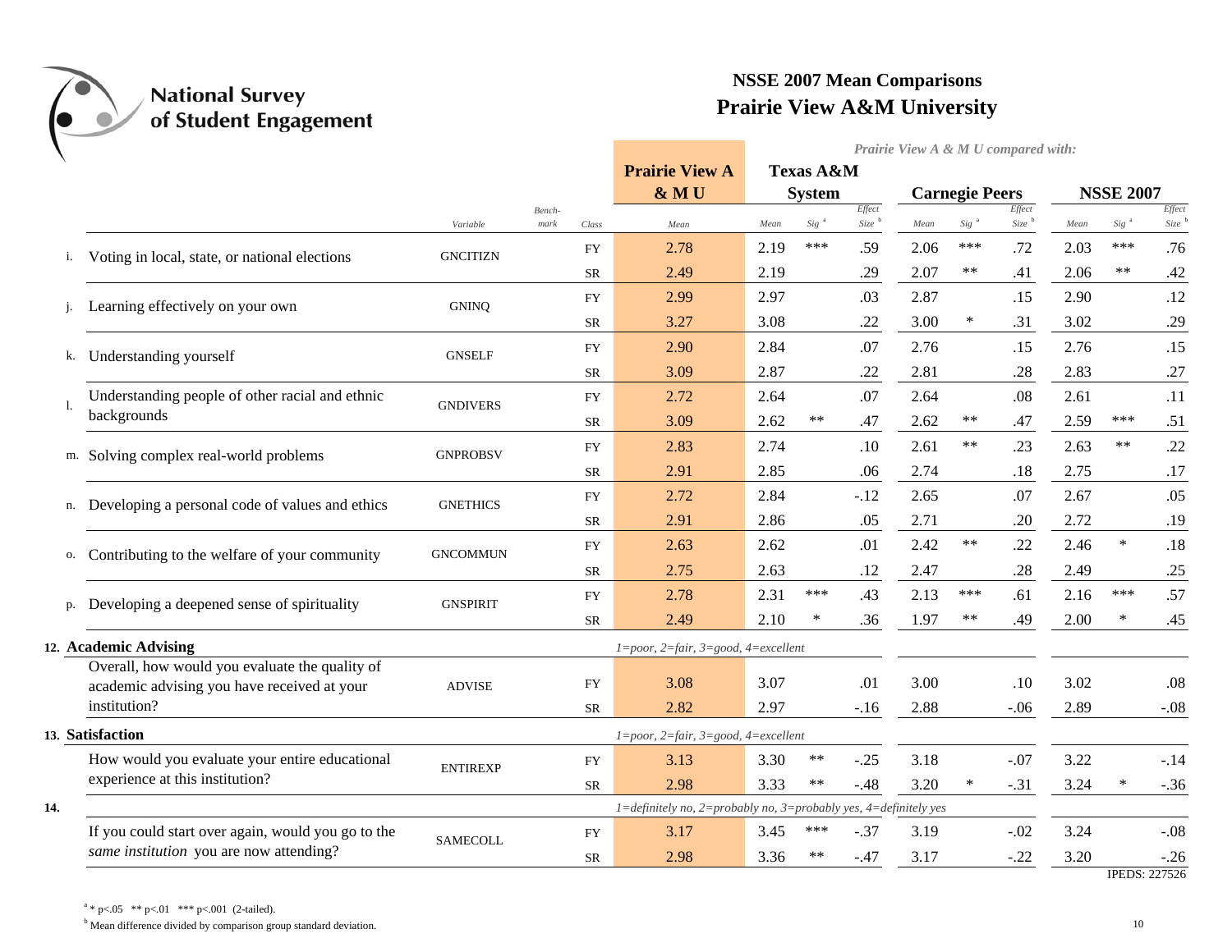## NSSE 2007 Mean Comparisons
## Prairie View A&M University

*Prairie View A & M U compared with:*

| | | Variable | Bench-mark | Class | Prairie View A & M U Mean | Texas A&M System Mean | Sig [a] | Effect Size [b] | Carnegie Peers Mean | Sig [a] | Effect Size [b] | NSSE 2007 Mean | Sig [a] | Effect Size [b] |
|---|---|---|---|---|---|---|---|---|---|---|---|---|---|---|
| i. | Voting in local, state, or national elections | GNCITIZN | | FY | 2.78 | 2.19 | *** | .59 | 2.06 | *** | .72 | 2.03 | *** | .76 |
| | | | | SR | 2.49 | 2.19 | | .29 | 2.07 | ** | .41 | 2.06 | ** | .42 |
| j. | Learning effectively on your own | GNINQ | | FY | 2.99 | 2.97 | | .03 | 2.87 | | .15 | 2.90 | | .12 |
| | | | | SR | 3.27 | 3.08 | | .22 | 3.00 | * | .31 | 3.02 | | .29 |
| k. | Understanding yourself | GNSELF | | FY | 2.90 | 2.84 | | .07 | 2.76 | | .15 | 2.76 | | .15 |
| | | | | SR | 3.09 | 2.87 | | .22 | 2.81 | | .28 | 2.83 | | .27 |
| l. | Understanding people of other racial and ethnic backgrounds | GNDIVERS | | FY | 2.72 | 2.64 | | .07 | 2.64 | | .08 | 2.61 | | .11 |
| | | | | SR | 3.09 | 2.62 | ** | .47 | 2.62 | ** | .47 | 2.59 | *** | .51 |
| m. | Solving complex real-world problems | GNPROBSV | | FY | 2.83 | 2.74 | | .10 | 2.61 | ** | .23 | 2.63 | ** | .22 |
| | | | | SR | 2.91 | 2.85 | | .06 | 2.74 | | .18 | 2.75 | | .17 |
| n. | Developing a personal code of values and ethics | GNETHICS | | FY | 2.72 | 2.84 | | -.12 | 2.65 | | .07 | 2.67 | | .05 |
| | | | | SR | 2.91 | 2.86 | | .05 | 2.71 | | .20 | 2.72 | | .19 |
| o. | Contributing to the welfare of your community | GNCOMMUN | | FY | 2.63 | 2.62 | | .01 | 2.42 | ** | .22 | 2.46 | * | .18 |
| | | | | SR | 2.75 | 2.63 | | .12 | 2.47 | | .28 | 2.49 | | .25 |
| p. | Developing a deepened sense of spirituality | GNSPIRIT | | FY | 2.78 | 2.31 | *** | .43 | 2.13 | *** | .61 | 2.16 | *** | .57 |
| | | | | SR | 2.49 | 2.10 | * | .36 | 1.97 | ** | .49 | 2.00 | * | .45 |
| **12.** | **Academic Advising** | | | | *1=poor, 2=fair, 3=good, 4=excellent* | | | | | | | | | |
| | Overall, how would you evaluate the quality of academic advising you have received at your institution? | ADVISE | | FY | 3.08 | 3.07 | | .01 | 3.00 | | .10 | 3.02 | | .08 |
| | | | | SR | 2.82 | 2.97 | | -.16 | 2.88 | | -.06 | 2.89 | | -.08 |
| **13.** | **Satisfaction** | | | | *1=poor, 2=fair, 3=good, 4=excellent* | | | | | | | | | |
| | How would you evaluate your entire educational experience at this institution? | ENTIREXP | | FY | 3.13 | 3.30 | ** | -.25 | 3.18 | | -.07 | 3.22 | | -.14 |
| | | | | SR | 2.98 | 3.33 | ** | -.48 | 3.20 | * | -.31 | 3.24 | * | -.36 |
| **14.** | | | | | *1=definitely no, 2=probably no, 3=probably yes, 4=definitely yes* | | | | | | | | | |
| | If you could start over again, would you go to the *same institution* you are now attending? | SAMECOLL | | FY | 3.17 | 3.45 | *** | -.37 | 3.19 | | -.02 | 3.24 | | -.08 |
| | | | | SR | 2.98 | 3.36 | ** | -.47 | 3.17 | | -.22 | 3.20 | | -.26 |

IPEDS: 227526

[a] * p<.05 ** p<.01 *** p<.001 (2-tailed).

[b] Mean difference divided by comparison group standard deviation.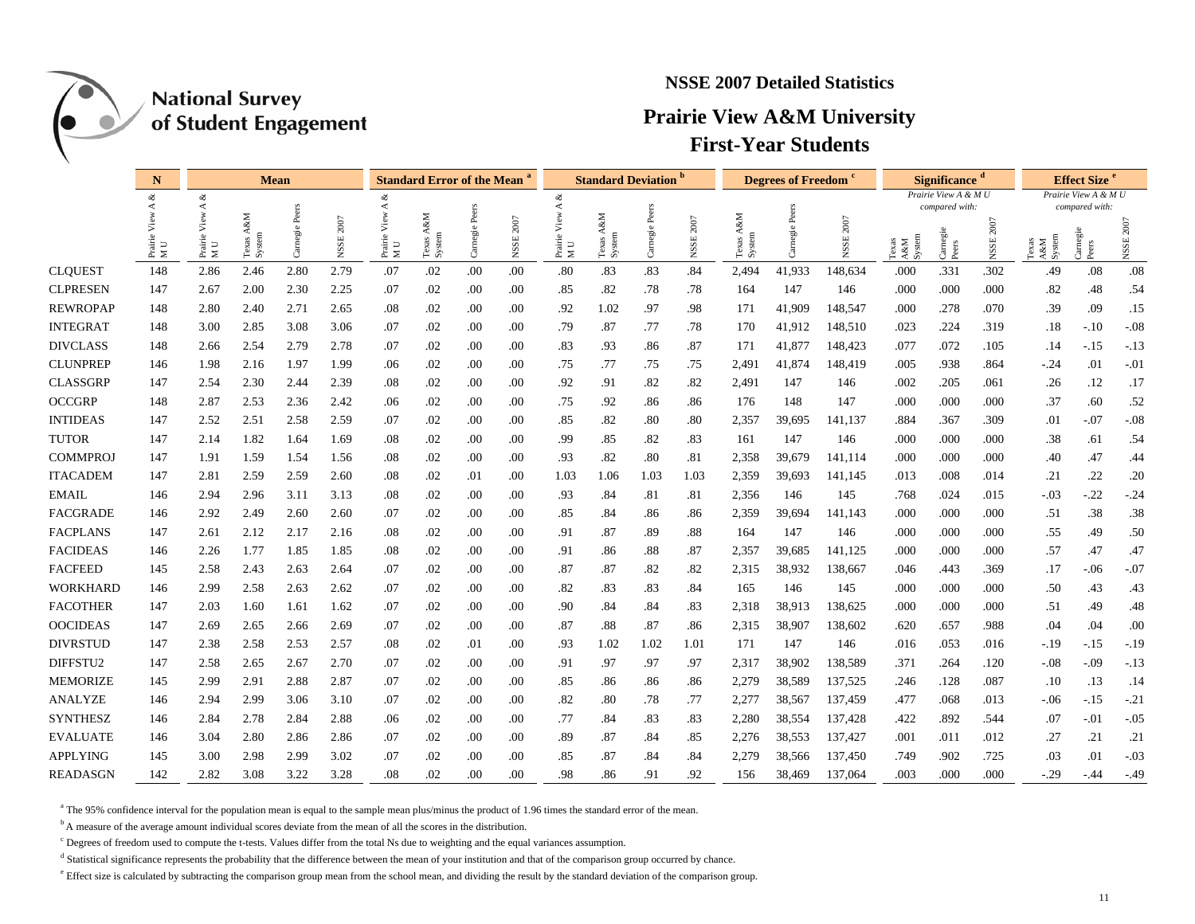National Survey of Student Engagement

# NSSE 2007 Detailed Statistics

## Prairie View A&M University

## First-Year Students

| | N | Mean | | | | Standard Error of the Mean [a] | | | | Standard Deviation [b] | | | | Degrees of Freedom [c] | | | Significance [d] Prairie View A & M U compared with: | | | Effect Size [e] Prairie View A & M U compared with: | | |
|---|---|---|---|---|---|---|---|---|---|---|---|---|---|---|---|---|---|---|---|---|---|---|
| | Prairie View A & M U | Prairie View A & M U | Texas A&M System | Carnegie Peers | NSSE 2007 | Prairie View A & M U | Texas A&M System | Carnegie Peers | NSSE 2007 | Prairie View A & M U | Texas A&M System | Carnegie Peers | NSSE 2007 | Texas A&M System | Carnegie Peers | NSSE 2007 | Texas A&M System | Carnegie Peers | NSSE 2007 | Texas A&M System | Carnegie Peers | NSSE 2007 |
| CLQUEST | 148 | 2.86 | 2.46 | 2.80 | 2.79 | .07 | .02 | .00 | .00 | .80 | .83 | .83 | .84 | 2,494 | 41,933 | 148,634 | .000 | .331 | .302 | .49 | .08 | .08 |
| CLPRESEN | 147 | 2.67 | 2.00 | 2.30 | 2.25 | .07 | .02 | .00 | .00 | .85 | .82 | .78 | .78 | 164 | 147 | 146 | .000 | .000 | .000 | .82 | .48 | .54 |
| REWROPAP | 148 | 2.80 | 2.40 | 2.71 | 2.65 | .08 | .02 | .00 | .00 | .92 | 1.02 | .97 | .98 | 171 | 41,909 | 148,547 | .000 | .278 | .070 | .39 | .09 | .15 |
| INTEGRAT | 148 | 3.00 | 2.85 | 3.08 | 3.06 | .07 | .02 | .00 | .00 | .79 | .87 | .77 | .78 | 170 | 41,912 | 148,510 | .023 | .224 | .319 | .18 | -.10 | -.08 |
| DIVCLASS | 148 | 2.66 | 2.54 | 2.79 | 2.78 | .07 | .02 | .00 | .00 | .83 | .93 | .86 | .87 | 171 | 41,877 | 148,423 | .077 | .072 | .105 | .14 | -.15 | -.13 |
| CLUNPREP | 146 | 1.98 | 2.16 | 1.97 | 1.99 | .06 | .02 | .00 | .00 | .75 | .77 | .75 | .75 | 2,491 | 41,874 | 148,419 | .005 | .938 | .864 | -.24 | .01 | -.01 |
| CLASSGRP | 147 | 2.54 | 2.30 | 2.44 | 2.39 | .08 | .02 | .00 | .00 | .92 | .91 | .82 | .82 | 2,491 | 147 | 146 | .002 | .205 | .061 | .26 | .12 | .17 |
| OCCGRP | 148 | 2.87 | 2.53 | 2.36 | 2.42 | .06 | .02 | .00 | .00 | .75 | .92 | .86 | .86 | 176 | 148 | 147 | .000 | .000 | .000 | .37 | .60 | .52 |
| INTIDEAS | 147 | 2.52 | 2.51 | 2.58 | 2.59 | .07 | .02 | .00 | .00 | .85 | .82 | .80 | .80 | 2,357 | 39,695 | 141,137 | .884 | .367 | .309 | .01 | -.07 | -.08 |
| TUTOR | 147 | 2.14 | 1.82 | 1.64 | 1.69 | .08 | .02 | .00 | .00 | .99 | .85 | .82 | .83 | 161 | 147 | 146 | .000 | .000 | .000 | .38 | .61 | .54 |
| COMMPROJ | 147 | 1.91 | 1.59 | 1.54 | 1.56 | .08 | .02 | .00 | .00 | .93 | .82 | .80 | .81 | 2,358 | 39,679 | 141,114 | .000 | .000 | .000 | .40 | .47 | .44 |
| ITACADEM | 147 | 2.81 | 2.59 | 2.59 | 2.60 | .08 | .02 | .01 | .00 | 1.03 | 1.06 | 1.03 | 1.03 | 2,359 | 39,693 | 141,145 | .013 | .008 | .014 | .21 | .22 | .20 |
| EMAIL | 146 | 2.94 | 2.96 | 3.11 | 3.13 | .08 | .02 | .00 | .00 | .93 | .84 | .81 | .81 | 2,356 | 146 | 145 | .768 | .024 | .015 | -.03 | -.22 | -.24 |
| FACGRADE | 146 | 2.92 | 2.49 | 2.60 | 2.60 | .07 | .02 | .00 | .00 | .85 | .84 | .86 | .86 | 2,359 | 39,694 | 141,143 | .000 | .000 | .000 | .51 | .38 | .38 |
| FACPLANS | 147 | 2.61 | 2.12 | 2.17 | 2.16 | .08 | .02 | .00 | .00 | .91 | .87 | .89 | .88 | 164 | 147 | 146 | .000 | .000 | .000 | .55 | .49 | .50 |
| FACIDEAS | 146 | 2.26 | 1.77 | 1.85 | 1.85 | .08 | .02 | .00 | .00 | .91 | .86 | .88 | .87 | 2,357 | 39,685 | 141,125 | .000 | .000 | .000 | .57 | .47 | .47 |
| FACFEED | 145 | 2.58 | 2.43 | 2.63 | 2.64 | .07 | .02 | .00 | .00 | .87 | .87 | .82 | .82 | 2,315 | 38,932 | 138,667 | .046 | .443 | .369 | .17 | -.06 | -.07 |
| WORKHARD | 146 | 2.99 | 2.58 | 2.63 | 2.62 | .07 | .02 | .00 | .00 | .82 | .83 | .83 | .84 | 165 | 146 | 145 | .000 | .000 | .000 | .50 | .43 | .43 |
| FACOTHER | 147 | 2.03 | 1.60 | 1.61 | 1.62 | .07 | .02 | .00 | .00 | .90 | .84 | .84 | .83 | 2,318 | 38,913 | 138,625 | .000 | .000 | .000 | .51 | .49 | .48 |
| OOCIDEAS | 147 | 2.69 | 2.65 | 2.66 | 2.69 | .07 | .02 | .00 | .00 | .87 | .88 | .87 | .86 | 2,315 | 38,907 | 138,602 | .620 | .657 | .988 | .04 | .04 | .00 |
| DIVRSTUD | 147 | 2.38 | 2.58 | 2.53 | 2.57 | .08 | .02 | .01 | .00 | .93 | 1.02 | 1.02 | 1.01 | 171 | 147 | 146 | .016 | .053 | .016 | -.19 | -.15 | -.19 |
| DIFFSTU2 | 147 | 2.58 | 2.65 | 2.67 | 2.70 | .07 | .02 | .00 | .00 | .91 | .97 | .97 | .97 | 2,317 | 38,902 | 138,589 | .371 | .264 | .120 | -.08 | -.09 | -.13 |
| MEMORIZE | 145 | 2.99 | 2.91 | 2.88 | 2.87 | .07 | .02 | .00 | .00 | .85 | .86 | .86 | .86 | 2,279 | 38,589 | 137,525 | .246 | .128 | .087 | .10 | .13 | .14 |
| ANALYZE | 146 | 2.94 | 2.99 | 3.06 | 3.10 | .07 | .02 | .00 | .00 | .82 | .80 | .78 | .77 | 2,277 | 38,567 | 137,459 | .477 | .068 | .013 | -.06 | -.15 | -.21 |
| SYNTHESZ | 146 | 2.84 | 2.78 | 2.84 | 2.88 | .06 | .02 | .00 | .00 | .77 | .84 | .83 | .83 | 2,280 | 38,554 | 137,428 | .422 | .892 | .544 | .07 | -.01 | -.05 |
| EVALUATE | 146 | 3.04 | 2.80 | 2.86 | 2.86 | .07 | .02 | .00 | .00 | .89 | .87 | .84 | .85 | 2,276 | 38,553 | 137,427 | .001 | .011 | .012 | .27 | .21 | .21 |
| APPLYING | 145 | 3.00 | 2.98 | 2.99 | 3.02 | .07 | .02 | .00 | .00 | .85 | .87 | .84 | .84 | 2,279 | 38,566 | 137,450 | .749 | .902 | .725 | .03 | .01 | -.03 |
| READASGN | 142 | 2.82 | 3.08 | 3.22 | 3.28 | .08 | .02 | .00 | .00 | .98 | .86 | .91 | .92 | 156 | 38,469 | 137,064 | .003 | .000 | .000 | -.29 | -.44 | -.49 |

[a] The 95% confidence interval for the population mean is equal to the sample mean plus/minus the product of 1.96 times the standard error of the mean.

[b] A measure of the average amount individual scores deviate from the mean of all the scores in the distribution.

[c] Degrees of freedom used to compute the t-tests. Values differ from the total Ns due to weighting and the equal variances assumption.

[d] Statistical significance represents the probability that the difference between the mean of your institution and that of the comparison group occurred by chance.

[e] Effect size is calculated by subtracting the comparison group mean from the school mean, and dividing the result by the standard deviation of the comparison group.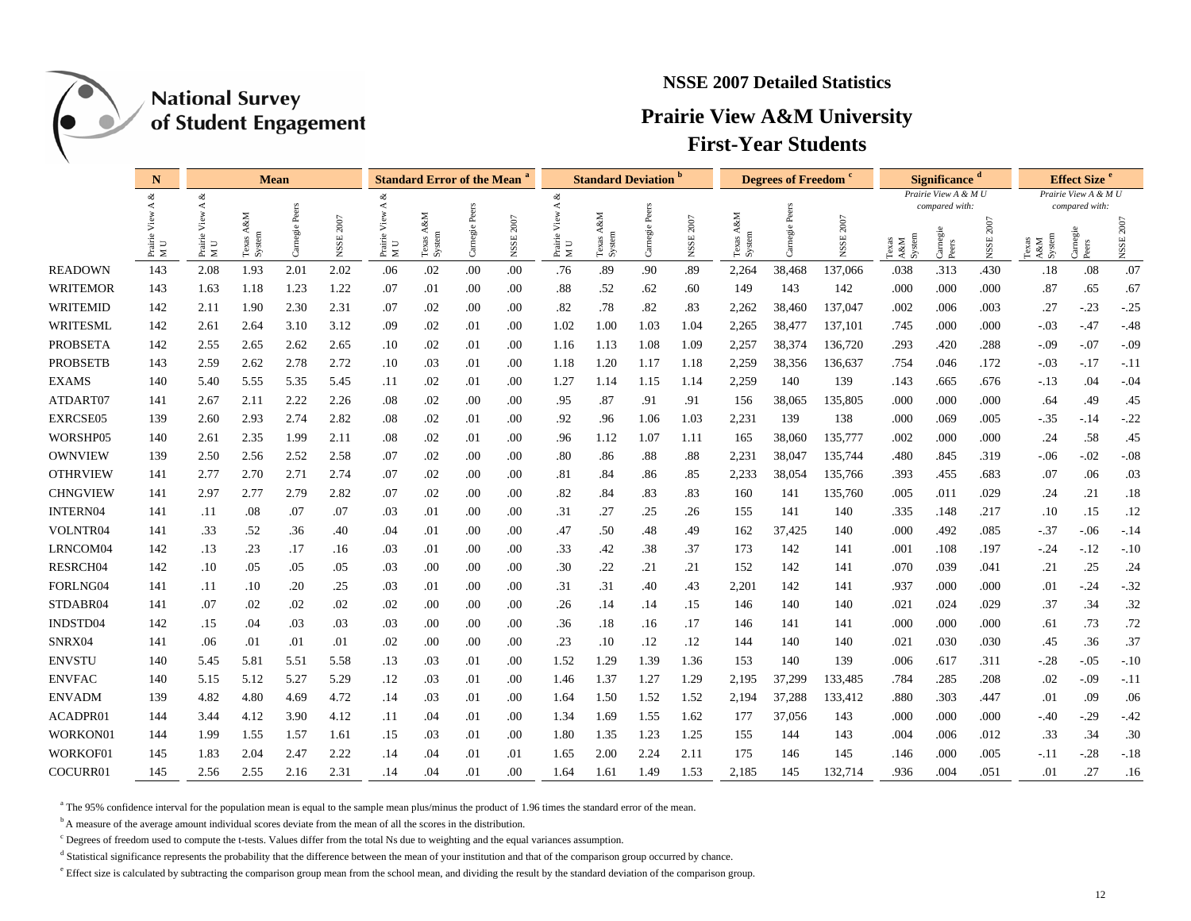National Survey of Student Engagement

## NSSE 2007 Detailed Statistics

# Prairie View A&M University

## First-Year Students

| | N | Mean | | | | Standard Error of the Mean [a] | | | | Standard Deviation [b] | | | | Degrees of Freedom [c] | | | Significance [d] | | | Effect Size [e] | | |
|---|---|---|---|---|---|---|---|---|---|---|---|---|---|---|---|---|---|---|---|---|---|---|
| | | | | | | | | | | | | | | | | | *Prairie View A & M U compared with:* | | | *Prairie View A & M U compared with:* | | |
| | Prairie View A & M U | Prairie View A & M U | Texas A&M System | Carnegie Peers | NSSE 2007 | Prairie View A & M U | Texas A&M System | Carnegie Peers | NSSE 2007 | Prairie View A & M U | Texas A&M System | Carnegie Peers | NSSE 2007 | Texas A&M System | Carnegie Peers | NSSE 2007 | Texas A&M System | Carnegie Peers | NSSE 2007 | Texas A&M System | Carnegie Peers | NSSE 2007 |
| READOWN | 143 | 2.08 | 1.93 | 2.01 | 2.02 | .06 | .02 | .00 | .00 | .76 | .89 | .90 | .89 | 2,264 | 38,468 | 137,066 | .038 | .313 | .430 | .18 | .08 | .07 |
| WRITEMOR | 143 | 1.63 | 1.18 | 1.23 | 1.22 | .07 | .01 | .00 | .00 | .88 | .52 | .62 | .60 | 149 | 143 | 142 | .000 | .000 | .000 | .87 | .65 | .67 |
| WRITEMID | 142 | 2.11 | 1.90 | 2.30 | 2.31 | .07 | .02 | .00 | .00 | .82 | .78 | .82 | .83 | 2,262 | 38,460 | 137,047 | .002 | .006 | .003 | .27 | -.23 | -.25 |
| WRITESML | 142 | 2.61 | 2.64 | 3.10 | 3.12 | .09 | .02 | .01 | .00 | 1.02 | 1.00 | 1.03 | 1.04 | 2,265 | 38,477 | 137,101 | .745 | .000 | .000 | -.03 | -.47 | -.48 |
| PROBSETA | 142 | 2.55 | 2.65 | 2.62 | 2.65 | .10 | .02 | .01 | .00 | 1.16 | 1.13 | 1.08 | 1.09 | 2,257 | 38,374 | 136,720 | .293 | .420 | .288 | -.09 | -.07 | -.09 |
| PROBSETB | 143 | 2.59 | 2.62 | 2.78 | 2.72 | .10 | .03 | .01 | .00 | 1.18 | 1.20 | 1.17 | 1.18 | 2,259 | 38,356 | 136,637 | .754 | .046 | .172 | -.03 | -.17 | -.11 |
| EXAMS | 140 | 5.40 | 5.55 | 5.35 | 5.45 | .11 | .02 | .01 | .00 | 1.27 | 1.14 | 1.15 | 1.14 | 2,259 | 140 | 139 | .143 | .665 | .676 | -.13 | .04 | -.04 |
| ATDART07 | 141 | 2.67 | 2.11 | 2.22 | 2.26 | .08 | .02 | .00 | .00 | .95 | .87 | .91 | .91 | 156 | 38,065 | 135,805 | .000 | .000 | .000 | .64 | .49 | .45 |
| EXRCSE05 | 139 | 2.60 | 2.93 | 2.74 | 2.82 | .08 | .02 | .01 | .00 | .92 | .96 | 1.06 | 1.03 | 2,231 | 139 | 138 | .000 | .069 | .005 | -.35 | -.14 | -.22 |
| WORSHP05 | 140 | 2.61 | 2.35 | 1.99 | 2.11 | .08 | .02 | .01 | .00 | .96 | 1.12 | 1.07 | 1.11 | 165 | 38,060 | 135,777 | .002 | .000 | .000 | .24 | .58 | .45 |
| OWNVIEW | 139 | 2.50 | 2.56 | 2.52 | 2.58 | .07 | .02 | .00 | .00 | .80 | .86 | .88 | .88 | 2,231 | 38,047 | 135,744 | .480 | .845 | .319 | -.06 | -.02 | -.08 |
| OTHRVIEW | 141 | 2.77 | 2.70 | 2.71 | 2.74 | .07 | .02 | .00 | .00 | .81 | .84 | .86 | .85 | 2,233 | 38,054 | 135,766 | .393 | .455 | .683 | .07 | .06 | .03 |
| CHNGVIEW | 141 | 2.97 | 2.77 | 2.79 | 2.82 | .07 | .02 | .00 | .00 | .82 | .84 | .83 | .83 | 160 | 141 | 135,760 | .005 | .011 | .029 | .24 | .21 | .18 |
| INTERN04 | 141 | .11 | .08 | .07 | .07 | .03 | .01 | .00 | .00 | .31 | .27 | .25 | .26 | 155 | 141 | 140 | .335 | .148 | .217 | .10 | .15 | .12 |
| VOLNTR04 | 141 | .33 | .52 | .36 | .40 | .04 | .01 | .00 | .00 | .47 | .50 | .48 | .49 | 162 | 37,425 | 140 | .000 | .492 | .085 | -.37 | -.06 | -.14 |
| LRNCOM04 | 142 | .13 | .23 | .17 | .16 | .03 | .01 | .00 | .00 | .33 | .42 | .38 | .37 | 173 | 142 | 141 | .001 | .108 | .197 | -.24 | -.12 | -.10 |
| RESRCH04 | 142 | .10 | .05 | .05 | .05 | .03 | .00 | .00 | .00 | .30 | .22 | .21 | .21 | 152 | 142 | 141 | .070 | .039 | .041 | .21 | .25 | .24 |
| FORLNG04 | 141 | .11 | .10 | .20 | .25 | .03 | .01 | .00 | .00 | .31 | .31 | .40 | .43 | 2,201 | 142 | 141 | .937 | .000 | .000 | .01 | -.24 | -.32 |
| STDABR04 | 141 | .07 | .02 | .02 | .02 | .02 | .00 | .00 | .00 | .26 | .14 | .14 | .15 | 146 | 140 | 140 | .021 | .024 | .029 | .37 | .34 | .32 |
| INDSTD04 | 142 | .15 | .04 | .03 | .03 | .03 | .00 | .00 | .00 | .36 | .18 | .16 | .17 | 146 | 141 | 141 | .000 | .000 | .000 | .61 | .73 | .72 |
| SNRX04 | 141 | .06 | .01 | .01 | .01 | .02 | .00 | .00 | .00 | .23 | .10 | .12 | .12 | 144 | 140 | 140 | .021 | .030 | .030 | .45 | .36 | .37 |
| ENVSTU | 140 | 5.45 | 5.81 | 5.51 | 5.58 | .13 | .03 | .01 | .00 | 1.52 | 1.29 | 1.39 | 1.36 | 153 | 140 | 139 | .006 | .617 | .311 | -.28 | -.05 | -.10 |
| ENVFAC | 140 | 5.15 | 5.12 | 5.27 | 5.29 | .12 | .03 | .01 | .00 | 1.46 | 1.37 | 1.27 | 1.29 | 2,195 | 37,299 | 133,485 | .784 | .285 | .208 | .02 | -.09 | -.11 |
| ENVADM | 139 | 4.82 | 4.80 | 4.69 | 4.72 | .14 | .03 | .01 | .00 | 1.64 | 1.50 | 1.52 | 1.52 | 2,194 | 37,288 | 133,412 | .880 | .303 | .447 | .01 | .09 | .06 |
| ACADPR01 | 144 | 3.44 | 4.12 | 3.90 | 4.12 | .11 | .04 | .01 | .00 | 1.34 | 1.69 | 1.55 | 1.62 | 177 | 37,056 | 143 | .000 | .000 | .000 | -.40 | -.29 | -.42 |
| WORKON01 | 144 | 1.99 | 1.55 | 1.57 | 1.61 | .15 | .03 | .01 | .00 | 1.80 | 1.35 | 1.23 | 1.25 | 155 | 144 | 143 | .004 | .006 | .012 | .33 | .34 | .30 |
| WORKOF01 | 145 | 1.83 | 2.04 | 2.47 | 2.22 | .14 | .04 | .01 | .01 | 1.65 | 2.00 | 2.24 | 2.11 | 175 | 146 | 145 | .146 | .000 | .005 | -.11 | -.28 | -.18 |
| COCURR01 | 145 | 2.56 | 2.55 | 2.16 | 2.31 | .14 | .04 | .01 | .00 | 1.64 | 1.61 | 1.49 | 1.53 | 2,185 | 145 | 132,714 | .936 | .004 | .051 | .01 | .27 | .16 |

[a] The 95% confidence interval for the population mean is equal to the sample mean plus/minus the product of 1.96 times the standard error of the mean.

[b] A measure of the average amount individual scores deviate from the mean of all the scores in the distribution.

[c] Degrees of freedom used to compute the t-tests. Values differ from the total Ns due to weighting and the equal variances assumption.

[d] Statistical significance represents the probability that the difference between the mean of your institution and that of the comparison group occurred by chance.

[e] Effect size is calculated by subtracting the comparison group mean from the school mean, and dividing the result by the standard deviation of the comparison group.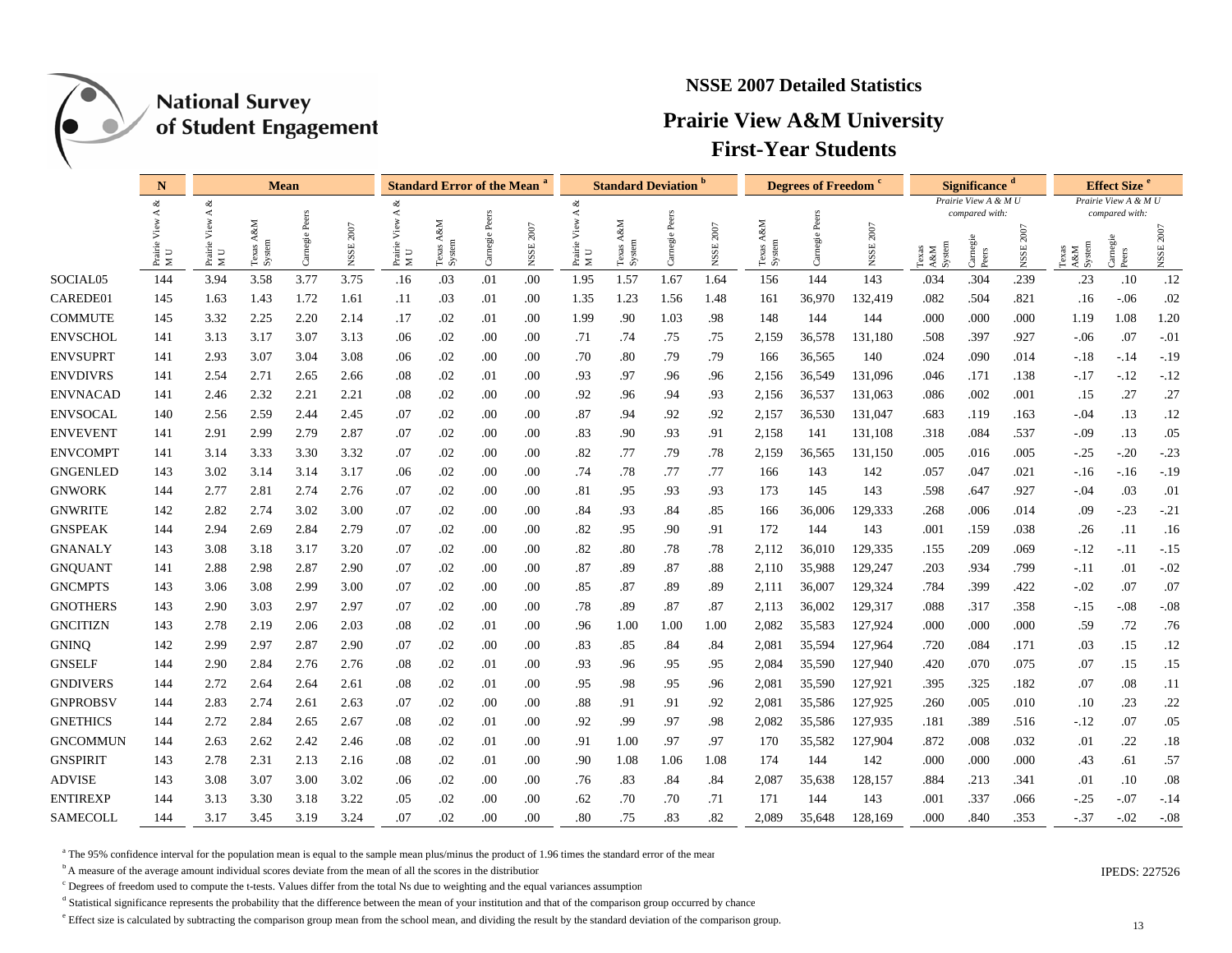National Survey of Student Engagement

## NSSE 2007 Detailed Statistics

# Prairie View A&M University

## First-Year Students

| | N | Mean | | | | Standard Error of the Mean [a] | | | | Standard Deviation [b] | | | | Degrees of Freedom [c] | | | Significance [d] | | | Effect Size [e] | | |
|---|---|---|---|---|---|---|---|---|---|---|---|---|---|---|---|---|---|---|---|---|---|---|
| | | | | | | | | | | | | | | | | | Prairie View A & M U compared with: | | | Prairie View A & M U compared with: | | |
| | Prairie View A & M U | Prairie View A & M U | Texas A&M System | Carnegie Peers | NSSE 2007 | Prairie View A & M U | Texas A&M System | Carnegie Peers | NSSE 2007 | Prairie View A & M U | Texas A&M System | Carnegie Peers | NSSE 2007 | Texas A&M System | Carnegie Peers | NSSE 2007 | Texas A&M System | Carnegie Peers | NSSE 2007 | Texas A&M System | Carnegie Peers | NSSE 2007 |
| SOCIAL05 | 144 | 3.94 | 3.58 | 3.77 | 3.75 | .16 | .03 | .01 | .00 | 1.95 | 1.57 | 1.67 | 1.64 | 156 | 144 | 143 | .034 | .304 | .239 | .23 | .10 | .12 |
| CAREDE01 | 145 | 1.63 | 1.43 | 1.72 | 1.61 | .11 | .03 | .01 | .00 | 1.35 | 1.23 | 1.56 | 1.48 | 161 | 36,970 | 132,419 | .082 | .504 | .821 | .16 | -.06 | .02 |
| COMMUTE | 145 | 3.32 | 2.25 | 2.20 | 2.14 | .17 | .02 | .01 | .00 | 1.99 | .90 | 1.03 | .98 | 148 | 144 | 144 | .000 | .000 | .000 | 1.19 | 1.08 | 1.20 |
| ENVSCHOL | 141 | 3.13 | 3.17 | 3.07 | 3.13 | .06 | .02 | .00 | .00 | .71 | .74 | .75 | .75 | 2,159 | 36,578 | 131,180 | .508 | .397 | .927 | -.06 | .07 | -.01 |
| ENVSUPRT | 141 | 2.93 | 3.07 | 3.04 | 3.08 | .06 | .02 | .00 | .00 | .70 | .80 | .79 | .79 | 166 | 36,565 | 140 | .024 | .090 | .014 | -.18 | -.14 | -.19 |
| ENVDIVRS | 141 | 2.54 | 2.71 | 2.65 | 2.66 | .08 | .02 | .01 | .00 | .93 | .97 | .96 | .96 | 2,156 | 36,549 | 131,096 | .046 | .171 | .138 | -.17 | -.12 | -.12 |
| ENVNACAD | 141 | 2.46 | 2.32 | 2.21 | 2.21 | .08 | .02 | .00 | .00 | .92 | .96 | .94 | .93 | 2,156 | 36,537 | 131,063 | .086 | .002 | .001 | .15 | .27 | .27 |
| ENVSOCAL | 140 | 2.56 | 2.59 | 2.44 | 2.45 | .07 | .02 | .00 | .00 | .87 | .94 | .92 | .92 | 2,157 | 36,530 | 131,047 | .683 | .119 | .163 | -.04 | .13 | .12 |
| ENVEVENT | 141 | 2.91 | 2.99 | 2.79 | 2.87 | .07 | .02 | .00 | .00 | .83 | .90 | .93 | .91 | 2,158 | 141 | 131,108 | .318 | .084 | .537 | -.09 | .13 | .05 |
| ENVCOMPT | 141 | 3.14 | 3.33 | 3.30 | 3.32 | .07 | .02 | .00 | .00 | .82 | .77 | .79 | .78 | 2,159 | 36,565 | 131,150 | .005 | .016 | .005 | -.25 | -.20 | -.23 |
| GNGENLED | 143 | 3.02 | 3.14 | 3.14 | 3.17 | .06 | .02 | .00 | .00 | .74 | .78 | .77 | .77 | 166 | 143 | 142 | .057 | .047 | .021 | -.16 | -.16 | -.19 |
| GNWORK | 144 | 2.77 | 2.81 | 2.74 | 2.76 | .07 | .02 | .00 | .00 | .81 | .95 | .93 | .93 | 173 | 145 | 143 | .598 | .647 | .927 | -.04 | .03 | .01 |
| GNWRITE | 142 | 2.82 | 2.74 | 3.02 | 3.00 | .07 | .02 | .00 | .00 | .84 | .93 | .84 | .85 | 166 | 36,006 | 129,333 | .268 | .006 | .014 | .09 | -.23 | -.21 |
| GNSPEAK | 144 | 2.94 | 2.69 | 2.84 | 2.79 | .07 | .02 | .00 | .00 | .82 | .95 | .90 | .91 | 172 | 144 | 143 | .001 | .159 | .038 | .26 | .11 | .16 |
| GNANALY | 143 | 3.08 | 3.18 | 3.17 | 3.20 | .07 | .02 | .00 | .00 | .82 | .80 | .78 | .78 | 2,112 | 36,010 | 129,335 | .155 | .209 | .069 | -.12 | -.11 | -.15 |
| GNQUANT | 141 | 2.88 | 2.98 | 2.87 | 2.90 | .07 | .02 | .00 | .00 | .87 | .89 | .87 | .88 | 2,110 | 35,988 | 129,247 | .203 | .934 | .799 | -.11 | .01 | -.02 |
| GNCMPTS | 143 | 3.06 | 3.08 | 2.99 | 3.00 | .07 | .02 | .00 | .00 | .85 | .87 | .89 | .89 | 2,111 | 36,007 | 129,324 | .784 | .399 | .422 | -.02 | .07 | .07 |
| GNOTHERS | 143 | 2.90 | 3.03 | 2.97 | 2.97 | .07 | .02 | .00 | .00 | .78 | .89 | .87 | .87 | 2,113 | 36,002 | 129,317 | .088 | .317 | .358 | -.15 | -.08 | -.08 |
| GNCITIZN | 143 | 2.78 | 2.19 | 2.06 | 2.03 | .08 | .02 | .01 | .00 | .96 | 1.00 | 1.00 | 1.00 | 2,082 | 35,583 | 127,924 | .000 | .000 | .000 | .59 | .72 | .76 |
| GNINQ | 142 | 2.99 | 2.97 | 2.87 | 2.90 | .07 | .02 | .00 | .00 | .83 | .85 | .84 | .84 | 2,081 | 35,594 | 127,964 | .720 | .084 | .171 | .03 | .15 | .12 |
| GNSELF | 144 | 2.90 | 2.84 | 2.76 | 2.76 | .08 | .02 | .01 | .00 | .93 | .96 | .95 | .95 | 2,084 | 35,590 | 127,940 | .420 | .070 | .075 | .07 | .15 | .15 |
| GNDIVERS | 144 | 2.72 | 2.64 | 2.64 | 2.61 | .08 | .02 | .01 | .00 | .95 | .98 | .95 | .96 | 2,081 | 35,590 | 127,921 | .395 | .325 | .182 | .07 | .08 | .11 |
| GNPROBSV | 144 | 2.83 | 2.74 | 2.61 | 2.63 | .07 | .02 | .00 | .00 | .88 | .91 | .91 | .92 | 2,081 | 35,586 | 127,925 | .260 | .005 | .010 | .10 | .23 | .22 |
| GNETHICS | 144 | 2.72 | 2.84 | 2.65 | 2.67 | .08 | .02 | .01 | .00 | .92 | .99 | .97 | .98 | 2,082 | 35,586 | 127,935 | .181 | .389 | .516 | -.12 | .07 | .05 |
| GNCOMMUN | 144 | 2.63 | 2.62 | 2.42 | 2.46 | .08 | .02 | .01 | .00 | .91 | 1.00 | .97 | .97 | 170 | 35,582 | 127,904 | .872 | .008 | .032 | .01 | .22 | .18 |
| GNSPIRIT | 143 | 2.78 | 2.31 | 2.13 | 2.16 | .08 | .02 | .01 | .00 | .90 | 1.08 | 1.06 | 1.08 | 174 | 144 | 142 | .000 | .000 | .000 | .43 | .61 | .57 |
| ADVISE | 143 | 3.08 | 3.07 | 3.00 | 3.02 | .06 | .02 | .00 | .00 | .76 | .83 | .84 | .84 | 2,087 | 35,638 | 128,157 | .884 | .213 | .341 | .01 | .10 | .08 |
| ENTIREXP | 144 | 3.13 | 3.30 | 3.18 | 3.22 | .05 | .02 | .00 | .00 | .62 | .70 | .70 | .71 | 171 | 144 | 143 | .001 | .337 | .066 | -.25 | -.07 | -.14 |
| SAMECOLL | 144 | 3.17 | 3.45 | 3.19 | 3.24 | .07 | .02 | .00 | .00 | .80 | .75 | .83 | .82 | 2,089 | 35,648 | 128,169 | .000 | .840 | .353 | -.37 | -.02 | -.08 |

[a] The 95% confidence interval for the population mean is equal to the sample mean plus/minus the product of 1.96 times the standard error of the mear

[b] A measure of the average amount individual scores deviate from the mean of all the scores in the distributior

[c] Degrees of freedom used to compute the t-tests. Values differ from the total Ns due to weighting and the equal variances assumptior

[d] Statistical significance represents the probability that the difference between the mean of your institution and that of the comparison group occurred by chance

[e] Effect size is calculated by subtracting the comparison group mean from the school mean, and dividing the result by the standard deviation of the comparison group.

IPEDS: 227526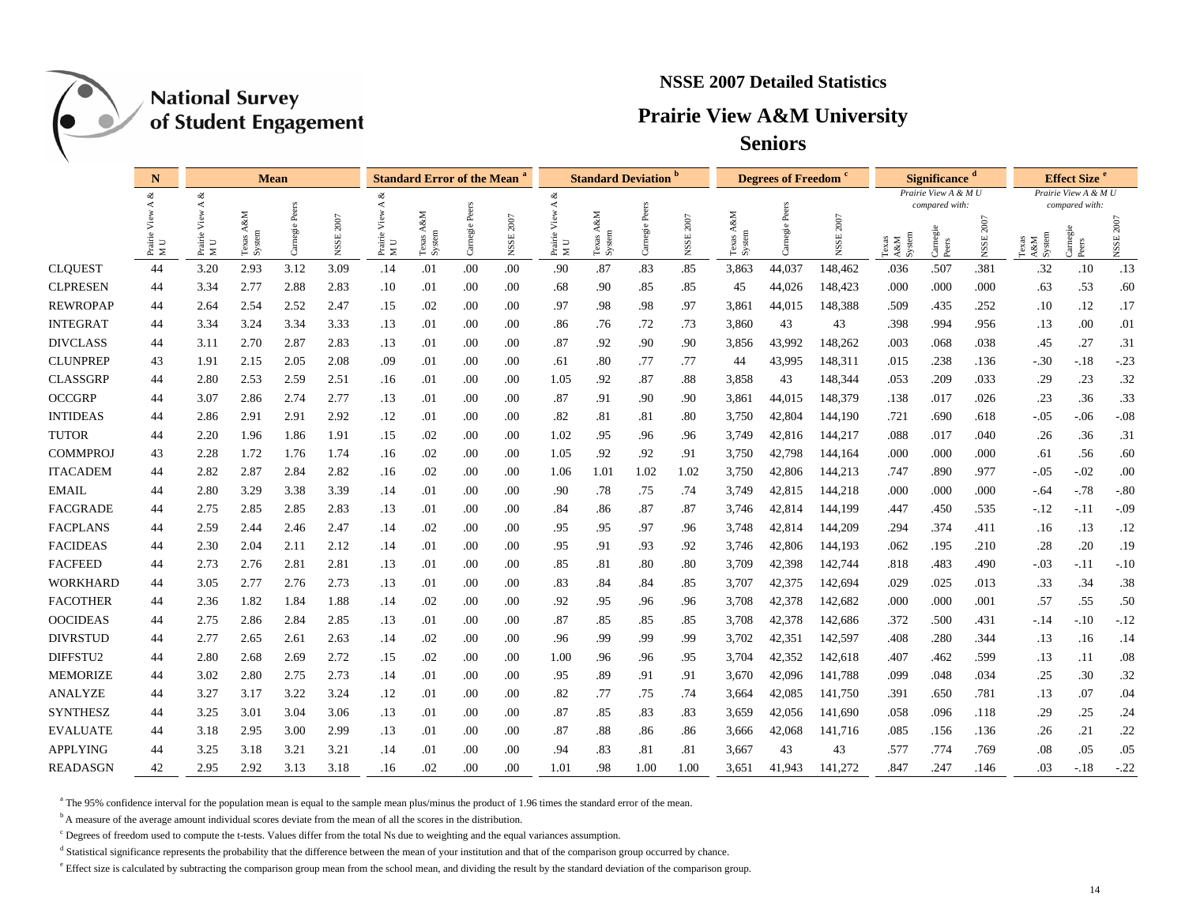# National Survey of Student Engagement

## NSSE 2007 Detailed Statistics

## Prairie View A&M University

### Seniors

| | N | Mean | | | | Standard Error of the Mean [a] | | | | Standard Deviation [b] | | | | Degrees of Freedom [c] | | | Significance [d] Prairie View A & M U compared with: | | | Effect Size [e] Prairie View A & M U compared with: | | |
|---|---|---|---|---|---|---|---|---|---|---|---|---|---|---|---|---|---|---|---|---|---|---|
| | Prairie View A & M U | Prairie View A & M U | Texas A&M System | Carnegie Peers | NSSE 2007 | Prairie View A & M U | Texas A&M System | Carnegie Peers | NSSE 2007 | Prairie View A & M U | Texas A&M System | Carnegie Peers | NSSE 2007 | Texas A&M System | Carnegie Peers | NSSE 2007 | Texas A&M System | Carnegie Peers | NSSE 2007 | Texas A&M System | Carnegie Peers | NSSE 2007 |
| CLQUEST | 44 | 3.20 | 2.93 | 3.12 | 3.09 | .14 | .01 | .00 | .00 | .90 | .87 | .83 | .85 | 3,863 | 44,037 | 148,462 | .036 | .507 | .381 | .32 | .10 | .13 |
| CLPRESEN | 44 | 3.34 | 2.77 | 2.88 | 2.83 | .10 | .01 | .00 | .00 | .68 | .90 | .85 | .85 | 45 | 44,026 | 148,423 | .000 | .000 | .000 | .63 | .53 | .60 |
| REWROPAP | 44 | 2.64 | 2.54 | 2.52 | 2.47 | .15 | .02 | .00 | .00 | .97 | .98 | .98 | .97 | 3,861 | 44,015 | 148,388 | .509 | .435 | .252 | .10 | .12 | .17 |
| INTEGRAT | 44 | 3.34 | 3.24 | 3.34 | 3.33 | .13 | .01 | .00 | .00 | .86 | .76 | .72 | .73 | 3,860 | 43 | 43 | .398 | .994 | .956 | .13 | .00 | .01 |
| DIVCLASS | 44 | 3.11 | 2.70 | 2.87 | 2.83 | .13 | .01 | .00 | .00 | .87 | .92 | .90 | .90 | 3,856 | 43,992 | 148,262 | .003 | .068 | .038 | .45 | .27 | .31 |
| CLUNPREP | 43 | 1.91 | 2.15 | 2.05 | 2.08 | .09 | .01 | .00 | .00 | .61 | .80 | .77 | .77 | 44 | 43,995 | 148,311 | .015 | .238 | .136 | -.30 | -.18 | -.23 |
| CLASSGRP | 44 | 2.80 | 2.53 | 2.59 | 2.51 | .16 | .01 | .00 | .00 | 1.05 | .92 | .87 | .88 | 3,858 | 43 | 148,344 | .053 | .209 | .033 | .29 | .23 | .32 |
| OCCGRP | 44 | 3.07 | 2.86 | 2.74 | 2.77 | .13 | .01 | .00 | .00 | .87 | .91 | .90 | .90 | 3,861 | 44,015 | 148,379 | .138 | .017 | .026 | .23 | .36 | .33 |
| INTIDEAS | 44 | 2.86 | 2.91 | 2.91 | 2.92 | .12 | .01 | .00 | .00 | .82 | .81 | .81 | .80 | 3,750 | 42,804 | 144,190 | .721 | .690 | .618 | -.05 | -.06 | -.08 |
| TUTOR | 44 | 2.20 | 1.96 | 1.86 | 1.91 | .15 | .02 | .00 | .00 | 1.02 | .95 | .96 | .96 | 3,749 | 42,816 | 144,217 | .088 | .017 | .040 | .26 | .36 | .31 |
| COMMPROJ | 43 | 2.28 | 1.72 | 1.76 | 1.74 | .16 | .02 | .00 | .00 | 1.05 | .92 | .92 | .91 | 3,750 | 42,798 | 144,164 | .000 | .000 | .000 | .61 | .56 | .60 |
| ITACADEM | 44 | 2.82 | 2.87 | 2.84 | 2.82 | .16 | .02 | .00 | .00 | 1.06 | 1.01 | 1.02 | 1.02 | 3,750 | 42,806 | 144,213 | .747 | .890 | .977 | -.05 | -.02 | .00 |
| EMAIL | 44 | 2.80 | 3.29 | 3.38 | 3.39 | .14 | .01 | .00 | .00 | .90 | .78 | .75 | .74 | 3,749 | 42,815 | 144,218 | .000 | .000 | .000 | -.64 | -.78 | -.80 |
| FACGRADE | 44 | 2.75 | 2.85 | 2.85 | 2.83 | .13 | .01 | .00 | .00 | .84 | .86 | .87 | .87 | 3,746 | 42,814 | 144,199 | .447 | .450 | .535 | -.12 | -.11 | -.09 |
| FACPLANS | 44 | 2.59 | 2.44 | 2.46 | 2.47 | .14 | .02 | .00 | .00 | .95 | .95 | .97 | .96 | 3,748 | 42,814 | 144,209 | .294 | .374 | .411 | .16 | .13 | .12 |
| FACIDEAS | 44 | 2.30 | 2.04 | 2.11 | 2.12 | .14 | .01 | .00 | .00 | .95 | .91 | .93 | .92 | 3,746 | 42,806 | 144,193 | .062 | .195 | .210 | .28 | .20 | .19 |
| FACFEED | 44 | 2.73 | 2.76 | 2.81 | 2.81 | .13 | .01 | .00 | .00 | .85 | .81 | .80 | .80 | 3,709 | 42,398 | 142,744 | .818 | .483 | .490 | -.03 | -.11 | -.10 |
| WORKHARD | 44 | 3.05 | 2.77 | 2.76 | 2.73 | .13 | .01 | .00 | .00 | .83 | .84 | .84 | .85 | 3,707 | 42,375 | 142,694 | .029 | .025 | .013 | .33 | .34 | .38 |
| FACOTHER | 44 | 2.36 | 1.82 | 1.84 | 1.88 | .14 | .02 | .00 | .00 | .92 | .95 | .96 | .96 | 3,708 | 42,378 | 142,682 | .000 | .000 | .001 | .57 | .55 | .50 |
| OOCIDEAS | 44 | 2.75 | 2.86 | 2.84 | 2.85 | .13 | .01 | .00 | .00 | .87 | .85 | .85 | .85 | 3,708 | 42,378 | 142,686 | .372 | .500 | .431 | -.14 | -.10 | -.12 |
| DIVRSTUD | 44 | 2.77 | 2.65 | 2.61 | 2.63 | .14 | .02 | .00 | .00 | .96 | .99 | .99 | .99 | 3,702 | 42,351 | 142,597 | .408 | .280 | .344 | .13 | .16 | .14 |
| DIFFSTU2 | 44 | 2.80 | 2.68 | 2.69 | 2.72 | .15 | .02 | .00 | .00 | 1.00 | .96 | .96 | .95 | 3,704 | 42,352 | 142,618 | .407 | .462 | .599 | .13 | .11 | .08 |
| MEMORIZE | 44 | 3.02 | 2.80 | 2.75 | 2.73 | .14 | .01 | .00 | .00 | .95 | .89 | .91 | .91 | 3,670 | 42,096 | 141,788 | .099 | .048 | .034 | .25 | .30 | .32 |
| ANALYZE | 44 | 3.27 | 3.17 | 3.22 | 3.24 | .12 | .01 | .00 | .00 | .82 | .77 | .75 | .74 | 3,664 | 42,085 | 141,750 | .391 | .650 | .781 | .13 | .07 | .04 |
| SYNTHESZ | 44 | 3.25 | 3.01 | 3.04 | 3.06 | .13 | .01 | .00 | .00 | .87 | .85 | .83 | .83 | 3,659 | 42,056 | 141,690 | .058 | .096 | .118 | .29 | .25 | .24 |
| EVALUATE | 44 | 3.18 | 2.95 | 3.00 | 2.99 | .13 | .01 | .00 | .00 | .87 | .88 | .86 | .86 | 3,666 | 42,068 | 141,716 | .085 | .156 | .136 | .26 | .21 | .22 |
| APPLYING | 44 | 3.25 | 3.18 | 3.21 | 3.21 | .14 | .01 | .00 | .00 | .94 | .83 | .81 | .81 | 3,667 | 43 | 43 | .577 | .774 | .769 | .08 | .05 | .05 |
| READASGN | 42 | 2.95 | 2.92 | 3.13 | 3.18 | .16 | .02 | .00 | .00 | 1.01 | .98 | 1.00 | 1.00 | 3,651 | 41,943 | 141,272 | .847 | .247 | .146 | .03 | -.18 | -.22 |

[a] The 95% confidence interval for the population mean is equal to the sample mean plus/minus the product of 1.96 times the standard error of the mean.

[b] A measure of the average amount individual scores deviate from the mean of all the scores in the distribution.

[c] Degrees of freedom used to compute the t-tests. Values differ from the total Ns due to weighting and the equal variances assumption.

[d] Statistical significance represents the probability that the difference between the mean of your institution and that of the comparison group occurred by chance.

[e] Effect size is calculated by subtracting the comparison group mean from the school mean, and dividing the result by the standard deviation of the comparison group.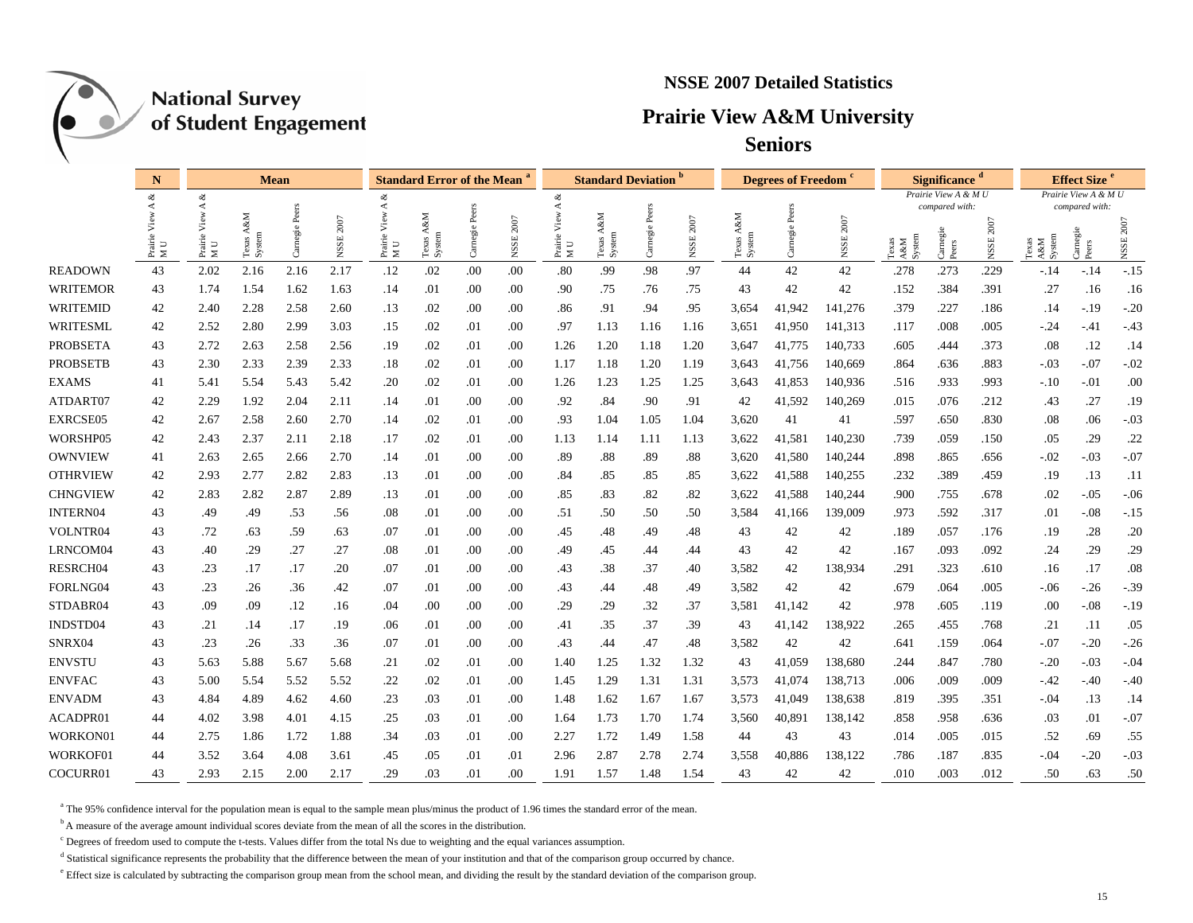National Survey of Student Engagement

## NSSE 2007 Detailed Statistics

# Prairie View A&M University

### Seniors

| | N | Mean | | | | Standard Error of the Mean [a] | | | | Standard Deviation [b] | | | | Degrees of Freedom [c] | | | Significance [d] Prairie View A & M U compared with: | | | Effect Size [e] Prairie View A & M U compared with: | | |
|---|---|---|---|---|---|---|---|---|---|---|---|---|---|---|---|---|---|---|---|---|---|---|
| | Prairie View A & M U | Prairie View A & M U | Texas A&M System | Carnegie Peers | NSSE 2007 | Prairie View A & M U | Texas A&M System | Carnegie Peers | NSSE 2007 | Prairie View A & M U | Texas A&M System | Carnegie Peers | NSSE 2007 | Texas A&M System | Carnegie Peers | NSSE 2007 | Texas A&M System | Carnegie Peers | NSSE 2007 | Texas A&M System | Carnegie Peers | NSSE 2007 |
| READOWN | 43 | 2.02 | 2.16 | 2.16 | 2.17 | .12 | .02 | .00 | .00 | .80 | .99 | .98 | .97 | 44 | 42 | 42 | .278 | .273 | .229 | -.14 | -.14 | -.15 |
| WRITEMOR | 43 | 1.74 | 1.54 | 1.62 | 1.63 | .14 | .01 | .00 | .00 | .90 | .75 | .76 | .75 | 43 | 42 | 42 | .152 | .384 | .391 | .27 | .16 | .16 |
| WRITEMID | 42 | 2.40 | 2.28 | 2.58 | 2.60 | .13 | .02 | .00 | .00 | .86 | .91 | .94 | .95 | 3,654 | 41,942 | 141,276 | .379 | .227 | .186 | .14 | -.19 | -.20 |
| WRITESML | 42 | 2.52 | 2.80 | 2.99 | 3.03 | .15 | .02 | .01 | .00 | .97 | 1.13 | 1.16 | 1.16 | 3,651 | 41,950 | 141,313 | .117 | .008 | .005 | -.24 | -.41 | -.43 |
| PROBSETA | 43 | 2.72 | 2.63 | 2.58 | 2.56 | .19 | .02 | .01 | .00 | 1.26 | 1.20 | 1.18 | 1.20 | 3,647 | 41,775 | 140,733 | .605 | .444 | .373 | .08 | .12 | .14 |
| PROBSETB | 43 | 2.30 | 2.33 | 2.39 | 2.33 | .18 | .02 | .01 | .00 | 1.17 | 1.18 | 1.20 | 1.19 | 3,643 | 41,756 | 140,669 | .864 | .636 | .883 | -.03 | -.07 | -.02 |
| EXAMS | 41 | 5.41 | 5.54 | 5.43 | 5.42 | .20 | .02 | .01 | .00 | 1.26 | 1.23 | 1.25 | 1.25 | 3,643 | 41,853 | 140,936 | .516 | .933 | .993 | -.10 | -.01 | .00 |
| ATDART07 | 42 | 2.29 | 1.92 | 2.04 | 2.11 | .14 | .01 | .00 | .00 | .92 | .84 | .90 | .91 | 42 | 41,592 | 140,269 | .015 | .076 | .212 | .43 | .27 | .19 |
| EXRCSE05 | 42 | 2.67 | 2.58 | 2.60 | 2.70 | .14 | .02 | .01 | .00 | .93 | 1.04 | 1.05 | 1.04 | 3,620 | 41 | 41 | .597 | .650 | .830 | .08 | .06 | -.03 |
| WORSHP05 | 42 | 2.43 | 2.37 | 2.11 | 2.18 | .17 | .02 | .01 | .00 | 1.13 | 1.14 | 1.11 | 1.13 | 3,622 | 41,581 | 140,230 | .739 | .059 | .150 | .05 | .29 | .22 |
| OWNVIEW | 41 | 2.63 | 2.65 | 2.66 | 2.70 | .14 | .01 | .00 | .00 | .89 | .88 | .89 | .88 | 3,620 | 41,580 | 140,244 | .898 | .865 | .656 | -.02 | -.03 | -.07 |
| OTHRVIEW | 42 | 2.93 | 2.77 | 2.82 | 2.83 | .13 | .01 | .00 | .00 | .84 | .85 | .85 | .85 | 3,622 | 41,588 | 140,255 | .232 | .389 | .459 | .19 | .13 | .11 |
| CHNGVIEW | 42 | 2.83 | 2.82 | 2.87 | 2.89 | .13 | .01 | .00 | .00 | .85 | .83 | .82 | .82 | 3,622 | 41,588 | 140,244 | .900 | .755 | .678 | .02 | -.05 | -.06 |
| INTERN04 | 43 | .49 | .49 | .53 | .56 | .08 | .01 | .00 | .00 | .51 | .50 | .50 | .50 | 3,584 | 41,166 | 139,009 | .973 | .592 | .317 | .01 | -.08 | -.15 |
| VOLNTR04 | 43 | .72 | .63 | .59 | .63 | .07 | .01 | .00 | .00 | .45 | .48 | .49 | .48 | 43 | 42 | 42 | .189 | .057 | .176 | .19 | .28 | .20 |
| LRNCOM04 | 43 | .40 | .29 | .27 | .27 | .08 | .01 | .00 | .00 | .49 | .45 | .44 | .44 | 43 | 42 | 42 | .167 | .093 | .092 | .24 | .29 | .29 |
| RESRCH04 | 43 | .23 | .17 | .17 | .20 | .07 | .01 | .00 | .00 | .43 | .38 | .37 | .40 | 3,582 | 42 | 138,934 | .291 | .323 | .610 | .16 | .17 | .08 |
| FORLNG04 | 43 | .23 | .26 | .36 | .42 | .07 | .01 | .00 | .00 | .43 | .44 | .48 | .49 | 3,582 | 42 | 42 | .679 | .064 | .005 | -.06 | -.26 | -.39 |
| STDABR04 | 43 | .09 | .09 | .12 | .16 | .04 | .00 | .00 | .00 | .29 | .29 | .32 | .37 | 3,581 | 41,142 | 42 | .978 | .605 | .119 | .00 | -.08 | -.19 |
| INDSTD04 | 43 | .21 | .14 | .17 | .19 | .06 | .01 | .00 | .00 | .41 | .35 | .37 | .39 | 43 | 41,142 | 138,922 | .265 | .455 | .768 | .21 | .11 | .05 |
| SNRX04 | 43 | .23 | .26 | .33 | .36 | .07 | .01 | .00 | .00 | .43 | .44 | .47 | .48 | 3,582 | 42 | 42 | .641 | .159 | .064 | -.07 | -.20 | -.26 |
| ENVSTU | 43 | 5.63 | 5.88 | 5.67 | 5.68 | .21 | .02 | .01 | .00 | 1.40 | 1.25 | 1.32 | 1.32 | 43 | 41,059 | 138,680 | .244 | .847 | .780 | -.20 | -.03 | -.04 |
| ENVFAC | 43 | 5.00 | 5.54 | 5.52 | 5.52 | .22 | .02 | .01 | .00 | 1.45 | 1.29 | 1.31 | 1.31 | 3,573 | 41,074 | 138,713 | .006 | .009 | .009 | -.42 | -.40 | -.40 |
| ENVADM | 43 | 4.84 | 4.89 | 4.62 | 4.60 | .23 | .03 | .01 | .00 | 1.48 | 1.62 | 1.67 | 1.67 | 3,573 | 41,049 | 138,638 | .819 | .395 | .351 | -.04 | .13 | .14 |
| ACADPR01 | 44 | 4.02 | 3.98 | 4.01 | 4.15 | .25 | .03 | .01 | .00 | 1.64 | 1.73 | 1.70 | 1.74 | 3,560 | 40,891 | 138,142 | .858 | .958 | .636 | .03 | .01 | -.07 |
| WORKON01 | 44 | 2.75 | 1.86 | 1.72 | 1.88 | .34 | .03 | .01 | .00 | 2.27 | 1.72 | 1.49 | 1.58 | 44 | 43 | 43 | .014 | .005 | .015 | .52 | .69 | .55 |
| WORKOF01 | 44 | 3.52 | 3.64 | 4.08 | 3.61 | .45 | .05 | .01 | .01 | 2.96 | 2.87 | 2.78 | 2.74 | 3,558 | 40,886 | 138,122 | .786 | .187 | .835 | -.04 | -.20 | -.03 |
| COCURR01 | 43 | 2.93 | 2.15 | 2.00 | 2.17 | .29 | .03 | .01 | .00 | 1.91 | 1.57 | 1.48 | 1.54 | 43 | 42 | 42 | .010 | .003 | .012 | .50 | .63 | .50 |

[a] The 95% confidence interval for the population mean is equal to the sample mean plus/minus the product of 1.96 times the standard error of the mean.

[b] A measure of the average amount individual scores deviate from the mean of all the scores in the distribution.

[c] Degrees of freedom used to compute the t-tests. Values differ from the total Ns due to weighting and the equal variances assumption.

[d] Statistical significance represents the probability that the difference between the mean of your institution and that of the comparison group occurred by chance.

[e] Effect size is calculated by subtracting the comparison group mean from the school mean, and dividing the result by the standard deviation of the comparison group.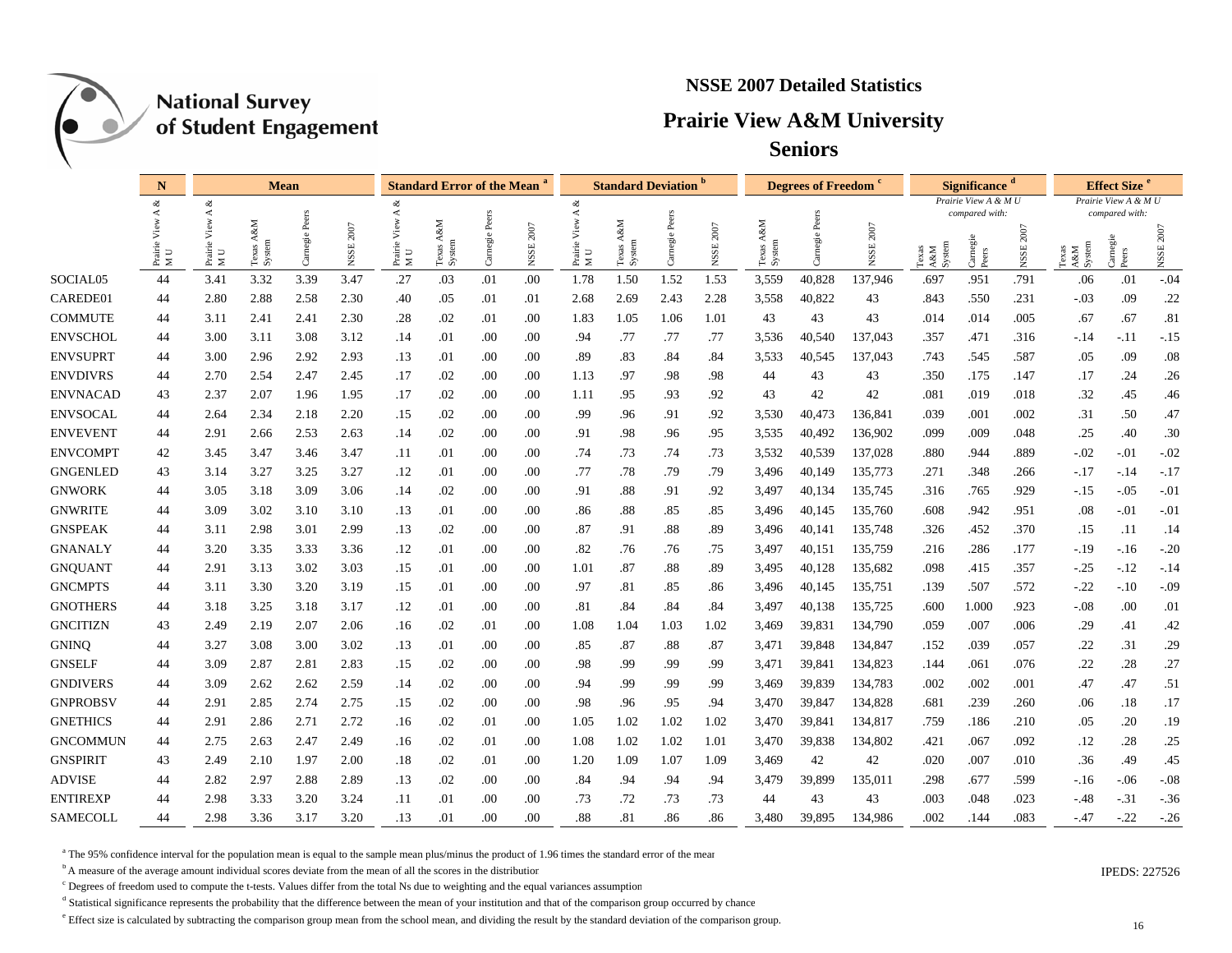National Survey of Student Engagement

# NSSE 2007 Detailed Statistics

## Prairie View A&M University

### Seniors

| | N | Mean | | | | Standard Error of the Mean [a] | | | | Standard Deviation [b] | | | | Degrees of Freedom [c] | | | Significance [d] | | | Effect Size [e] | | |
|---|---|---|---|---|---|---|---|---|---|---|---|---|---|---|---|---|---|---|---|---|---|---|
| | | | | | | | | | | | | | | | | | Prairie View A & M U compared with: | | | Prairie View A & M U compared with: | | |
| | Prairie View A & M U | Prairie View A & M U | Texas A&M System | Carnegie Peers | NSSE 2007 | Prairie View A & M U | Texas A&M System | Carnegie Peers | NSSE 2007 | Prairie View A & M U | Texas A&M System | Carnegie Peers | NSSE 2007 | Texas A&M System | Carnegie Peers | NSSE 2007 | Texas A&M System | Carnegie Peers | NSSE 2007 | Texas A&M System | Carnegie Peers | NSSE 2007 |
| SOCIAL05 | 44 | 3.41 | 3.32 | 3.39 | 3.47 | .27 | .03 | .01 | .00 | 1.78 | 1.50 | 1.52 | 1.53 | 3,559 | 40,828 | 137,946 | .697 | .951 | .791 | .06 | .01 | -.04 |
| CAREDE01 | 44 | 2.80 | 2.88 | 2.58 | 2.30 | .40 | .05 | .01 | .01 | 2.68 | 2.69 | 2.43 | 2.28 | 3,558 | 40,822 | 43 | .843 | .550 | .231 | -.03 | .09 | .22 |
| COMMUTE | 44 | 3.11 | 2.41 | 2.41 | 2.30 | .28 | .02 | .01 | .00 | 1.83 | 1.05 | 1.06 | 1.01 | 43 | 43 | 43 | .014 | .014 | .005 | .67 | .67 | .81 |
| ENVSCHOL | 44 | 3.00 | 3.11 | 3.08 | 3.12 | .14 | .01 | .00 | .00 | .94 | .77 | .77 | .77 | 3,536 | 40,540 | 137,043 | .357 | .471 | .316 | -.14 | -.11 | -.15 |
| ENVSUPRT | 44 | 3.00 | 2.96 | 2.92 | 2.93 | .13 | .01 | .00 | .00 | .89 | .83 | .84 | .84 | 3,533 | 40,545 | 137,043 | .743 | .545 | .587 | .05 | .09 | .08 |
| ENVDIVRS | 44 | 2.70 | 2.54 | 2.47 | 2.45 | .17 | .02 | .00 | .00 | 1.13 | .97 | .98 | .98 | 44 | 43 | 43 | .350 | .175 | .147 | .17 | .24 | .26 |
| ENVNACAD | 43 | 2.37 | 2.07 | 1.96 | 1.95 | .17 | .02 | .00 | .00 | 1.11 | .95 | .93 | .92 | 43 | 42 | 42 | .081 | .019 | .018 | .32 | .45 | .46 |
| ENVSOCAL | 44 | 2.64 | 2.34 | 2.18 | 2.20 | .15 | .02 | .00 | .00 | .99 | .96 | .91 | .92 | 3,530 | 40,473 | 136,841 | .039 | .001 | .002 | .31 | .50 | .47 |
| ENVEVENT | 44 | 2.91 | 2.66 | 2.53 | 2.63 | .14 | .02 | .00 | .00 | .91 | .98 | .96 | .95 | 3,535 | 40,492 | 136,902 | .099 | .009 | .048 | .25 | .40 | .30 |
| ENVCOMPT | 42 | 3.45 | 3.47 | 3.46 | 3.47 | .11 | .01 | .00 | .00 | .74 | .73 | .74 | .73 | 3,532 | 40,539 | 137,028 | .880 | .944 | .889 | -.02 | -.01 | -.02 |
| GNGENLED | 43 | 3.14 | 3.27 | 3.25 | 3.27 | .12 | .01 | .00 | .00 | .77 | .78 | .79 | .79 | 3,496 | 40,149 | 135,773 | .271 | .348 | .266 | -.17 | -.14 | -.17 |
| GNWORK | 44 | 3.05 | 3.18 | 3.09 | 3.06 | .14 | .02 | .00 | .00 | .91 | .88 | .91 | .92 | 3,497 | 40,134 | 135,745 | .316 | .765 | .929 | -.15 | -.05 | -.01 |
| GNWRITE | 44 | 3.09 | 3.02 | 3.10 | 3.10 | .13 | .01 | .00 | .00 | .86 | .88 | .85 | .85 | 3,496 | 40,145 | 135,760 | .608 | .942 | .951 | .08 | -.01 | -.01 |
| GNSPEAK | 44 | 3.11 | 2.98 | 3.01 | 2.99 | .13 | .02 | .00 | .00 | .87 | .91 | .88 | .89 | 3,496 | 40,141 | 135,748 | .326 | .452 | .370 | .15 | .11 | .14 |
| GNANALY | 44 | 3.20 | 3.35 | 3.33 | 3.36 | .12 | .01 | .00 | .00 | .82 | .76 | .76 | .75 | 3,497 | 40,151 | 135,759 | .216 | .286 | .177 | -.19 | -.16 | -.20 |
| GNQUANT | 44 | 2.91 | 3.13 | 3.02 | 3.03 | .15 | .01 | .00 | .00 | 1.01 | .87 | .88 | .89 | 3,495 | 40,128 | 135,682 | .098 | .415 | .357 | -.25 | -.12 | -.14 |
| GNCMPTS | 44 | 3.11 | 3.30 | 3.20 | 3.19 | .15 | .01 | .00 | .00 | .97 | .81 | .85 | .86 | 3,496 | 40,145 | 135,751 | .139 | .507 | .572 | -.22 | -.10 | -.09 |
| GNOTHERS | 44 | 3.18 | 3.25 | 3.18 | 3.17 | .12 | .01 | .00 | .00 | .81 | .84 | .84 | .84 | 3,497 | 40,138 | 135,725 | .600 | 1.000 | .923 | -.08 | .00 | .01 |
| GNCITIZN | 43 | 2.49 | 2.19 | 2.07 | 2.06 | .16 | .02 | .01 | .00 | 1.08 | 1.04 | 1.03 | 1.02 | 3,469 | 39,831 | 134,790 | .059 | .007 | .006 | .29 | .41 | .42 |
| GNINQ | 44 | 3.27 | 3.08 | 3.00 | 3.02 | .13 | .01 | .00 | .00 | .85 | .87 | .88 | .87 | 3,471 | 39,848 | 134,847 | .152 | .039 | .057 | .22 | .31 | .29 |
| GNSELF | 44 | 3.09 | 2.87 | 2.81 | 2.83 | .15 | .02 | .00 | .00 | .98 | .99 | .99 | .99 | 3,471 | 39,841 | 134,823 | .144 | .061 | .076 | .22 | .28 | .27 |
| GNDIVERS | 44 | 3.09 | 2.62 | 2.62 | 2.59 | .14 | .02 | .00 | .00 | .94 | .99 | .99 | .99 | 3,469 | 39,839 | 134,783 | .002 | .002 | .001 | .47 | .47 | .51 |
| GNPROBSV | 44 | 2.91 | 2.85 | 2.74 | 2.75 | .15 | .02 | .00 | .00 | .98 | .96 | .95 | .94 | 3,470 | 39,847 | 134,828 | .681 | .239 | .260 | .06 | .18 | .17 |
| GNETHICS | 44 | 2.91 | 2.86 | 2.71 | 2.72 | .16 | .02 | .01 | .00 | 1.05 | 1.02 | 1.02 | 1.02 | 3,470 | 39,841 | 134,817 | .759 | .186 | .210 | .05 | .20 | .19 |
| GNCOMMUN | 44 | 2.75 | 2.63 | 2.47 | 2.49 | .16 | .02 | .01 | .00 | 1.08 | 1.02 | 1.02 | 1.01 | 3,470 | 39,838 | 134,802 | .421 | .067 | .092 | .12 | .28 | .25 |
| GNSPIRIT | 43 | 2.49 | 2.10 | 1.97 | 2.00 | .18 | .02 | .01 | .00 | 1.20 | 1.09 | 1.07 | 1.09 | 3,469 | 42 | 42 | .020 | .007 | .010 | .36 | .49 | .45 |
| ADVISE | 44 | 2.82 | 2.97 | 2.88 | 2.89 | .13 | .02 | .00 | .00 | .84 | .94 | .94 | .94 | 3,479 | 39,899 | 135,011 | .298 | .677 | .599 | -.16 | -.06 | -.08 |
| ENTIREXP | 44 | 2.98 | 3.33 | 3.20 | 3.24 | .11 | .01 | .00 | .00 | .73 | .72 | .73 | .73 | 44 | 43 | 43 | .003 | .048 | .023 | -.48 | -.31 | -.36 |
| SAMECOLL | 44 | 2.98 | 3.36 | 3.17 | 3.20 | .13 | .01 | .00 | .00 | .88 | .81 | .86 | .86 | 3,480 | 39,895 | 134,986 | .002 | .144 | .083 | -.47 | -.22 | -.26 |

[a] The 95% confidence interval for the population mean is equal to the sample mean plus/minus the product of 1.96 times the standard error of the mean

[b] A measure of the average amount individual scores deviate from the mean of all the scores in the distribution

[c] Degrees of freedom used to compute the t-tests. Values differ from the total Ns due to weighting and the equal variances assumption

[d] Statistical significance represents the probability that the difference between the mean of your institution and that of the comparison group occurred by chance

[e] Effect size is calculated by subtracting the comparison group mean from the school mean, and dividing the result by the standard deviation of the comparison group.

IPEDS: 227526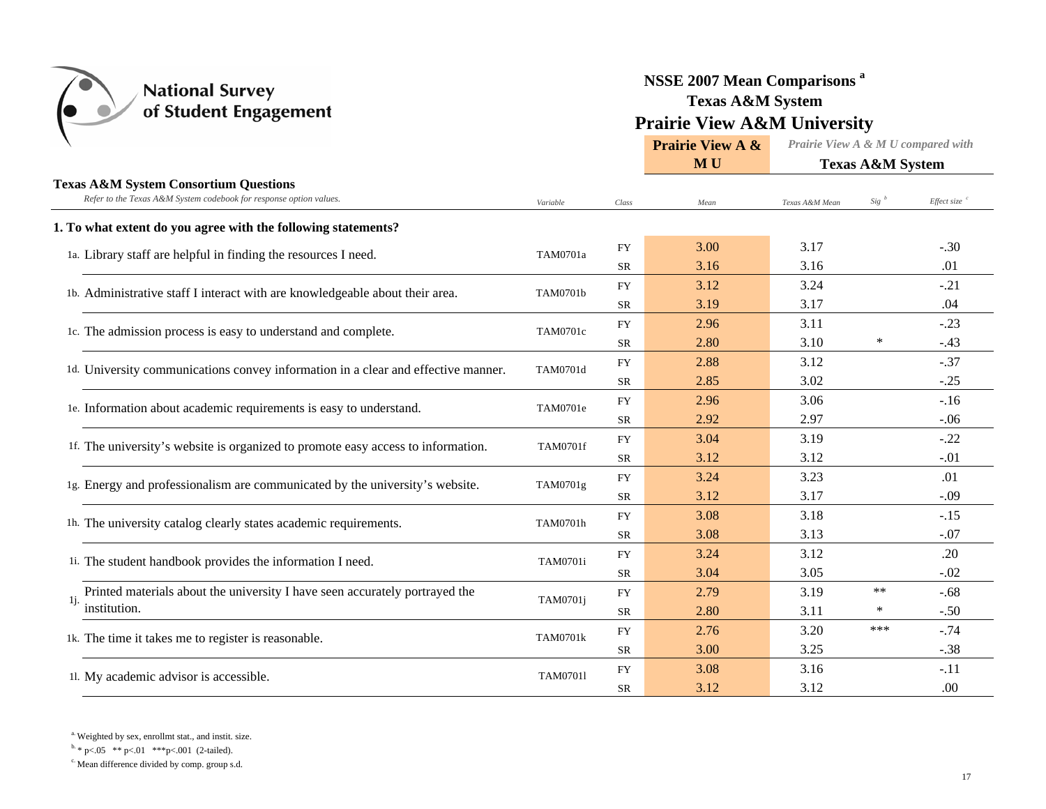# National Survey of Student Engagement

## NSSE 2007 Mean Comparisons [a]
### Texas A&M System
### Prairie View A&M University

**Texas A&M System Consortium Questions**

*Refer to the Texas A&M System codebook for response option values.*

| | Variable | Class | Prairie View A & M U Mean | Texas A&M Mean | Sig [b] | Effect size [c] |
|---|---|---|---|---|---|---|
| **1. To what extent do you agree with the following statements?** | | | | | | |
| 1a. Library staff are helpful in finding the resources I need. | TAM0701a | FY | 3.00 | 3.17 | | -.30 |
| | | SR | 3.16 | 3.16 | | .01 |
| 1b. Administrative staff I interact with are knowledgeable about their area. | TAM0701b | FY | 3.12 | 3.24 | | -.21 |
| | | SR | 3.19 | 3.17 | | .04 |
| 1c. The admission process is easy to understand and complete. | TAM0701c | FY | 2.96 | 3.11 | | -.23 |
| | | SR | 2.80 | 3.10 | * | -.43 |
| 1d. University communications convey information in a clear and effective manner. | TAM0701d | FY | 2.88 | 3.12 | | -.37 |
| | | SR | 2.85 | 3.02 | | -.25 |
| 1e. Information about academic requirements is easy to understand. | TAM0701e | FY | 2.96 | 3.06 | | -.16 |
| | | SR | 2.92 | 2.97 | | -.06 |
| 1f. The university's website is organized to promote easy access to information. | TAM0701f | FY | 3.04 | 3.19 | | -.22 |
| | | SR | 3.12 | 3.12 | | -.01 |
| 1g. Energy and professionalism are communicated by the university's website. | TAM0701g | FY | 3.24 | 3.23 | | .01 |
| | | SR | 3.12 | 3.17 | | -.09 |
| 1h. The university catalog clearly states academic requirements. | TAM0701h | FY | 3.08 | 3.18 | | -.15 |
| | | SR | 3.08 | 3.13 | | -.07 |
| 1i. The student handbook provides the information I need. | TAM0701i | FY | 3.24 | 3.12 | | .20 |
| | | SR | 3.04 | 3.05 | | -.02 |
| 1j. Printed materials about the university I have seen accurately portrayed the institution. | TAM0701j | FY | 2.79 | 3.19 | ** | -.68 |
| | | SR | 2.80 | 3.11 | * | -.50 |
| 1k. The time it takes me to register is reasonable. | TAM0701k | FY | 2.76 | 3.20 | *** | -.74 |
| | | SR | 3.00 | 3.25 | | -.38 |
| 1l. My academic advisor is accessible. | TAM0701l | FY | 3.08 | 3.16 | | -.11 |
| | | SR | 3.12 | 3.12 | | .00 |

[a] Weighted by sex, enrollmt stat., and instit. size.

[b] * p<.05 ** p<.01 ***p<.001 (2-tailed).

[c] Mean difference divided by comp. group s.d.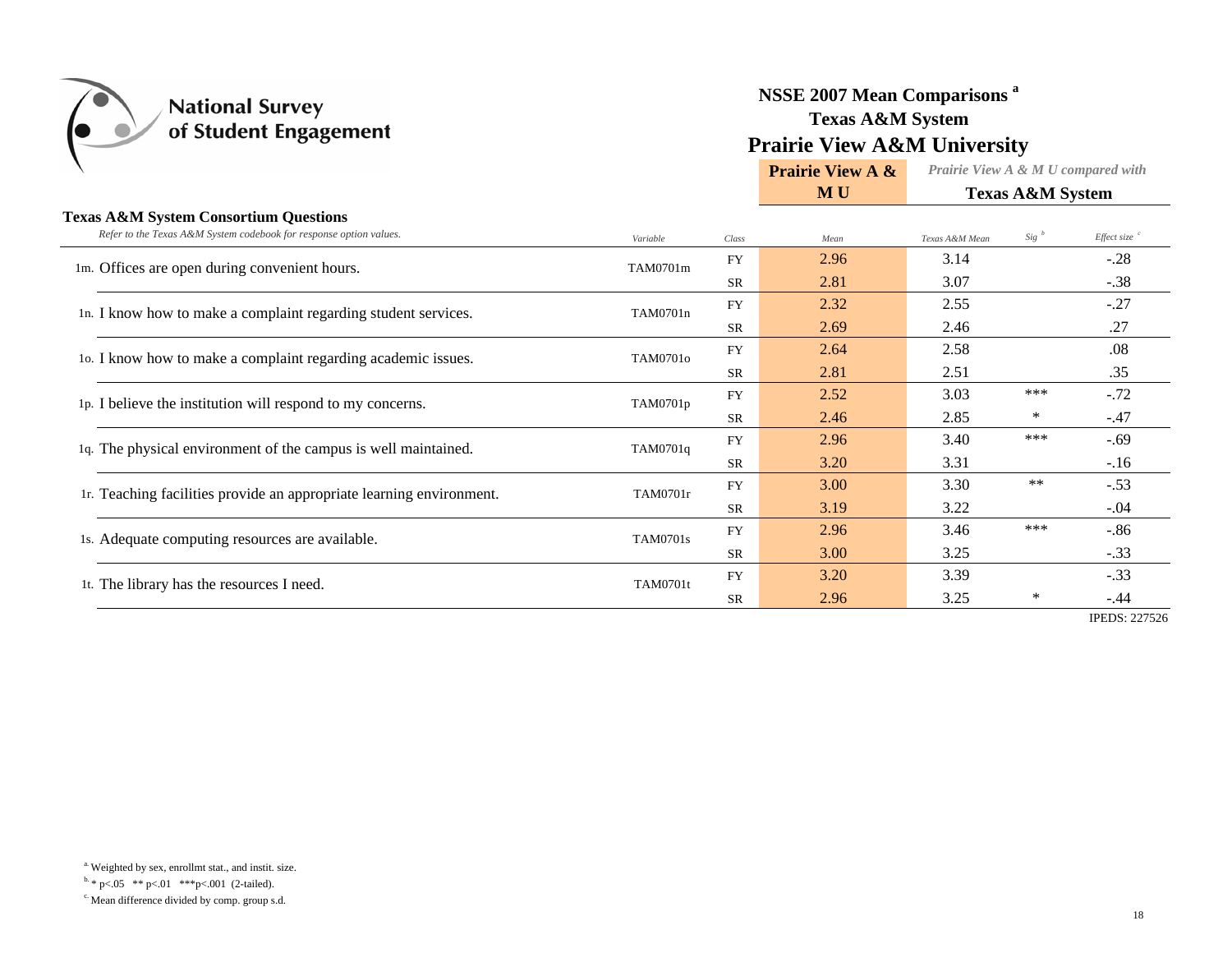National Survey of Student Engagement

# NSSE 2007 Mean Comparisons [a]

## Texas A&M System

## Prairie View A&M University

### Texas A&M System Consortium Questions

*Refer to the Texas A&M System codebook for response option values.*

| | Variable | Class | Prairie View A & M U Mean | Texas A&M Mean | Sig [b] | Effect size [c] |
|---|---|---|---|---|---|---|
| 1m. Offices are open during convenient hours. | TAM0701m | FY | 2.96 | 3.14 | | -.28 |
| | | SR | 2.81 | 3.07 | | -.38 |
| 1n. I know how to make a complaint regarding student services. | TAM0701n | FY | 2.32 | 2.55 | | -.27 |
| | | SR | 2.69 | 2.46 | | .27 |
| 1o. I know how to make a complaint regarding academic issues. | TAM0701o | FY | 2.64 | 2.58 | | .08 |
| | | SR | 2.81 | 2.51 | | .35 |
| 1p. I believe the institution will respond to my concerns. | TAM0701p | FY | 2.52 | 3.03 | *** | -.72 |
| | | SR | 2.46 | 2.85 | * | -.47 |
| 1q. The physical environment of the campus is well maintained. | TAM0701q | FY | 2.96 | 3.40 | *** | -.69 |
| | | SR | 3.20 | 3.31 | | -.16 |
| 1r. Teaching facilities provide an appropriate learning environment. | TAM0701r | FY | 3.00 | 3.30 | ** | -.53 |
| | | SR | 3.19 | 3.22 | | -.04 |
| 1s. Adequate computing resources are available. | TAM0701s | FY | 2.96 | 3.46 | *** | -.86 |
| | | SR | 3.00 | 3.25 | | -.33 |
| 1t. The library has the resources I need. | TAM0701t | FY | 3.20 | 3.39 | | -.33 |
| | | SR | 2.96 | 3.25 | * | -.44 |

IPEDS: 227526

[a] Weighted by sex, enrollmt stat., and instit. size.

[b] * p<.05 ** p<.01 ***p<.001 (2-tailed).

[c] Mean difference divided by comp. group s.d.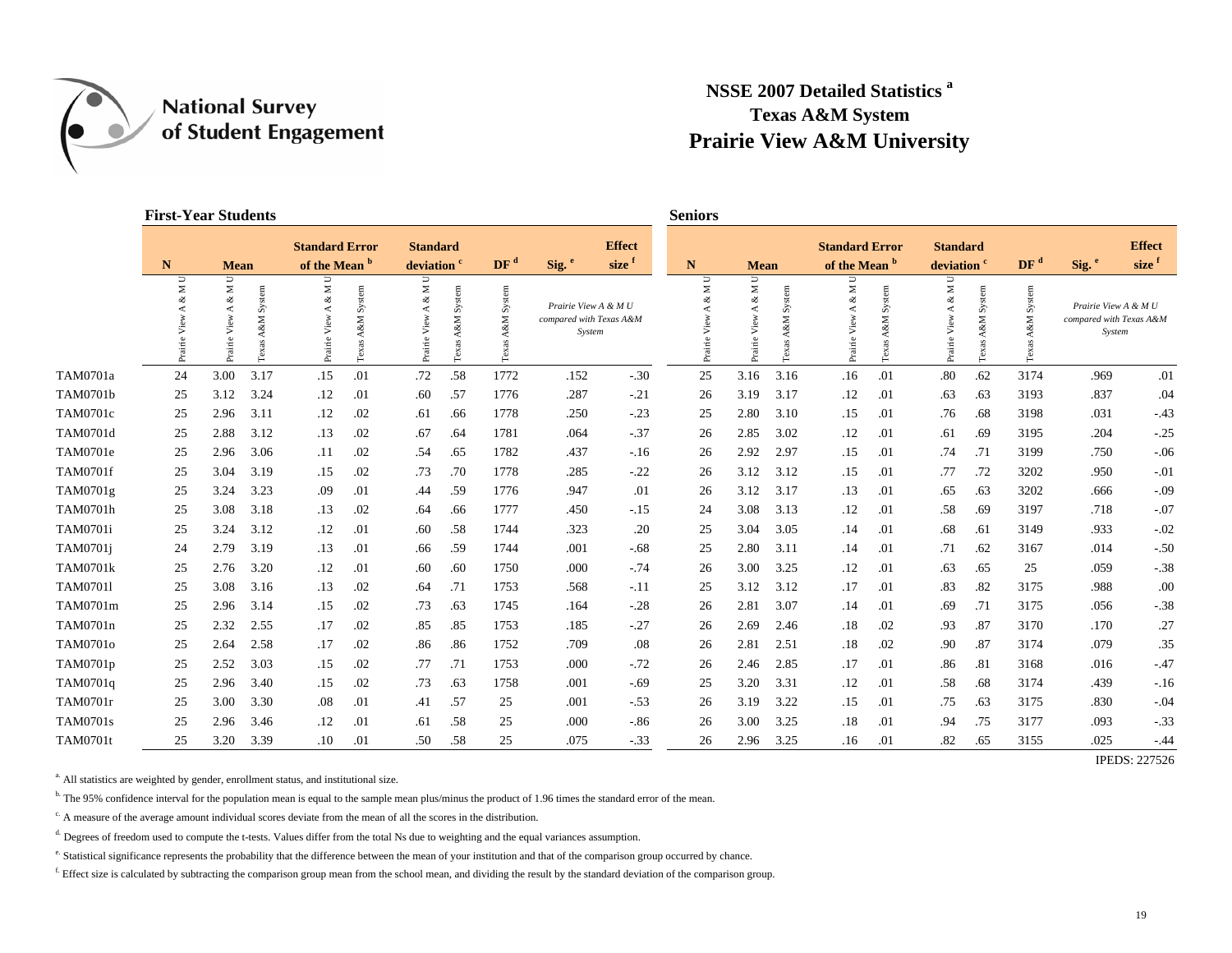National Survey of Student Engagement

# NSSE 2007 Detailed Statistics [a]

## Texas A&M System

## Prairie View A&M University

| | First-Year Students | | | | | | | | | | Seniors | | | | | | | | | |
|---|---|---|---|---|---|---|---|---|---|---|---|---|---|---|---|---|---|---|---|---|
| | N | Mean | | Standard Error of the Mean [b] | | Standard deviation [c] | | DF [d] | Sig. [e] | Effect size [f] | N | Mean | | Standard Error of the Mean [b] | | Standard deviation [c] | | DF [d] | Sig. [e] | Effect size [f] |
| | Prairie View A & M U | Prairie View A & M U | Texas A&M System | Prairie View A & M U | Texas A&M System | Prairie View A & M U | Texas A&M System | Texas A&M System | *Prairie View A & M U compared with Texas A&M System* | | Prairie View A & M U | Prairie View A & M U | Texas A&M System | Prairie View A & M U | Texas A&M System | Prairie View A & M U | Texas A&M System | Texas A&M System | *Prairie View A & M U compared with Texas A&M System* | |
| TAM0701a | 24 | 3.00 | 3.17 | .15 | .01 | .72 | .58 | 1772 | .152 | -.30 | 25 | 3.16 | 3.16 | .16 | .01 | .80 | .62 | 3174 | .969 | .01 |
| TAM0701b | 25 | 3.12 | 3.24 | .12 | .01 | .60 | .57 | 1776 | .287 | -.21 | 26 | 3.19 | 3.17 | .12 | .01 | .63 | .63 | 3193 | .837 | .04 |
| TAM0701c | 25 | 2.96 | 3.11 | .12 | .02 | .61 | .66 | 1778 | .250 | -.23 | 25 | 2.80 | 3.10 | .15 | .01 | .76 | .68 | 3198 | .031 | -.43 |
| TAM0701d | 25 | 2.88 | 3.12 | .13 | .02 | .67 | .64 | 1781 | .064 | -.37 | 26 | 2.85 | 3.02 | .12 | .01 | .61 | .69 | 3195 | .204 | -.25 |
| TAM0701e | 25 | 2.96 | 3.06 | .11 | .02 | .54 | .65 | 1782 | .437 | -.16 | 26 | 2.92 | 2.97 | .15 | .01 | .74 | .71 | 3199 | .750 | -.06 |
| TAM0701f | 25 | 3.04 | 3.19 | .15 | .02 | .73 | .70 | 1778 | .285 | -.22 | 26 | 3.12 | 3.12 | .15 | .01 | .77 | .72 | 3202 | .950 | -.01 |
| TAM0701g | 25 | 3.24 | 3.23 | .09 | .01 | .44 | .59 | 1776 | .947 | .01 | 26 | 3.12 | 3.17 | .13 | .01 | .65 | .63 | 3202 | .666 | -.09 |
| TAM0701h | 25 | 3.08 | 3.18 | .13 | .02 | .64 | .66 | 1777 | .450 | -.15 | 24 | 3.08 | 3.13 | .12 | .01 | .58 | .69 | 3197 | .718 | -.07 |
| TAM0701i | 25 | 3.24 | 3.12 | .12 | .01 | .60 | .58 | 1744 | .323 | .20 | 25 | 3.04 | 3.05 | .14 | .01 | .68 | .61 | 3149 | .933 | -.02 |
| TAM0701j | 24 | 2.79 | 3.19 | .13 | .01 | .66 | .59 | 1744 | .001 | -.68 | 25 | 2.80 | 3.11 | .14 | .01 | .71 | .62 | 3167 | .014 | -.50 |
| TAM0701k | 25 | 2.76 | 3.20 | .12 | .01 | .60 | .60 | 1750 | .000 | -.74 | 26 | 3.00 | 3.25 | .12 | .01 | .63 | .65 | 25 | .059 | -.38 |
| TAM0701l | 25 | 3.08 | 3.16 | .13 | .02 | .64 | .71 | 1753 | .568 | -.11 | 25 | 3.12 | 3.12 | .17 | .01 | .83 | .82 | 3175 | .988 | .00 |
| TAM0701m | 25 | 2.96 | 3.14 | .15 | .02 | .73 | .63 | 1745 | .164 | -.28 | 26 | 2.81 | 3.07 | .14 | .01 | .69 | .71 | 3175 | .056 | -.38 |
| TAM0701n | 25 | 2.32 | 2.55 | .17 | .02 | .85 | .85 | 1753 | .185 | -.27 | 26 | 2.69 | 2.46 | .18 | .02 | .93 | .87 | 3170 | .170 | .27 |
| TAM0701o | 25 | 2.64 | 2.58 | .17 | .02 | .86 | .86 | 1752 | .709 | .08 | 26 | 2.81 | 2.51 | .18 | .02 | .90 | .87 | 3174 | .079 | .35 |
| TAM0701p | 25 | 2.52 | 3.03 | .15 | .02 | .77 | .71 | 1753 | .000 | -.72 | 26 | 2.46 | 2.85 | .17 | .01 | .86 | .81 | 3168 | .016 | -.47 |
| TAM0701q | 25 | 2.96 | 3.40 | .15 | .02 | .73 | .63 | 1758 | .001 | -.69 | 25 | 3.20 | 3.31 | .12 | .01 | .58 | .68 | 3174 | .439 | -.16 |
| TAM0701r | 25 | 3.00 | 3.30 | .08 | .01 | .41 | .57 | 25 | .001 | -.53 | 26 | 3.19 | 3.22 | .15 | .01 | .75 | .63 | 3175 | .830 | -.04 |
| TAM0701s | 25 | 2.96 | 3.46 | .12 | .01 | .61 | .58 | 25 | .000 | -.86 | 26 | 3.00 | 3.25 | .18 | .01 | .94 | .75 | 3177 | .093 | -.33 |
| TAM0701t | 25 | 3.20 | 3.39 | .10 | .01 | .50 | .58 | 25 | .075 | -.33 | 26 | 2.96 | 3.25 | .16 | .01 | .82 | .65 | 3155 | .025 | -.44 |

IPEDS: 227526

[a] All statistics are weighted by gender, enrollment status, and institutional size.

[b] The 95% confidence interval for the population mean is equal to the sample mean plus/minus the product of 1.96 times the standard error of the mean.

[c] A measure of the average amount individual scores deviate from the mean of all the scores in the distribution.

[d] Degrees of freedom used to compute the t-tests. Values differ from the total Ns due to weighting and the equal variances assumption.

[e] Statistical significance represents the probability that the difference between the mean of your institution and that of the comparison group occurred by chance.

[f] Effect size is calculated by subtracting the comparison group mean from the school mean, and dividing the result by the standard deviation of the comparison group.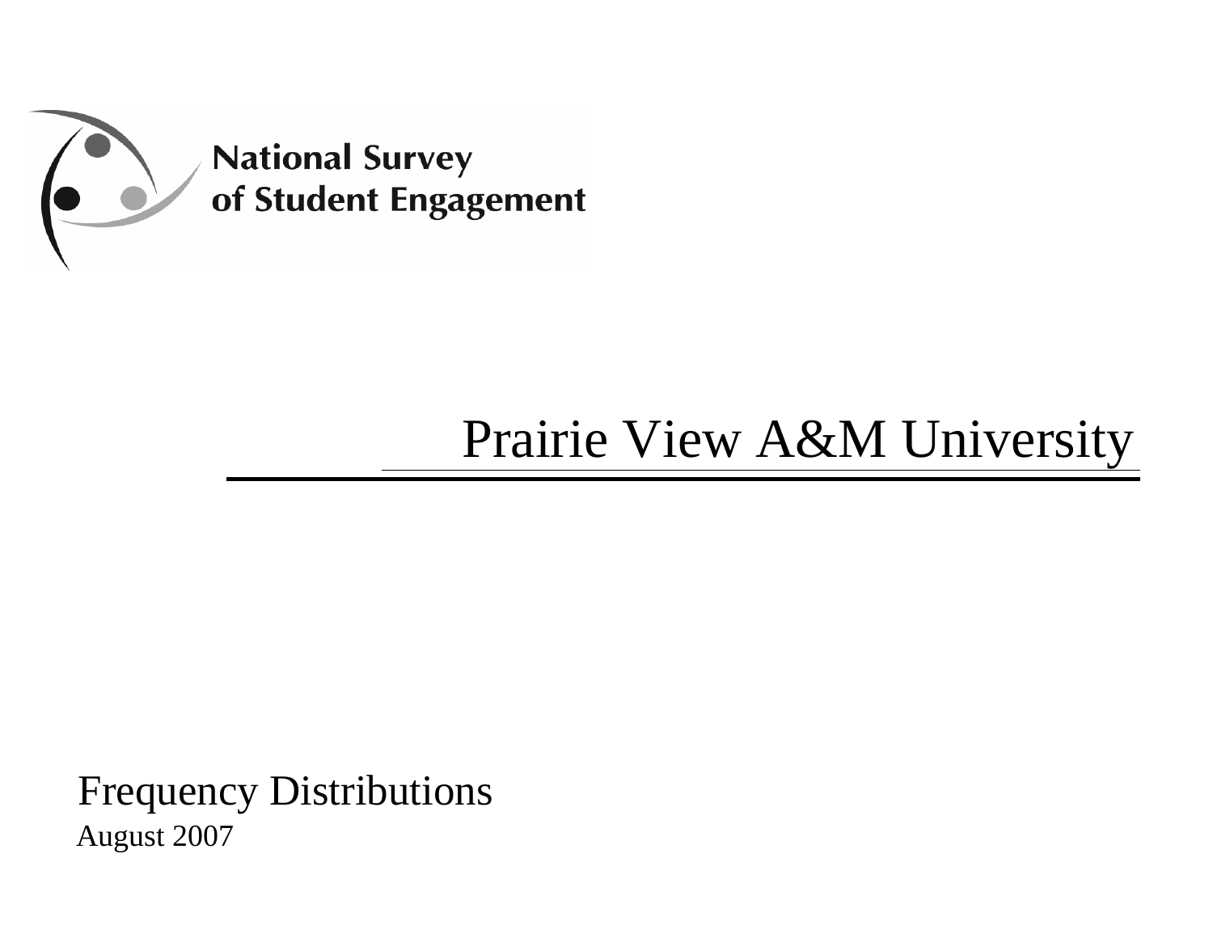National Survey
of Student Engagement

# Prairie View A&M University

## Frequency Distributions

August 2007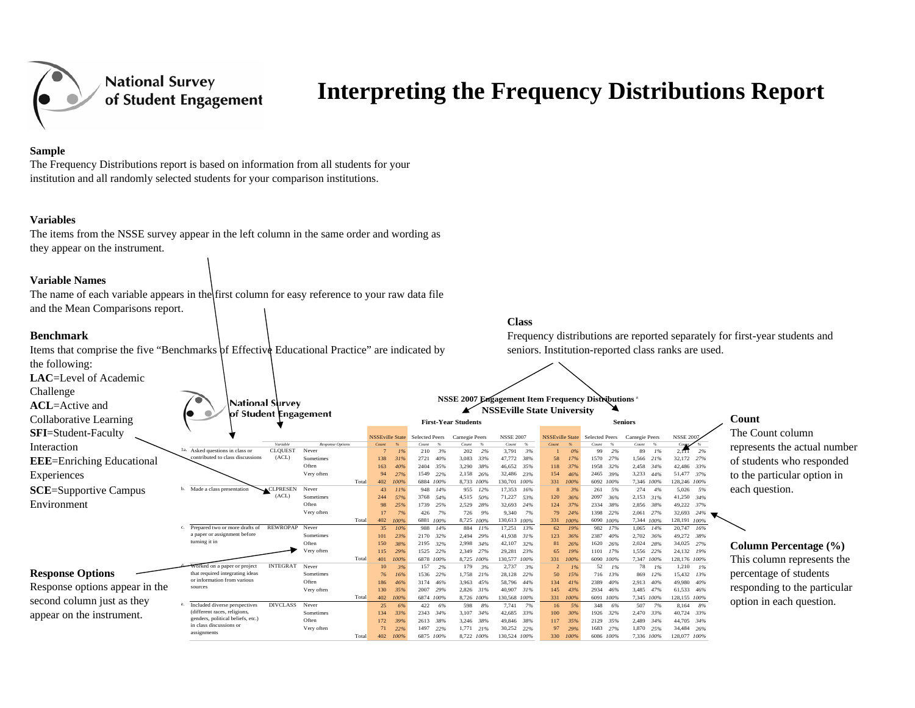# Interpreting the Frequency Distributions Report

**Sample**

The Frequency Distributions report is based on information from all students for your institution and all randomly selected students for your comparison institutions.

**Variables**

The items from the NSSE survey appear in the left column in the same order and wording as they appear on the instrument.

**Variable Names**

The name of each variable appears in the first column for easy reference to your raw data file and the Mean Comparisons report.

**Benchmark**

Items that comprise the five "Benchmarks of Effective Educational Practice" are indicated by the following:

**LAC**=Level of Academic Challenge
**ACL**=Active and Collaborative Learning
**SFI**=Student-Faculty Interaction
**EEE**=Enriching Educational Experiences
**SCE**=Supportive Campus Environment

**Response Options**

Response options appear in the second column just as they appear on the instrument.

**Class**

Frequency distributions are reported separately for first-year students and seniors. Institution-reported class ranks are used.

**Count**

The Count column represents the actual number of students who responded to the particular option in each question.

**Column Percentage (%)**

This column represents the percentage of students responding to the particular option in each question.

**NSSE 2007 Engagement Item Frequency Distributions** [a]
**NSSEville State University**

| | | Variable | Response Options | First-Year Students: NSSEville State Count | % | Selected Peers Count | % | Carnegie Peers Count | % | NSSE 2007 Count | % | Seniors: NSSEville State Count | % | Selected Peers Count | % | Carnegie Peers Count | % | NSSE 2007 Count | % |
|---|---|---|---|---|---|---|---|---|---|---|---|---|---|---|---|---|---|---|---|
| 1a. | Asked questions in class or contributed to class discussions | CLQUEST (ACL) | Never | 7 | 1% | 210 | 3% | 202 | 2% | 3,791 | 3% | 1 | 0% | 99 | 2% | 89 | 1% | 2,411 | 2% |
| | | | Sometimes | 138 | 31% | 2721 | 40% | 3,083 | 33% | 47,772 | 38% | 58 | 17% | 1570 | 27% | 1,566 | 21% | 32,172 | 27% |
| | | | Often | 163 | 40% | 2404 | 35% | 3,290 | 38% | 46,652 | 35% | 118 | 37% | 1958 | 32% | 2,458 | 34% | 42,486 | 33% |
| | | | Very often | 94 | 27% | 1549 | 22% | 2,158 | 26% | 32,486 | 23% | 154 | 46% | 2465 | 39% | 3,233 | 44% | 51,477 | 37% |
| | | | Total | 402 | 100% | 6884 | 100% | 8,733 | 100% | 130,701 | 100% | 331 | 100% | 6092 | 100% | 7,346 | 100% | 128,246 | 100% |
| b. | Made a class presentation | CLPRESEN (ACL) | Never | 43 | 11% | 948 | 14% | 955 | 12% | 17,353 | 16% | 8 | 3% | 261 | 5% | 274 | 4% | 5,026 | 5% |
| | | | Sometimes | 244 | 57% | 3768 | 54% | 4,515 | 50% | 71,227 | 53% | 120 | 36% | 2097 | 36% | 2,153 | 31% | 41,250 | 34% |
| | | | Often | 98 | 25% | 1739 | 25% | 2,529 | 28% | 32,693 | 24% | 124 | 37% | 2334 | 38% | 2,856 | 38% | 49,222 | 37% |
| | | | Very often | 17 | 7% | 426 | 7% | 726 | 9% | 9,340 | 7% | 79 | 24% | 1398 | 22% | 2,061 | 27% | 32,693 | 24% |
| | | | Total | 402 | 100% | 6881 | 100% | 8,725 | 100% | 130,613 | 100% | 331 | 100% | 6090 | 100% | 7,344 | 100% | 128,191 | 100% |
| c. | Prepared two or more drafts of a paper or assignment before turning it in | REWROPAP | Never | 35 | 10% | 988 | 14% | 884 | 11% | 17,251 | 13% | 62 | 19% | 982 | 17% | 1,065 | 14% | 20,747 | 16% |
| | | | Sometimes | 101 | 23% | 2170 | 32% | 2,494 | 29% | 41,938 | 31% | 123 | 36% | 2387 | 40% | 2,702 | 36% | 49,272 | 38% |
| | | | Often | 150 | 38% | 2195 | 32% | 2,998 | 34% | 42,107 | 32% | 81 | 26% | 1620 | 26% | 2,024 | 28% | 34,025 | 27% |
| | | | Very often | 115 | 29% | 1525 | 22% | 2,349 | 27% | 29,281 | 23% | 65 | 19% | 1101 | 17% | 1,556 | 22% | 24,132 | 19% |
| | | | Total | 401 | 100% | 6878 | 100% | 8,725 | 100% | 130,577 | 100% | 331 | 100% | 6090 | 100% | 7,347 | 100% | 128,176 | 100% |
| d. | Worked on a paper or project that required integrating ideas or information from various sources | INTEGRAT | Never | 10 | 3% | 157 | 2% | 179 | 3% | 2,737 | 3% | 2 | 1% | 52 | 1% | 78 | 1% | 1,210 | 1% |
| | | | Sometimes | 76 | 16% | 1536 | 22% | 1,758 | 21% | 28,128 | 22% | 50 | 15% | 716 | 13% | 869 | 12% | 15,432 | 13% |
| | | | Often | 186 | 46% | 3174 | 46% | 3,963 | 45% | 58,796 | 44% | 134 | 41% | 2389 | 40% | 2,913 | 40% | 49,980 | 40% |
| | | | Very often | 130 | 35% | 2007 | 29% | 2,826 | 31% | 40,907 | 31% | 145 | 43% | 2934 | 46% | 3,485 | 47% | 61,533 | 46% |
| | | | Total | 402 | 100% | 6874 | 100% | 8,726 | 100% | 130,568 | 100% | 331 | 100% | 6091 | 100% | 7,345 | 100% | 128,155 | 100% |
| e. | Included diverse perspectives (different races, religions, genders, political beliefs, etc.) in class discussions or assignments | DIVCLASS | Never | 25 | 6% | 422 | 6% | 598 | 8% | 7,741 | 7% | 16 | 5% | 348 | 6% | 507 | 7% | 8,164 | 8% |
| | | | Sometimes | 134 | 33% | 2343 | 34% | 3,107 | 34% | 42,685 | 33% | 100 | 30% | 1926 | 32% | 2,470 | 33% | 40,724 | 33% |
| | | | Often | 172 | 39% | 2613 | 38% | 3,246 | 38% | 49,846 | 38% | 117 | 35% | 2129 | 35% | 2,489 | 34% | 44,705 | 34% |
| | | | Very often | 71 | 22% | 1497 | 22% | 1,771 | 21% | 30,252 | 22% | 97 | 29% | 1683 | 27% | 1,870 | 25% | 34,484 | 26% |
| | | | Total | 402 | 100% | 6875 | 100% | 8,722 | 100% | 130,524 | 100% | 330 | 100% | 6086 | 100% | 7,336 | 100% | 128,077 | 100% |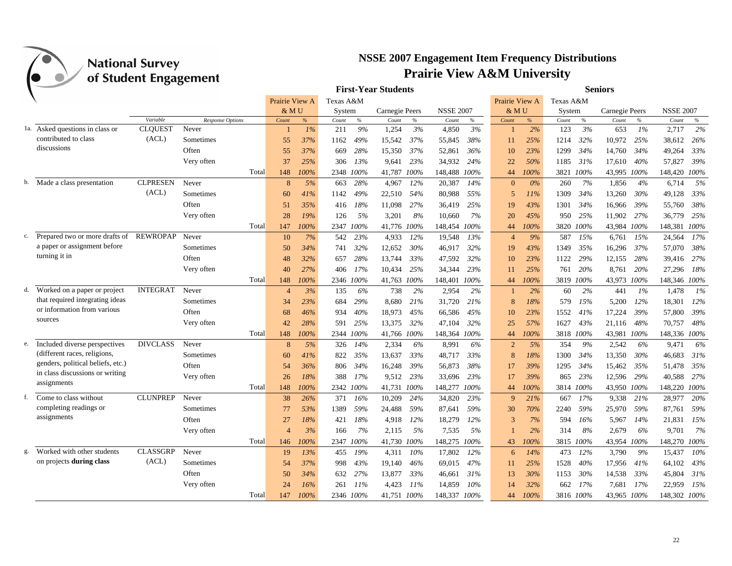# National Survey of Student Engagement

## NSSE 2007 Engagement Item Frequency Distributions
## Prairie View A&M University

| | | Variable | Response Options | | First-Year Students: Prairie View A&M Count | % | Texas A&M System Count | % | Carnegie Peers Count | % | NSSE 2007 Count | % | Seniors: Prairie View A&M Count | % | Texas A&M System Count | % | Carnegie Peers Count | % | NSSE 2007 Count | % |
|---|---|---|---|---|---|---|---|---|---|---|---|---|---|---|---|---|---|---|---|---|
| 1a. | Asked questions in class or contributed to class discussions | CLQUEST (ACL) | Never | | 1 | 1% | 211 | 9% | 1,254 | 3% | 4,850 | 3% | 1 | 2% | 123 | 3% | 653 | 1% | 2,717 | 2% |
| | | | Sometimes | | 55 | 37% | 1162 | 49% | 15,542 | 37% | 55,845 | 38% | 11 | 25% | 1214 | 32% | 10,972 | 25% | 38,612 | 26% |
| | | | Often | | 55 | 37% | 669 | 28% | 15,350 | 37% | 52,861 | 36% | 10 | 23% | 1299 | 34% | 14,760 | 34% | 49,264 | 33% |
| | | | Very often | | 37 | 25% | 306 | 13% | 9,641 | 23% | 34,932 | 24% | 22 | 50% | 1185 | 31% | 17,610 | 40% | 57,827 | 39% |
| | | | | Total | 148 | 100% | 2348 | 100% | 41,787 | 100% | 148,488 | 100% | 44 | 100% | 3821 | 100% | 43,995 | 100% | 148,420 | 100% |
| b. | Made a class presentation | CLPRESEN (ACL) | Never | | 8 | 5% | 663 | 28% | 4,967 | 12% | 20,387 | 14% | 0 | 0% | 260 | 7% | 1,856 | 4% | 6,714 | 5% |
| | | | Sometimes | | 60 | 41% | 1142 | 49% | 22,510 | 54% | 80,988 | 55% | 5 | 11% | 1309 | 34% | 13,260 | 30% | 49,128 | 33% |
| | | | Often | | 51 | 35% | 416 | 18% | 11,098 | 27% | 36,419 | 25% | 19 | 43% | 1301 | 34% | 16,966 | 39% | 55,760 | 38% |
| | | | Very often | | 28 | 19% | 126 | 5% | 3,201 | 8% | 10,660 | 7% | 20 | 45% | 950 | 25% | 11,902 | 27% | 36,779 | 25% |
| | | | | Total | 147 | 100% | 2347 | 100% | 41,776 | 100% | 148,454 | 100% | 44 | 100% | 3820 | 100% | 43,984 | 100% | 148,381 | 100% |
| c. | Prepared two or more drafts of a paper or assignment before turning it in | REWROPAP | Never | | 10 | 7% | 542 | 23% | 4,933 | 12% | 19,548 | 13% | 4 | 9% | 587 | 15% | 6,761 | 15% | 24,564 | 17% |
| | | | Sometimes | | 50 | 34% | 741 | 32% | 12,652 | 30% | 46,917 | 32% | 19 | 43% | 1349 | 35% | 16,296 | 37% | 57,070 | 38% |
| | | | Often | | 48 | 32% | 657 | 28% | 13,744 | 33% | 47,592 | 32% | 10 | 23% | 1122 | 29% | 12,155 | 28% | 39,416 | 27% |
| | | | Very often | | 40 | 27% | 406 | 17% | 10,434 | 25% | 34,344 | 23% | 11 | 25% | 761 | 20% | 8,761 | 20% | 27,296 | 18% |
| | | | | Total | 148 | 100% | 2346 | 100% | 41,763 | 100% | 148,401 | 100% | 44 | 100% | 3819 | 100% | 43,973 | 100% | 148,346 | 100% |
| d. | Worked on a paper or project that required integrating ideas or information from various sources | INTEGRAT | Never | | 4 | 3% | 135 | 6% | 738 | 2% | 2,954 | 2% | 1 | 2% | 60 | 2% | 441 | 1% | 1,478 | 1% |
| | | | Sometimes | | 34 | 23% | 684 | 29% | 8,680 | 21% | 31,720 | 21% | 8 | 18% | 579 | 15% | 5,200 | 12% | 18,301 | 12% |
| | | | Often | | 68 | 46% | 934 | 40% | 18,973 | 45% | 66,586 | 45% | 10 | 23% | 1552 | 41% | 17,224 | 39% | 57,800 | 39% |
| | | | Very often | | 42 | 28% | 591 | 25% | 13,375 | 32% | 47,104 | 32% | 25 | 57% | 1627 | 43% | 21,116 | 48% | 70,757 | 48% |
| | | | | Total | 148 | 100% | 2344 | 100% | 41,766 | 100% | 148,364 | 100% | 44 | 100% | 3818 | 100% | 43,981 | 100% | 148,336 | 100% |
| e. | Included diverse perspectives (different races, religions, genders, political beliefs, etc.) in class discussions or writing assignments | DIVCLASS | Never | | 8 | 5% | 326 | 14% | 2,334 | 6% | 8,991 | 6% | 2 | 5% | 354 | 9% | 2,542 | 6% | 9,471 | 6% |
| | | | Sometimes | | 60 | 41% | 822 | 35% | 13,637 | 33% | 48,717 | 33% | 8 | 18% | 1300 | 34% | 13,350 | 30% | 46,683 | 31% |
| | | | Often | | 54 | 36% | 806 | 34% | 16,248 | 39% | 56,873 | 38% | 17 | 39% | 1295 | 34% | 15,462 | 35% | 51,478 | 35% |
| | | | Very often | | 26 | 18% | 388 | 17% | 9,512 | 23% | 33,696 | 23% | 17 | 39% | 865 | 23% | 12,596 | 29% | 40,588 | 27% |
| | | | | Total | 148 | 100% | 2342 | 100% | 41,731 | 100% | 148,277 | 100% | 44 | 100% | 3814 | 100% | 43,950 | 100% | 148,220 | 100% |
| f. | Come to class without completing readings or assignments | CLUNPREP | Never | | 38 | 26% | 371 | 16% | 10,209 | 24% | 34,820 | 23% | 9 | 21% | 667 | 17% | 9,338 | 21% | 28,977 | 20% |
| | | | Sometimes | | 77 | 53% | 1389 | 59% | 24,488 | 59% | 87,641 | 59% | 30 | 70% | 2240 | 59% | 25,970 | 59% | 87,761 | 59% |
| | | | Often | | 27 | 18% | 421 | 18% | 4,918 | 12% | 18,279 | 12% | 3 | 7% | 594 | 16% | 5,967 | 14% | 21,831 | 15% |
| | | | Very often | | 4 | 3% | 166 | 7% | 2,115 | 5% | 7,535 | 5% | 1 | 2% | 314 | 8% | 2,679 | 6% | 9,701 | 7% |
| | | | | Total | 146 | 100% | 2347 | 100% | 41,730 | 100% | 148,275 | 100% | 43 | 100% | 3815 | 100% | 43,954 | 100% | 148,270 | 100% |
| g. | Worked with other students on projects **during class** | CLASSGRP (ACL) | Never | | 19 | 13% | 455 | 19% | 4,311 | 10% | 17,802 | 12% | 6 | 14% | 473 | 12% | 3,790 | 9% | 15,437 | 10% |
| | | | Sometimes | | 54 | 37% | 998 | 43% | 19,140 | 46% | 69,015 | 47% | 11 | 25% | 1528 | 40% | 17,956 | 41% | 64,102 | 43% |
| | | | Often | | 50 | 34% | 632 | 27% | 13,877 | 33% | 46,661 | 31% | 13 | 30% | 1153 | 30% | 14,538 | 33% | 45,804 | 31% |
| | | | Very often | | 24 | 16% | 261 | 11% | 4,423 | 11% | 14,859 | 10% | 14 | 32% | 662 | 17% | 7,681 | 17% | 22,959 | 15% |
| | | | | Total | 147 | 100% | 2346 | 100% | 41,751 | 100% | 148,337 | 100% | 44 | 100% | 3816 | 100% | 43,965 | 100% | 148,302 | 100% |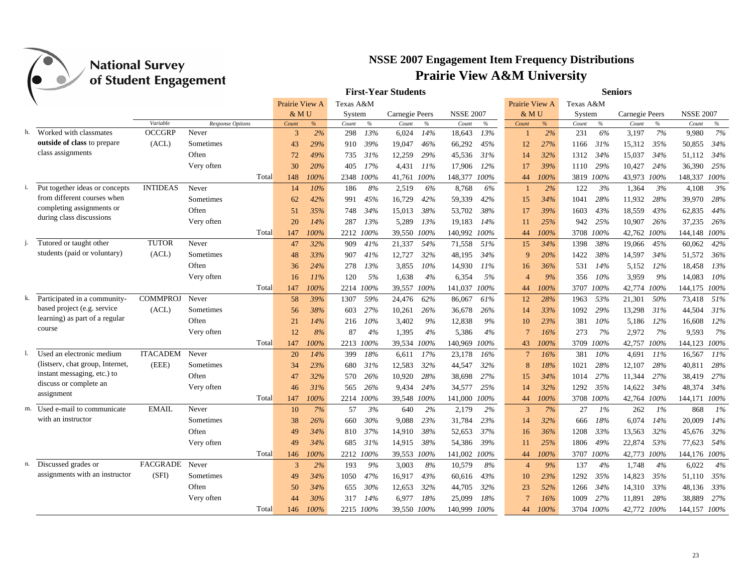# National Survey of Student Engagement

## NSSE 2007 Engagement Item Frequency Distributions
## Prairie View A&M University

| | | | | First-Year Students | | | | | | | | Seniors | | | | | | | |
|---|---|---|---|---|---|---|---|---|---|---|---|---|---|---|---|---|---|---|---|
| | | | | Prairie View A&MU | | Texas A&M System | | Carnegie Peers | | NSSE 2007 | | Prairie View A&MU | | Texas A&M System | | Carnegie Peers | | NSSE 2007 | |
| | Variable | Response Options | | Count | % | Count | % | Count | % | Count | % | Count | % | Count | % | Count | % | Count | % |
| h. Worked with classmates **outside of class** to prepare class assignments | OCCGRP (ACL) | Never | | 3 | 2% | 298 | 13% | 6,024 | 14% | 18,643 | 13% | 1 | 2% | 231 | 6% | 3,197 | 7% | 9,980 | 7% |
| | | Sometimes | | 43 | 29% | 910 | 39% | 19,047 | 46% | 66,292 | 45% | 12 | 27% | 1166 | 31% | 15,312 | 35% | 50,855 | 34% |
| | | Often | | 72 | 49% | 735 | 31% | 12,259 | 29% | 45,536 | 31% | 14 | 32% | 1312 | 34% | 15,037 | 34% | 51,112 | 34% |
| | | Very often | | 30 | 20% | 405 | 17% | 4,431 | 11% | 17,906 | 12% | 17 | 39% | 1110 | 29% | 10,427 | 24% | 36,390 | 25% |
| | | | Total | 148 | 100% | 2348 | 100% | 41,761 | 100% | 148,377 | 100% | 44 | 100% | 3819 | 100% | 43,973 | 100% | 148,337 | 100% |
| i. Put together ideas or concepts from different courses when completing assignments or during class discussions | INTIDEAS | Never | | 14 | 10% | 186 | 8% | 2,519 | 6% | 8,768 | 6% | 1 | 2% | 122 | 3% | 1,364 | 3% | 4,108 | 3% |
| | | Sometimes | | 62 | 42% | 991 | 45% | 16,729 | 42% | 59,339 | 42% | 15 | 34% | 1041 | 28% | 11,932 | 28% | 39,970 | 28% |
| | | Often | | 51 | 35% | 748 | 34% | 15,013 | 38% | 53,702 | 38% | 17 | 39% | 1603 | 43% | 18,559 | 43% | 62,835 | 44% |
| | | Very often | | 20 | 14% | 287 | 13% | 5,289 | 13% | 19,183 | 14% | 11 | 25% | 942 | 25% | 10,907 | 26% | 37,235 | 26% |
| | | | Total | 147 | 100% | 2212 | 100% | 39,550 | 100% | 140,992 | 100% | 44 | 100% | 3708 | 100% | 42,762 | 100% | 144,148 | 100% |
| j. Tutored or taught other students (paid or voluntary) | TUTOR (ACL) | Never | | 47 | 32% | 909 | 41% | 21,337 | 54% | 71,558 | 51% | 15 | 34% | 1398 | 38% | 19,066 | 45% | 60,062 | 42% |
| | | Sometimes | | 48 | 33% | 907 | 41% | 12,727 | 32% | 48,195 | 34% | 9 | 20% | 1422 | 38% | 14,597 | 34% | 51,572 | 36% |
| | | Often | | 36 | 24% | 278 | 13% | 3,855 | 10% | 14,930 | 11% | 16 | 36% | 531 | 14% | 5,152 | 12% | 18,458 | 13% |
| | | Very often | | 16 | 11% | 120 | 5% | 1,638 | 4% | 6,354 | 5% | 4 | 9% | 356 | 10% | 3,959 | 9% | 14,083 | 10% |
| | | | Total | 147 | 100% | 2214 | 100% | 39,557 | 100% | 141,037 | 100% | 44 | 100% | 3707 | 100% | 42,774 | 100% | 144,175 | 100% |
| k. Participated in a community-based project (e.g. service learning) as part of a regular course | COMMPROJ (ACL) | Never | | 58 | 39% | 1307 | 59% | 24,476 | 62% | 86,067 | 61% | 12 | 28% | 1963 | 53% | 21,301 | 50% | 73,418 | 51% |
| | | Sometimes | | 56 | 38% | 603 | 27% | 10,261 | 26% | 36,678 | 26% | 14 | 33% | 1092 | 29% | 13,298 | 31% | 44,504 | 31% |
| | | Often | | 21 | 14% | 216 | 10% | 3,402 | 9% | 12,838 | 9% | 10 | 23% | 381 | 10% | 5,186 | 12% | 16,608 | 12% |
| | | Very often | | 12 | 8% | 87 | 4% | 1,395 | 4% | 5,386 | 4% | 7 | 16% | 273 | 7% | 2,972 | 7% | 9,593 | 7% |
| | | | Total | 147 | 100% | 2213 | 100% | 39,534 | 100% | 140,969 | 100% | 43 | 100% | 3709 | 100% | 42,757 | 100% | 144,123 | 100% |
| l. Used an electronic medium (listserv, chat group, Internet, instant messaging, etc.) to discuss or complete an assignment | ITACADEM (EEE) | Never | | 20 | 14% | 399 | 18% | 6,611 | 17% | 23,178 | 16% | 7 | 16% | 381 | 10% | 4,691 | 11% | 16,567 | 11% |
| | | Sometimes | | 34 | 23% | 680 | 31% | 12,583 | 32% | 44,547 | 32% | 8 | 18% | 1021 | 28% | 12,107 | 28% | 40,811 | 28% |
| | | Often | | 47 | 32% | 570 | 26% | 10,920 | 28% | 38,698 | 27% | 15 | 34% | 1014 | 27% | 11,344 | 27% | 38,419 | 27% |
| | | Very often | | 46 | 31% | 565 | 26% | 9,434 | 24% | 34,577 | 25% | 14 | 32% | 1292 | 35% | 14,622 | 34% | 48,374 | 34% |
| | | | Total | 147 | 100% | 2214 | 100% | 39,548 | 100% | 141,000 | 100% | 44 | 100% | 3708 | 100% | 42,764 | 100% | 144,171 | 100% |
| m. Used e-mail to communicate with an instructor | EMAIL | Never | | 10 | 7% | 57 | 3% | 640 | 2% | 2,179 | 2% | 3 | 7% | 27 | 1% | 262 | 1% | 868 | 1% |
| | | Sometimes | | 38 | 26% | 660 | 30% | 9,088 | 23% | 31,784 | 23% | 14 | 32% | 666 | 18% | 6,074 | 14% | 20,009 | 14% |
| | | Often | | 49 | 34% | 810 | 37% | 14,910 | 38% | 52,653 | 37% | 16 | 36% | 1208 | 33% | 13,563 | 32% | 45,676 | 32% |
| | | Very often | | 49 | 34% | 685 | 31% | 14,915 | 38% | 54,386 | 39% | 11 | 25% | 1806 | 49% | 22,874 | 53% | 77,623 | 54% |
| | | | Total | 146 | 100% | 2212 | 100% | 39,553 | 100% | 141,002 | 100% | 44 | 100% | 3707 | 100% | 42,773 | 100% | 144,176 | 100% |
| n. Discussed grades or assignments with an instructor | FACGRADE (SFI) | Never | | 3 | 2% | 193 | 9% | 3,003 | 8% | 10,579 | 8% | 4 | 9% | 137 | 4% | 1,748 | 4% | 6,022 | 4% |
| | | Sometimes | | 49 | 34% | 1050 | 47% | 16,917 | 43% | 60,616 | 43% | 10 | 23% | 1292 | 35% | 14,823 | 35% | 51,110 | 35% |
| | | Often | | 50 | 34% | 655 | 30% | 12,653 | 32% | 44,705 | 32% | 23 | 52% | 1266 | 34% | 14,310 | 33% | 48,136 | 33% |
| | | Very often | | 44 | 30% | 317 | 14% | 6,977 | 18% | 25,099 | 18% | 7 | 16% | 1009 | 27% | 11,891 | 28% | 38,889 | 27% |
| | | | Total | 146 | 100% | 2215 | 100% | 39,550 | 100% | 140,999 | 100% | 44 | 100% | 3704 | 100% | 42,772 | 100% | 144,157 | 100% |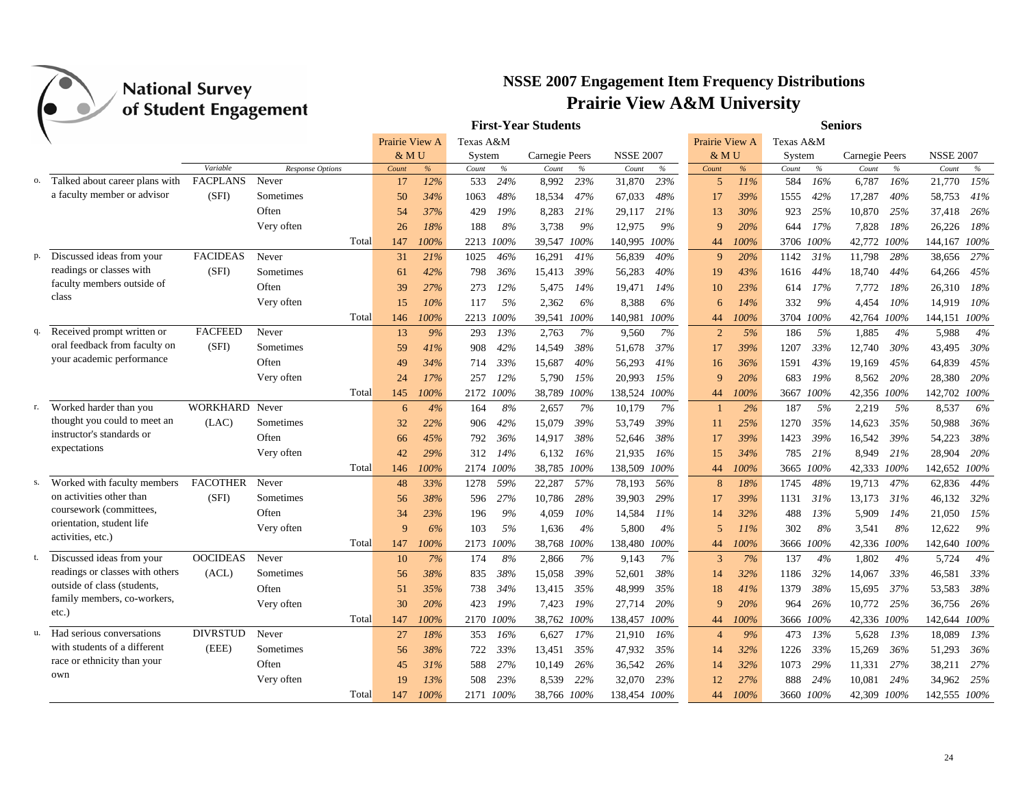# National Survey of Student Engagement

## NSSE 2007 Engagement Item Frequency Distributions
## Prairie View A&M University

| | | Variable | Response Options | | First-Year Students | | | | | | | | Seniors | | | | | | | |
|---|---|---|---|---|---|---|---|---|---|---|---|---|---|---|---|---|---|---|---|---|
| | | | | | Prairie View A&MU | | Texas A&M System | | Carnegie Peers | | NSSE 2007 | | Prairie View A&MU | | Texas A&M System | | Carnegie Peers | | NSSE 2007 | |
| | | | | | Count | % | Count | % | Count | % | Count | % | Count | % | Count | % | Count | % | Count | % |
| o. | Talked about career plans with a faculty member or advisor | FACPLANS (SFI) | Never | | 17 | 12% | 533 | 24% | 8,992 | 23% | 31,870 | 23% | 5 | 11% | 584 | 16% | 6,787 | 16% | 21,770 | 15% |
| | | | Sometimes | | 50 | 34% | 1063 | 48% | 18,534 | 47% | 67,033 | 48% | 17 | 39% | 1555 | 42% | 17,287 | 40% | 58,753 | 41% |
| | | | Often | | 54 | 37% | 429 | 19% | 8,283 | 21% | 29,117 | 21% | 13 | 30% | 923 | 25% | 10,870 | 25% | 37,418 | 26% |
| | | | Very often | | 26 | 18% | 188 | 8% | 3,738 | 9% | 12,975 | 9% | 9 | 20% | 644 | 17% | 7,828 | 18% | 26,226 | 18% |
| | | | | Total | 147 | 100% | 2213 | 100% | 39,547 | 100% | 140,995 | 100% | 44 | 100% | 3706 | 100% | 42,772 | 100% | 144,167 | 100% |
| p. | Discussed ideas from your readings or classes with faculty members outside of class | FACIDEAS (SFI) | Never | | 31 | 21% | 1025 | 46% | 16,291 | 41% | 56,839 | 40% | 9 | 20% | 1142 | 31% | 11,798 | 28% | 38,656 | 27% |
| | | | Sometimes | | 61 | 42% | 798 | 36% | 15,413 | 39% | 56,283 | 40% | 19 | 43% | 1616 | 44% | 18,740 | 44% | 64,266 | 45% |
| | | | Often | | 39 | 27% | 273 | 12% | 5,475 | 14% | 19,471 | 14% | 10 | 23% | 614 | 17% | 7,772 | 18% | 26,310 | 18% |
| | | | Very often | | 15 | 10% | 117 | 5% | 2,362 | 6% | 8,388 | 6% | 6 | 14% | 332 | 9% | 4,454 | 10% | 14,919 | 10% |
| | | | | Total | 146 | 100% | 2213 | 100% | 39,541 | 100% | 140,981 | 100% | 44 | 100% | 3704 | 100% | 42,764 | 100% | 144,151 | 100% |
| q. | Received prompt written or oral feedback from faculty on your academic performance | FACFEED (SFI) | Never | | 13 | 9% | 293 | 13% | 2,763 | 7% | 9,560 | 7% | 2 | 5% | 186 | 5% | 1,885 | 4% | 5,988 | 4% |
| | | | Sometimes | | 59 | 41% | 908 | 42% | 14,549 | 38% | 51,678 | 37% | 17 | 39% | 1207 | 33% | 12,740 | 30% | 43,495 | 30% |
| | | | Often | | 49 | 34% | 714 | 33% | 15,687 | 40% | 56,293 | 41% | 16 | 36% | 1591 | 43% | 19,169 | 45% | 64,839 | 45% |
| | | | Very often | | 24 | 17% | 257 | 12% | 5,790 | 15% | 20,993 | 15% | 9 | 20% | 683 | 19% | 8,562 | 20% | 28,380 | 20% |
| | | | | Total | 145 | 100% | 2172 | 100% | 38,789 | 100% | 138,524 | 100% | 44 | 100% | 3667 | 100% | 42,356 | 100% | 142,702 | 100% |
| r. | Worked harder than you thought you could to meet an instructor's standards or expectations | WORKHARD (LAC) | Never | | 6 | 4% | 164 | 8% | 2,657 | 7% | 10,179 | 7% | 1 | 2% | 187 | 5% | 2,219 | 5% | 8,537 | 6% |
| | | | Sometimes | | 32 | 22% | 906 | 42% | 15,079 | 39% | 53,749 | 39% | 11 | 25% | 1270 | 35% | 14,623 | 35% | 50,988 | 36% |
| | | | Often | | 66 | 45% | 792 | 36% | 14,917 | 38% | 52,646 | 38% | 17 | 39% | 1423 | 39% | 16,542 | 39% | 54,223 | 38% |
| | | | Very often | | 42 | 29% | 312 | 14% | 6,132 | 16% | 21,935 | 16% | 15 | 34% | 785 | 21% | 8,949 | 21% | 28,904 | 20% |
| | | | | Total | 146 | 100% | 2174 | 100% | 38,785 | 100% | 138,509 | 100% | 44 | 100% | 3665 | 100% | 42,333 | 100% | 142,652 | 100% |
| s. | Worked with faculty members on activities other than coursework (committees, orientation, student life activities, etc.) | FACOTHER (SFI) | Never | | 48 | 33% | 1278 | 59% | 22,287 | 57% | 78,193 | 56% | 8 | 18% | 1745 | 48% | 19,713 | 47% | 62,836 | 44% |
| | | | Sometimes | | 56 | 38% | 596 | 27% | 10,786 | 28% | 39,903 | 29% | 17 | 39% | 1131 | 31% | 13,173 | 31% | 46,132 | 32% |
| | | | Often | | 34 | 23% | 196 | 9% | 4,059 | 10% | 14,584 | 11% | 14 | 32% | 488 | 13% | 5,909 | 14% | 21,050 | 15% |
| | | | Very often | | 9 | 6% | 103 | 5% | 1,636 | 4% | 5,800 | 4% | 5 | 11% | 302 | 8% | 3,541 | 8% | 12,622 | 9% |
| | | | | Total | 147 | 100% | 2173 | 100% | 38,768 | 100% | 138,480 | 100% | 44 | 100% | 3666 | 100% | 42,336 | 100% | 142,640 | 100% |
| t. | Discussed ideas from your readings or classes with others outside of class (students, family members, co-workers, etc.) | OOCIDEAS (ACL) | Never | | 10 | 7% | 174 | 8% | 2,866 | 7% | 9,143 | 7% | 3 | 7% | 137 | 4% | 1,802 | 4% | 5,724 | 4% |
| | | | Sometimes | | 56 | 38% | 835 | 38% | 15,058 | 39% | 52,601 | 38% | 14 | 32% | 1186 | 32% | 14,067 | 33% | 46,581 | 33% |
| | | | Often | | 51 | 35% | 738 | 34% | 13,415 | 35% | 48,999 | 35% | 18 | 41% | 1379 | 38% | 15,695 | 37% | 53,583 | 38% |
| | | | Very often | | 30 | 20% | 423 | 19% | 7,423 | 19% | 27,714 | 20% | 9 | 20% | 964 | 26% | 10,772 | 25% | 36,756 | 26% |
| | | | | Total | 147 | 100% | 2170 | 100% | 38,762 | 100% | 138,457 | 100% | 44 | 100% | 3666 | 100% | 42,336 | 100% | 142,644 | 100% |
| u. | Had serious conversations with students of a different race or ethnicity than your own | DIVRSTUD (EEE) | Never | | 27 | 18% | 353 | 16% | 6,627 | 17% | 21,910 | 16% | 4 | 9% | 473 | 13% | 5,628 | 13% | 18,089 | 13% |
| | | | Sometimes | | 56 | 38% | 722 | 33% | 13,451 | 35% | 47,932 | 35% | 14 | 32% | 1226 | 33% | 15,269 | 36% | 51,293 | 36% |
| | | | Often | | 45 | 31% | 588 | 27% | 10,149 | 26% | 36,542 | 26% | 14 | 32% | 1073 | 29% | 11,331 | 27% | 38,211 | 27% |
| | | | Very often | | 19 | 13% | 508 | 23% | 8,539 | 22% | 32,070 | 23% | 12 | 27% | 888 | 24% | 10,081 | 24% | 34,962 | 25% |
| | | | | Total | 147 | 100% | 2171 | 100% | 38,766 | 100% | 138,454 | 100% | 44 | 100% | 3660 | 100% | 42,309 | 100% | 142,555 | 100% |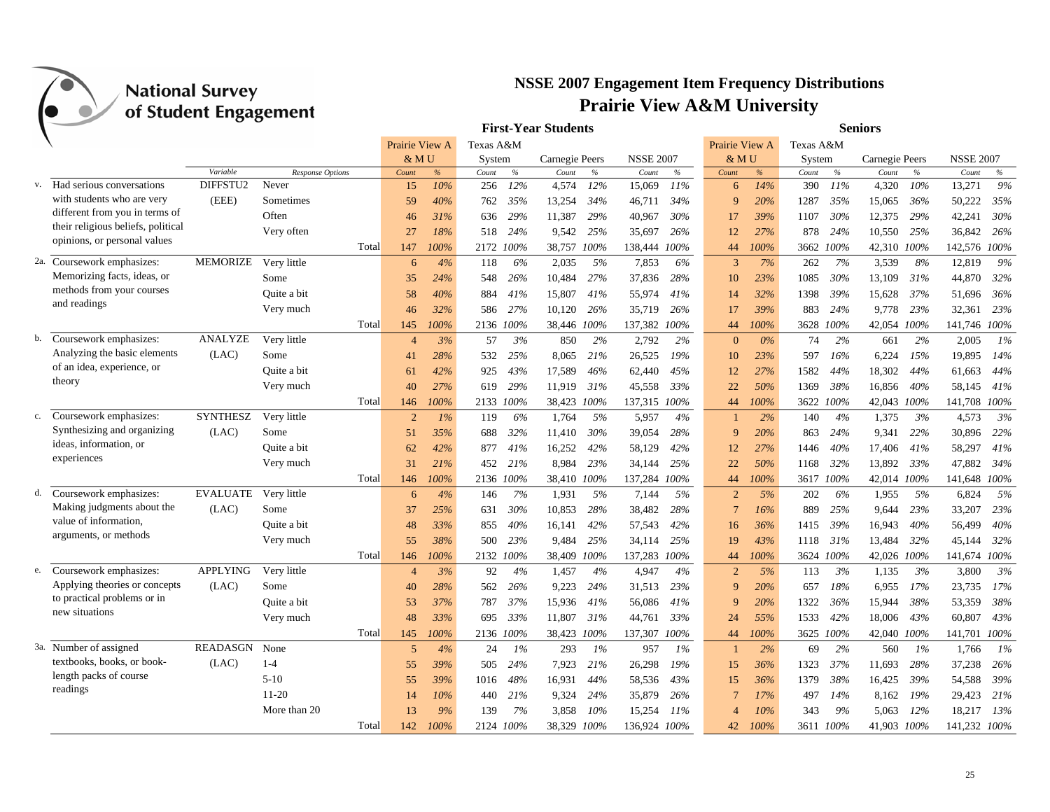# NSSE 2007 Engagement Item Frequency Distributions

## Prairie View A&M University

| | | | | First-Year Students | | | | | | | | Seniors | | | | | | | |
|---|---|---|---|---|---|---|---|---|---|---|---|---|---|---|---|---|---|---|---|
| | | | | Prairie View A&MU | | Texas A&M System | | Carnegie Peers | | NSSE 2007 | | Prairie View A&MU | | Texas A&M System | | Carnegie Peers | | NSSE 2007 | |
| | Variable | Response Options | | Count | % | Count | % | Count | % | Count | % | Count | % | Count | % | Count | % | Count | % |
| v. Had serious conversations with students who are very different from you in terms of their religious beliefs, political opinions, or personal values | DIFFSTU2 (EEE) | Never | | 15 | 10% | 256 | 12% | 4,574 | 12% | 15,069 | 11% | 6 | 14% | 390 | 11% | 4,320 | 10% | 13,271 | 9% |
| | | Sometimes | | 59 | 40% | 762 | 35% | 13,254 | 34% | 46,711 | 34% | 9 | 20% | 1287 | 35% | 15,065 | 36% | 50,222 | 35% |
| | | Often | | 46 | 31% | 636 | 29% | 11,387 | 29% | 40,967 | 30% | 17 | 39% | 1107 | 30% | 12,375 | 29% | 42,241 | 30% |
| | | Very often | | 27 | 18% | 518 | 24% | 9,542 | 25% | 35,697 | 26% | 12 | 27% | 878 | 24% | 10,550 | 25% | 36,842 | 26% |
| | | | Total | 147 | 100% | 2172 | 100% | 38,757 | 100% | 138,444 | 100% | 44 | 100% | 3662 | 100% | 42,310 | 100% | 142,576 | 100% |
| 2a. Coursework emphasizes: Memorizing facts, ideas, or methods from your courses and readings | MEMORIZE | Very little | | 6 | 4% | 118 | 6% | 2,035 | 5% | 7,853 | 6% | 3 | 7% | 262 | 7% | 3,539 | 8% | 12,819 | 9% |
| | | Some | | 35 | 24% | 548 | 26% | 10,484 | 27% | 37,836 | 28% | 10 | 23% | 1085 | 30% | 13,109 | 31% | 44,870 | 32% |
| | | Quite a bit | | 58 | 40% | 884 | 41% | 15,807 | 41% | 55,974 | 41% | 14 | 32% | 1398 | 39% | 15,628 | 37% | 51,696 | 36% |
| | | Very much | | 46 | 32% | 586 | 27% | 10,120 | 26% | 35,719 | 26% | 17 | 39% | 883 | 24% | 9,778 | 23% | 32,361 | 23% |
| | | | Total | 145 | 100% | 2136 | 100% | 38,446 | 100% | 137,382 | 100% | 44 | 100% | 3628 | 100% | 42,054 | 100% | 141,746 | 100% |
| b. Coursework emphasizes: Analyzing the basic elements of an idea, experience, or theory | ANALYZE (LAC) | Very little | | 4 | 3% | 57 | 3% | 850 | 2% | 2,792 | 2% | 0 | 0% | 74 | 2% | 661 | 2% | 2,005 | 1% |
| | | Some | | 41 | 28% | 532 | 25% | 8,065 | 21% | 26,525 | 19% | 10 | 23% | 597 | 16% | 6,224 | 15% | 19,895 | 14% |
| | | Quite a bit | | 61 | 42% | 925 | 43% | 17,589 | 46% | 62,440 | 45% | 12 | 27% | 1582 | 44% | 18,302 | 44% | 61,663 | 44% |
| | | Very much | | 40 | 27% | 619 | 29% | 11,919 | 31% | 45,558 | 33% | 22 | 50% | 1369 | 38% | 16,856 | 40% | 58,145 | 41% |
| | | | Total | 146 | 100% | 2133 | 100% | 38,423 | 100% | 137,315 | 100% | 44 | 100% | 3622 | 100% | 42,043 | 100% | 141,708 | 100% |
| c. Coursework emphasizes: Synthesizing and organizing ideas, information, or experiences | SYNTHESZ (LAC) | Very little | | 2 | 1% | 119 | 6% | 1,764 | 5% | 5,957 | 4% | 1 | 2% | 140 | 4% | 1,375 | 3% | 4,573 | 3% |
| | | Some | | 51 | 35% | 688 | 32% | 11,410 | 30% | 39,054 | 28% | 9 | 20% | 863 | 24% | 9,341 | 22% | 30,896 | 22% |
| | | Quite a bit | | 62 | 42% | 877 | 41% | 16,252 | 42% | 58,129 | 42% | 12 | 27% | 1446 | 40% | 17,406 | 41% | 58,297 | 41% |
| | | Very much | | 31 | 21% | 452 | 21% | 8,984 | 23% | 34,144 | 25% | 22 | 50% | 1168 | 32% | 13,892 | 33% | 47,882 | 34% |
| | | | Total | 146 | 100% | 2136 | 100% | 38,410 | 100% | 137,284 | 100% | 44 | 100% | 3617 | 100% | 42,014 | 100% | 141,648 | 100% |
| d. Coursework emphasizes: Making judgments about the value of information, arguments, or methods | EVALUATE (LAC) | Very little | | 6 | 4% | 146 | 7% | 1,931 | 5% | 7,144 | 5% | 2 | 5% | 202 | 6% | 1,955 | 5% | 6,824 | 5% |
| | | Some | | 37 | 25% | 631 | 30% | 10,853 | 28% | 38,482 | 28% | 7 | 16% | 889 | 25% | 9,644 | 23% | 33,207 | 23% |
| | | Quite a bit | | 48 | 33% | 855 | 40% | 16,141 | 42% | 57,543 | 42% | 16 | 36% | 1415 | 39% | 16,943 | 40% | 56,499 | 40% |
| | | Very much | | 55 | 38% | 500 | 23% | 9,484 | 25% | 34,114 | 25% | 19 | 43% | 1118 | 31% | 13,484 | 32% | 45,144 | 32% |
| | | | Total | 146 | 100% | 2132 | 100% | 38,409 | 100% | 137,283 | 100% | 44 | 100% | 3624 | 100% | 42,026 | 100% | 141,674 | 100% |
| e. Coursework emphasizes: Applying theories or concepts to practical problems or in new situations | APPLYING (LAC) | Very little | | 4 | 3% | 92 | 4% | 1,457 | 4% | 4,947 | 4% | 2 | 5% | 113 | 3% | 1,135 | 3% | 3,800 | 3% |
| | | Some | | 40 | 28% | 562 | 26% | 9,223 | 24% | 31,513 | 23% | 9 | 20% | 657 | 18% | 6,955 | 17% | 23,735 | 17% |
| | | Quite a bit | | 53 | 37% | 787 | 37% | 15,936 | 41% | 56,086 | 41% | 9 | 20% | 1322 | 36% | 15,944 | 38% | 53,359 | 38% |
| | | Very much | | 48 | 33% | 695 | 33% | 11,807 | 31% | 44,761 | 33% | 24 | 55% | 1533 | 42% | 18,006 | 43% | 60,807 | 43% |
| | | | Total | 145 | 100% | 2136 | 100% | 38,423 | 100% | 137,307 | 100% | 44 | 100% | 3625 | 100% | 42,040 | 100% | 141,701 | 100% |
| 3a. Number of assigned textbooks, books, or book-length packs of course readings | READASGN (LAC) | None | | 5 | 4% | 24 | 1% | 293 | 1% | 957 | 1% | 1 | 2% | 69 | 2% | 560 | 1% | 1,766 | 1% |
| | | 1-4 | | 55 | 39% | 505 | 24% | 7,923 | 21% | 26,298 | 19% | 15 | 36% | 1323 | 37% | 11,693 | 28% | 37,238 | 26% |
| | | 5-10 | | 55 | 39% | 1016 | 48% | 16,931 | 44% | 58,536 | 43% | 15 | 36% | 1379 | 38% | 16,425 | 39% | 54,588 | 39% |
| | | 11-20 | | 14 | 10% | 440 | 21% | 9,324 | 24% | 35,879 | 26% | 7 | 17% | 497 | 14% | 8,162 | 19% | 29,423 | 21% |
| | | More than 20 | | 13 | 9% | 139 | 7% | 3,858 | 10% | 15,254 | 11% | 4 | 10% | 343 | 9% | 5,063 | 12% | 18,217 | 13% |
| | | | Total | 142 | 100% | 2124 | 100% | 38,329 | 100% | 136,924 | 100% | 42 | 100% | 3611 | 100% | 41,903 | 100% | 141,232 | 100% |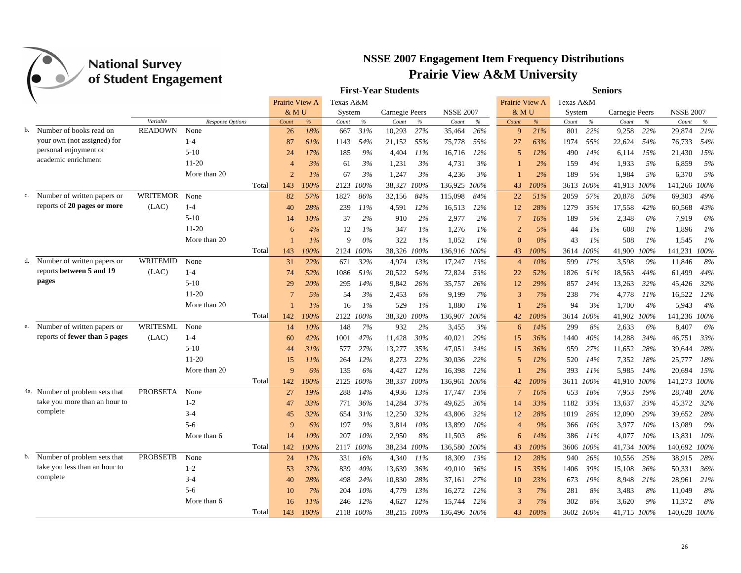# NSSE 2007 Engagement Item Frequency Distributions

## Prairie View A&M University

| | | Variable | Response Options | First-Year Students: Prairie View A&M U Count | % | Texas A&M System Count | % | Carnegie Peers Count | % | NSSE 2007 Count | % | Seniors: Prairie View A&M U Count | % | Texas A&M System Count | % | Carnegie Peers Count | % | NSSE 2007 Count | % |
|---|---|---|---|---|---|---|---|---|---|---|---|---|---|---|---|---|---|---|---|
| b. | Number of books read on your own (not assigned) for personal enjoyment or academic enrichment | READOWN | None | 26 | *18%* | 667 | *31%* | 10,293 | *27%* | 35,464 | *26%* | 9 | *21%* | 801 | *22%* | 9,258 | *22%* | 29,874 | *21%* |
| | | | 1-4 | 87 | *61%* | 1143 | *54%* | 21,152 | *55%* | 75,778 | *55%* | 27 | *63%* | 1974 | *55%* | 22,624 | *54%* | 76,733 | *54%* |
| | | | 5-10 | 24 | *17%* | 185 | *9%* | 4,404 | *11%* | 16,716 | *12%* | 5 | *12%* | 490 | *14%* | 6,114 | *15%* | 21,430 | *15%* |
| | | | 11-20 | 4 | *3%* | 61 | *3%* | 1,231 | *3%* | 4,731 | *3%* | 1 | *2%* | 159 | *4%* | 1,933 | *5%* | 6,859 | *5%* |
| | | | More than 20 | 2 | *1%* | 67 | *3%* | 1,247 | *3%* | 4,236 | *3%* | 1 | *2%* | 189 | *5%* | 1,984 | *5%* | 6,370 | *5%* |
| | | | Total | 143 | *100%* | 2123 | *100%* | 38,327 | *100%* | 136,925 | *100%* | 43 | *100%* | 3613 | *100%* | 41,913 | *100%* | 141,266 | *100%* |
| c. | Number of written papers or reports of **20 pages or more** | WRITEMOR (LAC) | None | 82 | *57%* | 1827 | *86%* | 32,156 | *84%* | 115,098 | *84%* | 22 | *51%* | 2059 | *57%* | 20,878 | *50%* | 69,303 | *49%* |
| | | | 1-4 | 40 | *28%* | 239 | *11%* | 4,591 | *12%* | 16,513 | *12%* | 12 | *28%* | 1279 | *35%* | 17,558 | *42%* | 60,568 | *43%* |
| | | | 5-10 | 14 | *10%* | 37 | *2%* | 910 | *2%* | 2,977 | *2%* | 7 | *16%* | 189 | *5%* | 2,348 | *6%* | 7,919 | *6%* |
| | | | 11-20 | 6 | *4%* | 12 | *1%* | 347 | *1%* | 1,276 | *1%* | 2 | *5%* | 44 | *1%* | 608 | *1%* | 1,896 | *1%* |
| | | | More than 20 | 1 | *1%* | 9 | *0%* | 322 | *1%* | 1,052 | *1%* | 0 | *0%* | 43 | *1%* | 508 | *1%* | 1,545 | *1%* |
| | | | Total | 143 | *100%* | 2124 | *100%* | 38,326 | *100%* | 136,916 | *100%* | 43 | *100%* | 3614 | *100%* | 41,900 | *100%* | 141,231 | *100%* |
| d. | Number of written papers or reports **between 5 and 19 pages** | WRITEMID (LAC) | None | 31 | *22%* | 671 | *32%* | 4,974 | *13%* | 17,247 | *13%* | 4 | *10%* | 599 | *17%* | 3,598 | *9%* | 11,846 | *8%* |
| | | | 1-4 | 74 | *52%* | 1086 | *51%* | 20,522 | *54%* | 72,824 | *53%* | 22 | *52%* | 1826 | *51%* | 18,563 | *44%* | 61,499 | *44%* |
| | | | 5-10 | 29 | *20%* | 295 | *14%* | 9,842 | *26%* | 35,757 | *26%* | 12 | *29%* | 857 | *24%* | 13,263 | *32%* | 45,426 | *32%* |
| | | | 11-20 | 7 | *5%* | 54 | *3%* | 2,453 | *6%* | 9,199 | *7%* | 3 | *7%* | 238 | *7%* | 4,778 | *11%* | 16,522 | *12%* |
| | | | More than 20 | 1 | *1%* | 16 | *1%* | 529 | *1%* | 1,880 | *1%* | 1 | *2%* | 94 | *3%* | 1,700 | *4%* | 5,943 | *4%* |
| | | | Total | 142 | *100%* | 2122 | *100%* | 38,320 | *100%* | 136,907 | *100%* | 42 | *100%* | 3614 | *100%* | 41,902 | *100%* | 141,236 | *100%* |
| e. | Number of written papers or reports of **fewer than 5 pages** | WRITESML (LAC) | None | 14 | *10%* | 148 | *7%* | 932 | *2%* | 3,455 | *3%* | 6 | *14%* | 299 | *8%* | 2,633 | *6%* | 8,407 | *6%* |
| | | | 1-4 | 60 | *42%* | 1001 | *47%* | 11,428 | *30%* | 40,021 | *29%* | 15 | *36%* | 1440 | *40%* | 14,288 | *34%* | 46,751 | *33%* |
| | | | 5-10 | 44 | *31%* | 577 | *27%* | 13,277 | *35%* | 47,051 | *34%* | 15 | *36%* | 959 | *27%* | 11,652 | *28%* | 39,644 | *28%* |
| | | | 11-20 | 15 | *11%* | 264 | *12%* | 8,273 | *22%* | 30,036 | *22%* | 5 | *12%* | 520 | *14%* | 7,352 | *18%* | 25,777 | *18%* |
| | | | More than 20 | 9 | *6%* | 135 | *6%* | 4,427 | *12%* | 16,398 | *12%* | 1 | *2%* | 393 | *11%* | 5,985 | *14%* | 20,694 | *15%* |
| | | | Total | 142 | *100%* | 2125 | *100%* | 38,337 | *100%* | 136,961 | *100%* | 42 | *100%* | 3611 | *100%* | 41,910 | *100%* | 141,273 | *100%* |
| 4a. | Number of problem sets that take you more than an hour to complete | PROBSETA | None | 27 | *19%* | 288 | *14%* | 4,936 | *13%* | 17,747 | *13%* | 7 | *16%* | 653 | *18%* | 7,953 | *19%* | 28,748 | *20%* |
| | | | 1-2 | 47 | *33%* | 771 | *36%* | 14,284 | *37%* | 49,625 | *36%* | 14 | *33%* | 1182 | *33%* | 13,637 | *33%* | 45,372 | *32%* |
| | | | 3-4 | 45 | *32%* | 654 | *31%* | 12,250 | *32%* | 43,806 | *32%* | 12 | *28%* | 1019 | *28%* | 12,090 | *29%* | 39,652 | *28%* |
| | | | 5-6 | 9 | *6%* | 197 | *9%* | 3,814 | *10%* | 13,899 | *10%* | 4 | *9%* | 366 | *10%* | 3,977 | *10%* | 13,089 | *9%* |
| | | | More than 6 | 14 | *10%* | 207 | *10%* | 2,950 | *8%* | 11,503 | *8%* | 6 | *14%* | 386 | *11%* | 4,077 | *10%* | 13,831 | *10%* |
| | | | Total | 142 | *100%* | 2117 | *100%* | 38,234 | *100%* | 136,580 | *100%* | 43 | *100%* | 3606 | *100%* | 41,734 | *100%* | 140,692 | *100%* |
| b. | Number of problem sets that take you less than an hour to complete | PROBSETB | None | 24 | *17%* | 331 | *16%* | 4,340 | *11%* | 18,309 | *13%* | 12 | *28%* | 940 | *26%* | 10,556 | *25%* | 38,915 | *28%* |
| | | | 1-2 | 53 | *37%* | 839 | *40%* | 13,639 | *36%* | 49,010 | *36%* | 15 | *35%* | 1406 | *39%* | 15,108 | *36%* | 50,331 | *36%* |
| | | | 3-4 | 40 | *28%* | 498 | *24%* | 10,830 | *28%* | 37,161 | *27%* | 10 | *23%* | 673 | *19%* | 8,948 | *21%* | 28,961 | *21%* |
| | | | 5-6 | 10 | *7%* | 204 | *10%* | 4,779 | *13%* | 16,272 | *12%* | 3 | *7%* | 281 | *8%* | 3,483 | *8%* | 11,049 | *8%* |
| | | | More than 6 | 16 | *11%* | 246 | *12%* | 4,627 | *12%* | 15,744 | *12%* | 3 | *7%* | 302 | *8%* | 3,620 | *9%* | 11,372 | *8%* |
| | | | Total | 143 | *100%* | 2118 | *100%* | 38,215 | *100%* | 136,496 | *100%* | 43 | *100%* | 3602 | *100%* | 41,715 | *100%* | 140,628 | *100%* |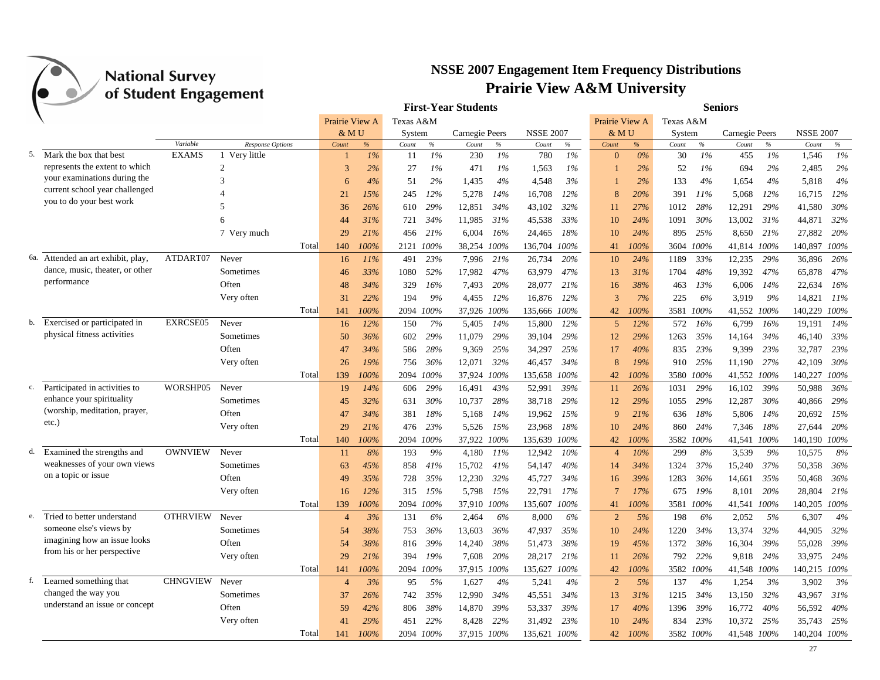National Survey of Student Engagement

# NSSE 2007 Engagement Item Frequency Distributions
## Prairie View A&M University

| | | | | First-Year Students | | | | | | | | Seniors | | | | | | | |
|---|---|---|---|---|---|---|---|---|---|---|---|---|---|---|---|---|---|---|---|
| | | | | Prairie View A&MU | | Texas A&M System | | Carnegie Peers | | NSSE 2007 | | Prairie View A&MU | | Texas A&M System | | Carnegie Peers | | NSSE 2007 | |
| | | Variable | Response Options | Count | % | Count | % | Count | % | Count | % | Count | % | Count | % | Count | % | Count | % |
| 5. | Mark the box that best represents the extent to which your examinations during the current school year challenged you to do your best work | EXAMS | 1 Very little | 1 | 1% | 11 | 1% | 230 | 1% | 780 | 1% | 0 | 0% | 30 | 1% | 455 | 1% | 1,546 | 1% |
| | | | 2 | 3 | 2% | 27 | 1% | 471 | 1% | 1,563 | 1% | 1 | 2% | 52 | 1% | 694 | 2% | 2,485 | 2% |
| | | | 3 | 6 | 4% | 51 | 2% | 1,435 | 4% | 4,548 | 3% | 1 | 2% | 133 | 4% | 1,654 | 4% | 5,818 | 4% |
| | | | 4 | 21 | 15% | 245 | 12% | 5,278 | 14% | 16,708 | 12% | 8 | 20% | 391 | 11% | 5,068 | 12% | 16,715 | 12% |
| | | | 5 | 36 | 26% | 610 | 29% | 12,851 | 34% | 43,102 | 32% | 11 | 27% | 1012 | 28% | 12,291 | 29% | 41,580 | 30% |
| | | | 6 | 44 | 31% | 721 | 34% | 11,985 | 31% | 45,538 | 33% | 10 | 24% | 1091 | 30% | 13,002 | 31% | 44,871 | 32% |
| | | | 7 Very much | 29 | 21% | 456 | 21% | 6,004 | 16% | 24,465 | 18% | 10 | 24% | 895 | 25% | 8,650 | 21% | 27,882 | 20% |
| | | | Total | 140 | 100% | 2121 | 100% | 38,254 | 100% | 136,704 | 100% | 41 | 100% | 3604 | 100% | 41,814 | 100% | 140,897 | 100% |
| 6a. | Attended an art exhibit, play, dance, music, theater, or other performance | ATDART07 | Never | 16 | 11% | 491 | 23% | 7,996 | 21% | 26,734 | 20% | 10 | 24% | 1189 | 33% | 12,235 | 29% | 36,896 | 26% |
| | | | Sometimes | 46 | 33% | 1080 | 52% | 17,982 | 47% | 63,979 | 47% | 13 | 31% | 1704 | 48% | 19,392 | 47% | 65,878 | 47% |
| | | | Often | 48 | 34% | 329 | 16% | 7,493 | 20% | 28,077 | 21% | 16 | 38% | 463 | 13% | 6,006 | 14% | 22,634 | 16% |
| | | | Very often | 31 | 22% | 194 | 9% | 4,455 | 12% | 16,876 | 12% | 3 | 7% | 225 | 6% | 3,919 | 9% | 14,821 | 11% |
| | | | Total | 141 | 100% | 2094 | 100% | 37,926 | 100% | 135,666 | 100% | 42 | 100% | 3581 | 100% | 41,552 | 100% | 140,229 | 100% |
| b. | Exercised or participated in physical fitness activities | EXRCSE05 | Never | 16 | 12% | 150 | 7% | 5,405 | 14% | 15,800 | 12% | 5 | 12% | 572 | 16% | 6,799 | 16% | 19,191 | 14% |
| | | | Sometimes | 50 | 36% | 602 | 29% | 11,079 | 29% | 39,104 | 29% | 12 | 29% | 1263 | 35% | 14,164 | 34% | 46,140 | 33% |
| | | | Often | 47 | 34% | 586 | 28% | 9,369 | 25% | 34,297 | 25% | 17 | 40% | 835 | 23% | 9,399 | 23% | 32,787 | 23% |
| | | | Very often | 26 | 19% | 756 | 36% | 12,071 | 32% | 46,457 | 34% | 8 | 19% | 910 | 25% | 11,190 | 27% | 42,109 | 30% |
| | | | Total | 139 | 100% | 2094 | 100% | 37,924 | 100% | 135,658 | 100% | 42 | 100% | 3580 | 100% | 41,552 | 100% | 140,227 | 100% |
| c. | Participated in activities to enhance your spirituality (worship, meditation, prayer, etc.) | WORSHP05 | Never | 19 | 14% | 606 | 29% | 16,491 | 43% | 52,991 | 39% | 11 | 26% | 1031 | 29% | 16,102 | 39% | 50,988 | 36% |
| | | | Sometimes | 45 | 32% | 631 | 30% | 10,737 | 28% | 38,718 | 29% | 12 | 29% | 1055 | 29% | 12,287 | 30% | 40,866 | 29% |
| | | | Often | 47 | 34% | 381 | 18% | 5,168 | 14% | 19,962 | 15% | 9 | 21% | 636 | 18% | 5,806 | 14% | 20,692 | 15% |
| | | | Very often | 29 | 21% | 476 | 23% | 5,526 | 15% | 23,968 | 18% | 10 | 24% | 860 | 24% | 7,346 | 18% | 27,644 | 20% |
| | | | Total | 140 | 100% | 2094 | 100% | 37,922 | 100% | 135,639 | 100% | 42 | 100% | 3582 | 100% | 41,541 | 100% | 140,190 | 100% |
| d. | Examined the strengths and weaknesses of your own views on a topic or issue | OWNVIEW | Never | 11 | 8% | 193 | 9% | 4,180 | 11% | 12,942 | 10% | 4 | 10% | 299 | 8% | 3,539 | 9% | 10,575 | 8% |
| | | | Sometimes | 63 | 45% | 858 | 41% | 15,702 | 41% | 54,147 | 40% | 14 | 34% | 1324 | 37% | 15,240 | 37% | 50,358 | 36% |
| | | | Often | 49 | 35% | 728 | 35% | 12,230 | 32% | 45,727 | 34% | 16 | 39% | 1283 | 36% | 14,661 | 35% | 50,468 | 36% |
| | | | Very often | 16 | 12% | 315 | 15% | 5,798 | 15% | 22,791 | 17% | 7 | 17% | 675 | 19% | 8,101 | 20% | 28,804 | 21% |
| | | | Total | 139 | 100% | 2094 | 100% | 37,910 | 100% | 135,607 | 100% | 41 | 100% | 3581 | 100% | 41,541 | 100% | 140,205 | 100% |
| e. | Tried to better understand someone else's views by imagining how an issue looks from his or her perspective | OTHRVIEW | Never | 4 | 3% | 131 | 6% | 2,464 | 6% | 8,000 | 6% | 2 | 5% | 198 | 6% | 2,052 | 5% | 6,307 | 4% |
| | | | Sometimes | 54 | 38% | 753 | 36% | 13,603 | 36% | 47,937 | 35% | 10 | 24% | 1220 | 34% | 13,374 | 32% | 44,905 | 32% |
| | | | Often | 54 | 38% | 816 | 39% | 14,240 | 38% | 51,473 | 38% | 19 | 45% | 1372 | 38% | 16,304 | 39% | 55,028 | 39% |
| | | | Very often | 29 | 21% | 394 | 19% | 7,608 | 20% | 28,217 | 21% | 11 | 26% | 792 | 22% | 9,818 | 24% | 33,975 | 24% |
| | | | Total | 141 | 100% | 2094 | 100% | 37,915 | 100% | 135,627 | 100% | 42 | 100% | 3582 | 100% | 41,548 | 100% | 140,215 | 100% |
| f. | Learned something that changed the way you understand an issue or concept | CHNGVIEW | Never | 4 | 3% | 95 | 5% | 1,627 | 4% | 5,241 | 4% | 2 | 5% | 137 | 4% | 1,254 | 3% | 3,902 | 3% |
| | | | Sometimes | 37 | 26% | 742 | 35% | 12,990 | 34% | 45,551 | 34% | 13 | 31% | 1215 | 34% | 13,150 | 32% | 43,967 | 31% |
| | | | Often | 59 | 42% | 806 | 38% | 14,870 | 39% | 53,337 | 39% | 17 | 40% | 1396 | 39% | 16,772 | 40% | 56,592 | 40% |
| | | | Very often | 41 | 29% | 451 | 22% | 8,428 | 22% | 31,492 | 23% | 10 | 24% | 834 | 23% | 10,372 | 25% | 35,743 | 25% |
| | | | Total | 141 | 100% | 2094 | 100% | 37,915 | 100% | 135,621 | 100% | 42 | 100% | 3582 | 100% | 41,548 | 100% | 140,204 | 100% |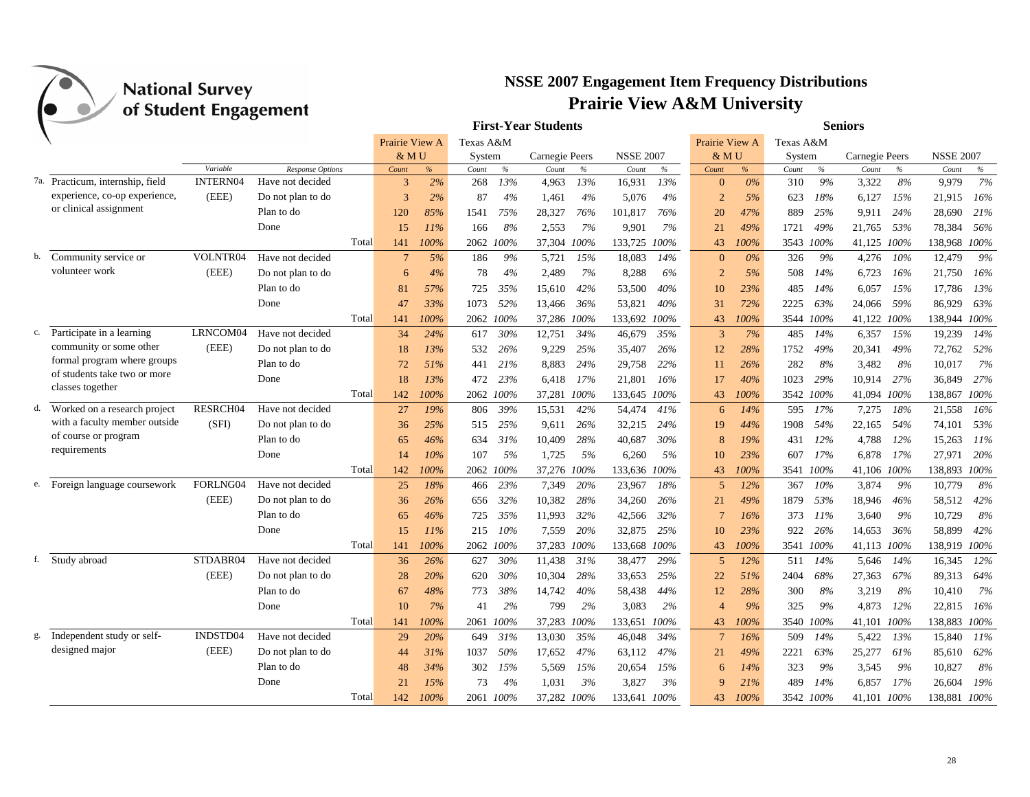# NSSE 2007 Engagement Item Frequency Distributions

## Prairie View A&M University

| | Variable | Response Options | | First-Year Students: Prairie View A&MU Count | % | Texas A&M System Count | % | Carnegie Peers Count | % | NSSE 2007 Count | % | Seniors: Prairie View A&MU Count | % | Texas A&M System Count | % | Carnegie Peers Count | % | NSSE 2007 Count | % |
|---|---|---|---|---|---|---|---|---|---|---|---|---|---|---|---|---|---|---|---|
| 7a. Practicum, internship, field experience, co-op experience, or clinical assignment | INTERN04 (EEE) | Have not decided | | 3 | 2% | 268 | 13% | 4,963 | 13% | 16,931 | 13% | 0 | 0% | 310 | 9% | 3,322 | 8% | 9,979 | 7% |
| | | Do not plan to do | | 3 | 2% | 87 | 4% | 1,461 | 4% | 5,076 | 4% | 2 | 5% | 623 | 18% | 6,127 | 15% | 21,915 | 16% |
| | | Plan to do | | 120 | 85% | 1541 | 75% | 28,327 | 76% | 101,817 | 76% | 20 | 47% | 889 | 25% | 9,911 | 24% | 28,690 | 21% |
| | | Done | | 15 | 11% | 166 | 8% | 2,553 | 7% | 9,901 | 7% | 21 | 49% | 1721 | 49% | 21,765 | 53% | 78,384 | 56% |
| | | | Total | 141 | 100% | 2062 | 100% | 37,304 | 100% | 133,725 | 100% | 43 | 100% | 3543 | 100% | 41,125 | 100% | 138,968 | 100% |
| b. Community service or volunteer work | VOLNTR04 (EEE) | Have not decided | | 7 | 5% | 186 | 9% | 5,721 | 15% | 18,083 | 14% | 0 | 0% | 326 | 9% | 4,276 | 10% | 12,479 | 9% |
| | | Do not plan to do | | 6 | 4% | 78 | 4% | 2,489 | 7% | 8,288 | 6% | 2 | 5% | 508 | 14% | 6,723 | 16% | 21,750 | 16% |
| | | Plan to do | | 81 | 57% | 725 | 35% | 15,610 | 42% | 53,500 | 40% | 10 | 23% | 485 | 14% | 6,057 | 15% | 17,786 | 13% |
| | | Done | | 47 | 33% | 1073 | 52% | 13,466 | 36% | 53,821 | 40% | 31 | 72% | 2225 | 63% | 24,066 | 59% | 86,929 | 63% |
| | | | Total | 141 | 100% | 2062 | 100% | 37,286 | 100% | 133,692 | 100% | 43 | 100% | 3544 | 100% | 41,122 | 100% | 138,944 | 100% |
| c. Participate in a learning community or some other formal program where groups of students take two or more classes together | LRNCOM04 (EEE) | Have not decided | | 34 | 24% | 617 | 30% | 12,751 | 34% | 46,679 | 35% | 3 | 7% | 485 | 14% | 6,357 | 15% | 19,239 | 14% |
| | | Do not plan to do | | 18 | 13% | 532 | 26% | 9,229 | 25% | 35,407 | 26% | 12 | 28% | 1752 | 49% | 20,341 | 49% | 72,762 | 52% |
| | | Plan to do | | 72 | 51% | 441 | 21% | 8,883 | 24% | 29,758 | 22% | 11 | 26% | 282 | 8% | 3,482 | 8% | 10,017 | 7% |
| | | Done | | 18 | 13% | 472 | 23% | 6,418 | 17% | 21,801 | 16% | 17 | 40% | 1023 | 29% | 10,914 | 27% | 36,849 | 27% |
| | | | Total | 142 | 100% | 2062 | 100% | 37,281 | 100% | 133,645 | 100% | 43 | 100% | 3542 | 100% | 41,094 | 100% | 138,867 | 100% |
| d. Worked on a research project with a faculty member outside of course or program requirements | RESRCH04 (SFI) | Have not decided | | 27 | 19% | 806 | 39% | 15,531 | 42% | 54,474 | 41% | 6 | 14% | 595 | 17% | 7,275 | 18% | 21,558 | 16% |
| | | Do not plan to do | | 36 | 25% | 515 | 25% | 9,611 | 26% | 32,215 | 24% | 19 | 44% | 1908 | 54% | 22,165 | 54% | 74,101 | 53% |
| | | Plan to do | | 65 | 46% | 634 | 31% | 10,409 | 28% | 40,687 | 30% | 8 | 19% | 431 | 12% | 4,788 | 12% | 15,263 | 11% |
| | | Done | | 14 | 10% | 107 | 5% | 1,725 | 5% | 6,260 | 5% | 10 | 23% | 607 | 17% | 6,878 | 17% | 27,971 | 20% |
| | | | Total | 142 | 100% | 2062 | 100% | 37,276 | 100% | 133,636 | 100% | 43 | 100% | 3541 | 100% | 41,106 | 100% | 138,893 | 100% |
| e. Foreign language coursework | FORLNG04 (EEE) | Have not decided | | 25 | 18% | 466 | 23% | 7,349 | 20% | 23,967 | 18% | 5 | 12% | 367 | 10% | 3,874 | 9% | 10,779 | 8% |
| | | Do not plan to do | | 36 | 26% | 656 | 32% | 10,382 | 28% | 34,260 | 26% | 21 | 49% | 1879 | 53% | 18,946 | 46% | 58,512 | 42% |
| | | Plan to do | | 65 | 46% | 725 | 35% | 11,993 | 32% | 42,566 | 32% | 7 | 16% | 373 | 11% | 3,640 | 9% | 10,729 | 8% |
| | | Done | | 15 | 11% | 215 | 10% | 7,559 | 20% | 32,875 | 25% | 10 | 23% | 922 | 26% | 14,653 | 36% | 58,899 | 42% |
| | | | Total | 141 | 100% | 2062 | 100% | 37,283 | 100% | 133,668 | 100% | 43 | 100% | 3541 | 100% | 41,113 | 100% | 138,919 | 100% |
| f. Study abroad | STDABR04 (EEE) | Have not decided | | 36 | 26% | 627 | 30% | 11,438 | 31% | 38,477 | 29% | 5 | 12% | 511 | 14% | 5,646 | 14% | 16,345 | 12% |
| | | Do not plan to do | | 28 | 20% | 620 | 30% | 10,304 | 28% | 33,653 | 25% | 22 | 51% | 2404 | 68% | 27,363 | 67% | 89,313 | 64% |
| | | Plan to do | | 67 | 48% | 773 | 38% | 14,742 | 40% | 58,438 | 44% | 12 | 28% | 300 | 8% | 3,219 | 8% | 10,410 | 7% |
| | | Done | | 10 | 7% | 41 | 2% | 799 | 2% | 3,083 | 2% | 4 | 9% | 325 | 9% | 4,873 | 12% | 22,815 | 16% |
| | | | Total | 141 | 100% | 2061 | 100% | 37,283 | 100% | 133,651 | 100% | 43 | 100% | 3540 | 100% | 41,101 | 100% | 138,883 | 100% |
| g. Independent study or self-designed major | INDSTD04 (EEE) | Have not decided | | 29 | 20% | 649 | 31% | 13,030 | 35% | 46,048 | 34% | 7 | 16% | 509 | 14% | 5,422 | 13% | 15,840 | 11% |
| | | Do not plan to do | | 44 | 31% | 1037 | 50% | 17,652 | 47% | 63,112 | 47% | 21 | 49% | 2221 | 63% | 25,277 | 61% | 85,610 | 62% |
| | | Plan to do | | 48 | 34% | 302 | 15% | 5,569 | 15% | 20,654 | 15% | 6 | 14% | 323 | 9% | 3,545 | 9% | 10,827 | 8% |
| | | Done | | 21 | 15% | 73 | 4% | 1,031 | 3% | 3,827 | 3% | 9 | 21% | 489 | 14% | 6,857 | 17% | 26,604 | 19% |
| | | | Total | 142 | 100% | 2061 | 100% | 37,282 | 100% | 133,641 | 100% | 43 | 100% | 3542 | 100% | 41,101 | 100% | 138,881 | 100% |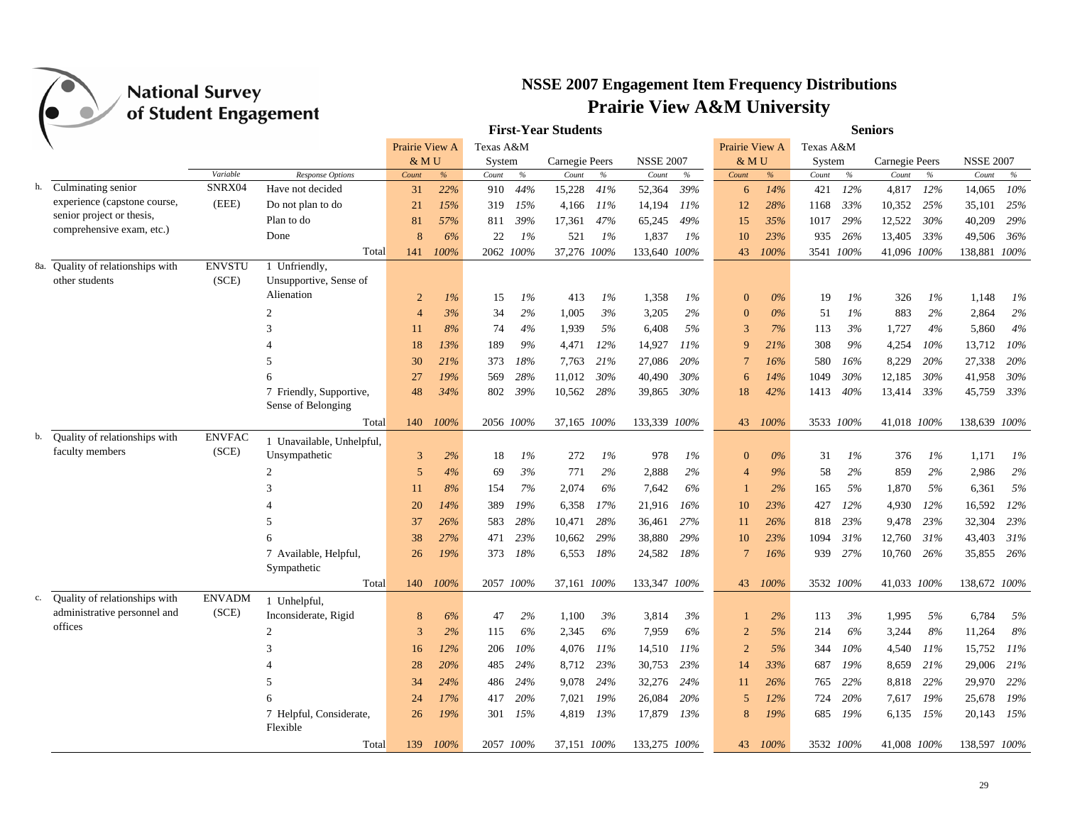# NSSE 2007 Engagement Item Frequency Distributions

## Prairie View A&M University

| | | Variable | Response Options | First-Year Students | | | | | | | | Seniors | | | | | | | |
|---|---|---|---|---|---|---|---|---|---|---|---|---|---|---|---|---|---|---|---|
| | | | | Prairie View A&MU | | Texas A&M System | | Carnegie Peers | | NSSE 2007 | | Prairie View A&MU | | Texas A&M System | | Carnegie Peers | | NSSE 2007 | |
| | | | | Count | % | Count | % | Count | % | Count | % | Count | % | Count | % | Count | % | Count | % |
| h. | Culminating senior experience (capstone course, senior project or thesis, comprehensive exam, etc.) | SNRX04 (EEE) | Have not decided | 31 | 22% | 910 | 44% | 15,228 | 41% | 52,364 | 39% | 6 | 14% | 421 | 12% | 4,817 | 12% | 14,065 | 10% |
| | | | Do not plan to do | 21 | 15% | 319 | 15% | 4,166 | 11% | 14,194 | 11% | 12 | 28% | 1168 | 33% | 10,352 | 25% | 35,101 | 25% |
| | | | Plan to do | 81 | 57% | 811 | 39% | 17,361 | 47% | 65,245 | 49% | 15 | 35% | 1017 | 29% | 12,522 | 30% | 40,209 | 29% |
| | | | Done | 8 | 6% | 22 | 1% | 521 | 1% | 1,837 | 1% | 10 | 23% | 935 | 26% | 13,405 | 33% | 49,506 | 36% |
| | | | Total | 141 | 100% | 2062 | 100% | 37,276 | 100% | 133,640 | 100% | 43 | 100% | 3541 | 100% | 41,096 | 100% | 138,881 | 100% |
| 8a. | Quality of relationships with other students | ENVSTU (SCE) | 1 Unfriendly, Unsupportive, Sense of Alienation | 2 | 1% | 15 | 1% | 413 | 1% | 1,358 | 1% | 0 | 0% | 19 | 1% | 326 | 1% | 1,148 | 1% |
| | | | 2 | 4 | 3% | 34 | 2% | 1,005 | 3% | 3,205 | 2% | 0 | 0% | 51 | 1% | 883 | 2% | 2,864 | 2% |
| | | | 3 | 11 | 8% | 74 | 4% | 1,939 | 5% | 6,408 | 5% | 3 | 7% | 113 | 3% | 1,727 | 4% | 5,860 | 4% |
| | | | 4 | 18 | 13% | 189 | 9% | 4,471 | 12% | 14,927 | 11% | 9 | 21% | 308 | 9% | 4,254 | 10% | 13,712 | 10% |
| | | | 5 | 30 | 21% | 373 | 18% | 7,763 | 21% | 27,086 | 20% | 7 | 16% | 580 | 16% | 8,229 | 20% | 27,338 | 20% |
| | | | 6 | 27 | 19% | 569 | 28% | 11,012 | 30% | 40,490 | 30% | 6 | 14% | 1049 | 30% | 12,185 | 30% | 41,958 | 30% |
| | | | 7 Friendly, Supportive, Sense of Belonging | 48 | 34% | 802 | 39% | 10,562 | 28% | 39,865 | 30% | 18 | 42% | 1413 | 40% | 13,414 | 33% | 45,759 | 33% |
| | | | Total | 140 | 100% | 2056 | 100% | 37,165 | 100% | 133,339 | 100% | 43 | 100% | 3533 | 100% | 41,018 | 100% | 138,639 | 100% |
| b. | Quality of relationships with faculty members | ENVFAC (SCE) | 1 Unavailable, Unhelpful, Unsympathetic | 3 | 2% | 18 | 1% | 272 | 1% | 978 | 1% | 0 | 0% | 31 | 1% | 376 | 1% | 1,171 | 1% |
| | | | 2 | 5 | 4% | 69 | 3% | 771 | 2% | 2,888 | 2% | 4 | 9% | 58 | 2% | 859 | 2% | 2,986 | 2% |
| | | | 3 | 11 | 8% | 154 | 7% | 2,074 | 6% | 7,642 | 6% | 1 | 2% | 165 | 5% | 1,870 | 5% | 6,361 | 5% |
| | | | 4 | 20 | 14% | 389 | 19% | 6,358 | 17% | 21,916 | 16% | 10 | 23% | 427 | 12% | 4,930 | 12% | 16,592 | 12% |
| | | | 5 | 37 | 26% | 583 | 28% | 10,471 | 28% | 36,461 | 27% | 11 | 26% | 818 | 23% | 9,478 | 23% | 32,304 | 23% |
| | | | 6 | 38 | 27% | 471 | 23% | 10,662 | 29% | 38,880 | 29% | 10 | 23% | 1094 | 31% | 12,760 | 31% | 43,403 | 31% |
| | | | 7 Available, Helpful, Sympathetic | 26 | 19% | 373 | 18% | 6,553 | 18% | 24,582 | 18% | 7 | 16% | 939 | 27% | 10,760 | 26% | 35,855 | 26% |
| | | | Total | 140 | 100% | 2057 | 100% | 37,161 | 100% | 133,347 | 100% | 43 | 100% | 3532 | 100% | 41,033 | 100% | 138,672 | 100% |
| c. | Quality of relationships with administrative personnel and offices | ENVADM (SCE) | 1 Unhelpful, Inconsiderate, Rigid | 8 | 6% | 47 | 2% | 1,100 | 3% | 3,814 | 3% | 1 | 2% | 113 | 3% | 1,995 | 5% | 6,784 | 5% |
| | | | 2 | 3 | 2% | 115 | 6% | 2,345 | 6% | 7,959 | 6% | 2 | 5% | 214 | 6% | 3,244 | 8% | 11,264 | 8% |
| | | | 3 | 16 | 12% | 206 | 10% | 4,076 | 11% | 14,510 | 11% | 2 | 5% | 344 | 10% | 4,540 | 11% | 15,752 | 11% |
| | | | 4 | 28 | 20% | 485 | 24% | 8,712 | 23% | 30,753 | 23% | 14 | 33% | 687 | 19% | 8,659 | 21% | 29,006 | 21% |
| | | | 5 | 34 | 24% | 486 | 24% | 9,078 | 24% | 32,276 | 24% | 11 | 26% | 765 | 22% | 8,818 | 22% | 29,970 | 22% |
| | | | 6 | 24 | 17% | 417 | 20% | 7,021 | 19% | 26,084 | 20% | 5 | 12% | 724 | 20% | 7,617 | 19% | 25,678 | 19% |
| | | | 7 Helpful, Considerate, Flexible | 26 | 19% | 301 | 15% | 4,819 | 13% | 17,879 | 13% | 8 | 19% | 685 | 19% | 6,135 | 15% | 20,143 | 15% |
| | | | Total | 139 | 100% | 2057 | 100% | 37,151 | 100% | 133,275 | 100% | 43 | 100% | 3532 | 100% | 41,008 | 100% | 138,597 | 100% |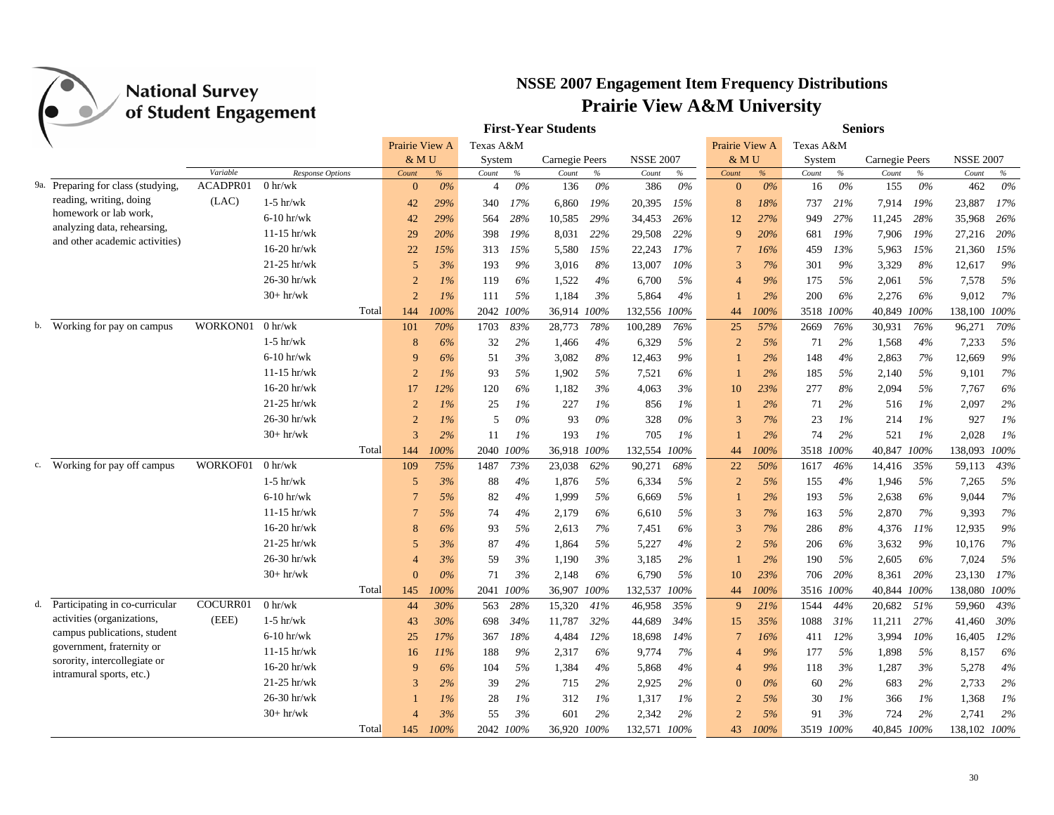# NSSE 2007 Engagement Item Frequency Distributions
## Prairie View A&M University

| | | | | First-Year Students | | | | | | | | Seniors | | | | | | | |
|---|---|---|---|---|---|---|---|---|---|---|---|---|---|---|---|---|---|---|---|
| | | | | Prairie View A&M U | | Texas A&M System | | Carnegie Peers | | NSSE 2007 | | Prairie View A&M U | | Texas A&M System | | Carnegie Peers | | NSSE 2007 | |
| | Variable | Response Options | | Count | % | Count | % | Count | % | Count | % | Count | % | Count | % | Count | % | Count | % |
| 9a. Preparing for class (studying, reading, writing, doing homework or lab work, analyzing data, rehearsing, and other academic activities) | ACADPR01 (LAC) | 0 hr/wk | | 0 | 0% | 4 | 0% | 136 | 0% | 386 | 0% | 0 | 0% | 16 | 0% | 155 | 0% | 462 | 0% |
| | | 1-5 hr/wk | | 42 | 29% | 340 | 17% | 6,860 | 19% | 20,395 | 15% | 8 | 18% | 737 | 21% | 7,914 | 19% | 23,887 | 17% |
| | | 6-10 hr/wk | | 42 | 29% | 564 | 28% | 10,585 | 29% | 34,453 | 26% | 12 | 27% | 949 | 27% | 11,245 | 28% | 35,968 | 26% |
| | | 11-15 hr/wk | | 29 | 20% | 398 | 19% | 8,031 | 22% | 29,508 | 22% | 9 | 20% | 681 | 19% | 7,906 | 19% | 27,216 | 20% |
| | | 16-20 hr/wk | | 22 | 15% | 313 | 15% | 5,580 | 15% | 22,243 | 17% | 7 | 16% | 459 | 13% | 5,963 | 15% | 21,360 | 15% |
| | | 21-25 hr/wk | | 5 | 3% | 193 | 9% | 3,016 | 8% | 13,007 | 10% | 3 | 7% | 301 | 9% | 3,329 | 8% | 12,617 | 9% |
| | | 26-30 hr/wk | | 2 | 1% | 119 | 6% | 1,522 | 4% | 6,700 | 5% | 4 | 9% | 175 | 5% | 2,061 | 5% | 7,578 | 5% |
| | | 30+ hr/wk | | 2 | 1% | 111 | 5% | 1,184 | 3% | 5,864 | 4% | 1 | 2% | 200 | 6% | 2,276 | 6% | 9,012 | 7% |
| | | | Total | 144 | 100% | 2042 | 100% | 36,914 | 100% | 132,556 | 100% | 44 | 100% | 3518 | 100% | 40,849 | 100% | 138,100 | 100% |
| b. Working for pay on campus | WORKON01 | 0 hr/wk | | 101 | 70% | 1703 | 83% | 28,773 | 78% | 100,289 | 76% | 25 | 57% | 2669 | 76% | 30,931 | 76% | 96,271 | 70% |
| | | 1-5 hr/wk | | 8 | 6% | 32 | 2% | 1,466 | 4% | 6,329 | 5% | 2 | 5% | 71 | 2% | 1,568 | 4% | 7,233 | 5% |
| | | 6-10 hr/wk | | 9 | 6% | 51 | 3% | 3,082 | 8% | 12,463 | 9% | 1 | 2% | 148 | 4% | 2,863 | 7% | 12,669 | 9% |
| | | 11-15 hr/wk | | 2 | 1% | 93 | 5% | 1,902 | 5% | 7,521 | 6% | 1 | 2% | 185 | 5% | 2,140 | 5% | 9,101 | 7% |
| | | 16-20 hr/wk | | 17 | 12% | 120 | 6% | 1,182 | 3% | 4,063 | 3% | 10 | 23% | 277 | 8% | 2,094 | 5% | 7,767 | 6% |
| | | 21-25 hr/wk | | 2 | 1% | 25 | 1% | 227 | 1% | 856 | 1% | 1 | 2% | 71 | 2% | 516 | 1% | 2,097 | 2% |
| | | 26-30 hr/wk | | 2 | 1% | 5 | 0% | 93 | 0% | 328 | 0% | 3 | 7% | 23 | 1% | 214 | 1% | 927 | 1% |
| | | 30+ hr/wk | | 3 | 2% | 11 | 1% | 193 | 1% | 705 | 1% | 1 | 2% | 74 | 2% | 521 | 1% | 2,028 | 1% |
| | | | Total | 144 | 100% | 2040 | 100% | 36,918 | 100% | 132,554 | 100% | 44 | 100% | 3518 | 100% | 40,847 | 100% | 138,093 | 100% |
| c. Working for pay off campus | WORKOF01 | 0 hr/wk | | 109 | 75% | 1487 | 73% | 23,038 | 62% | 90,271 | 68% | 22 | 50% | 1617 | 46% | 14,416 | 35% | 59,113 | 43% |
| | | 1-5 hr/wk | | 5 | 3% | 88 | 4% | 1,876 | 5% | 6,334 | 5% | 2 | 5% | 155 | 4% | 1,946 | 5% | 7,265 | 5% |
| | | 6-10 hr/wk | | 7 | 5% | 82 | 4% | 1,999 | 5% | 6,669 | 5% | 1 | 2% | 193 | 5% | 2,638 | 6% | 9,044 | 7% |
| | | 11-15 hr/wk | | 7 | 5% | 74 | 4% | 2,179 | 6% | 6,610 | 5% | 3 | 7% | 163 | 5% | 2,870 | 7% | 9,393 | 7% |
| | | 16-20 hr/wk | | 8 | 6% | 93 | 5% | 2,613 | 7% | 7,451 | 6% | 3 | 7% | 286 | 8% | 4,376 | 11% | 12,935 | 9% |
| | | 21-25 hr/wk | | 5 | 3% | 87 | 4% | 1,864 | 5% | 5,227 | 4% | 2 | 5% | 206 | 6% | 3,632 | 9% | 10,176 | 7% |
| | | 26-30 hr/wk | | 4 | 3% | 59 | 3% | 1,190 | 3% | 3,185 | 2% | 1 | 2% | 190 | 5% | 2,605 | 6% | 7,024 | 5% |
| | | 30+ hr/wk | | 0 | 0% | 71 | 3% | 2,148 | 6% | 6,790 | 5% | 10 | 23% | 706 | 20% | 8,361 | 20% | 23,130 | 17% |
| | | | Total | 145 | 100% | 2041 | 100% | 36,907 | 100% | 132,537 | 100% | 44 | 100% | 3516 | 100% | 40,844 | 100% | 138,080 | 100% |
| d. Participating in co-curricular activities (organizations, campus publications, student government, fraternity or sorority, intercollegiate or intramural sports, etc.) | COCURR01 (EEE) | 0 hr/wk | | 44 | 30% | 563 | 28% | 15,320 | 41% | 46,958 | 35% | 9 | 21% | 1544 | 44% | 20,682 | 51% | 59,960 | 43% |
| | | 1-5 hr/wk | | 43 | 30% | 698 | 34% | 11,787 | 32% | 44,689 | 34% | 15 | 35% | 1088 | 31% | 11,211 | 27% | 41,460 | 30% |
| | | 6-10 hr/wk | | 25 | 17% | 367 | 18% | 4,484 | 12% | 18,698 | 14% | 7 | 16% | 411 | 12% | 3,994 | 10% | 16,405 | 12% |
| | | 11-15 hr/wk | | 16 | 11% | 188 | 9% | 2,317 | 6% | 9,774 | 7% | 4 | 9% | 177 | 5% | 1,898 | 5% | 8,157 | 6% |
| | | 16-20 hr/wk | | 9 | 6% | 104 | 5% | 1,384 | 4% | 5,868 | 4% | 4 | 9% | 118 | 3% | 1,287 | 3% | 5,278 | 4% |
| | | 21-25 hr/wk | | 3 | 2% | 39 | 2% | 715 | 2% | 2,925 | 2% | 0 | 0% | 60 | 2% | 683 | 2% | 2,733 | 2% |
| | | 26-30 hr/wk | | 1 | 1% | 28 | 1% | 312 | 1% | 1,317 | 1% | 2 | 5% | 30 | 1% | 366 | 1% | 1,368 | 1% |
| | | 30+ hr/wk | | 4 | 3% | 55 | 3% | 601 | 2% | 2,342 | 2% | 2 | 5% | 91 | 3% | 724 | 2% | 2,741 | 2% |
| | | | Total | 145 | 100% | 2042 | 100% | 36,920 | 100% | 132,571 | 100% | 43 | 100% | 3519 | 100% | 40,845 | 100% | 138,102 | 100% |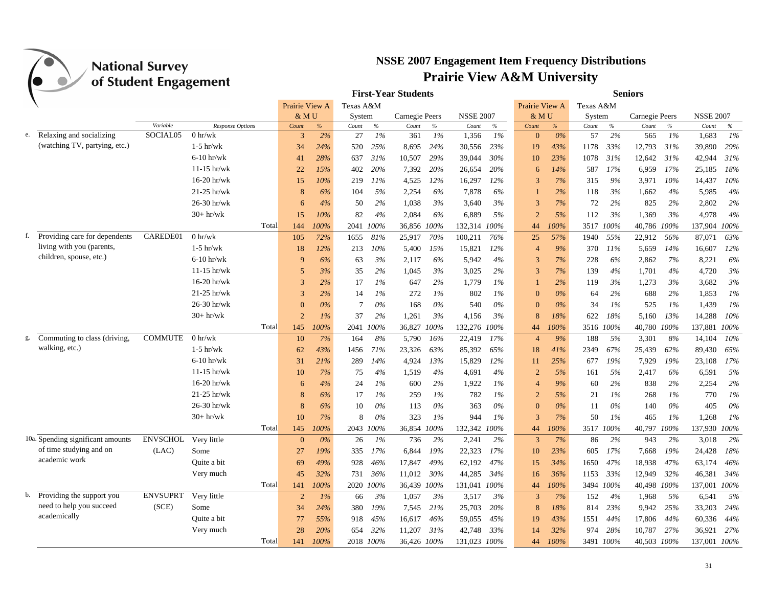# National Survey of Student Engagement

## NSSE 2007 Engagement Item Frequency Distributions

## Prairie View A&M University

| | | | First-Year Students | | | | | | | | Seniors | | | | | | | |
|---|---|---|---|---|---|---|---|---|---|---|---|---|---|---|---|---|---|---|
| | | | Prairie View A&M U | | Texas A&M System | | Carnegie Peers | | NSSE 2007 | | Prairie View A&M U | | Texas A&M System | | Carnegie Peers | | NSSE 2007 | |
| | Variable | Response Options | Count | % | Count | % | Count | % | Count | % | Count | % | Count | % | Count | % | Count | % |
| e. Relaxing and socializing (watching TV, partying, etc.) | SOCIAL05 | 0 hr/wk | 3 | 2% | 27 | 1% | 361 | 1% | 1,356 | 1% | 0 | 0% | 57 | 2% | 565 | 1% | 1,683 | 1% |
| | | 1-5 hr/wk | 34 | 24% | 520 | 25% | 8,695 | 24% | 30,556 | 23% | 19 | 43% | 1178 | 33% | 12,793 | 31% | 39,890 | 29% |
| | | 6-10 hr/wk | 41 | 28% | 637 | 31% | 10,507 | 29% | 39,044 | 30% | 10 | 23% | 1078 | 31% | 12,642 | 31% | 42,944 | 31% |
| | | 11-15 hr/wk | 22 | 15% | 402 | 20% | 7,392 | 20% | 26,654 | 20% | 6 | 14% | 587 | 17% | 6,959 | 17% | 25,185 | 18% |
| | | 16-20 hr/wk | 15 | 10% | 219 | 11% | 4,525 | 12% | 16,297 | 12% | 3 | 7% | 315 | 9% | 3,971 | 10% | 14,437 | 10% |
| | | 21-25 hr/wk | 8 | 6% | 104 | 5% | 2,254 | 6% | 7,878 | 6% | 1 | 2% | 118 | 3% | 1,662 | 4% | 5,985 | 4% |
| | | 26-30 hr/wk | 6 | 4% | 50 | 2% | 1,038 | 3% | 3,640 | 3% | 3 | 7% | 72 | 2% | 825 | 2% | 2,802 | 2% |
| | | 30+ hr/wk | 15 | 10% | 82 | 4% | 2,084 | 6% | 6,889 | 5% | 2 | 5% | 112 | 3% | 1,369 | 3% | 4,978 | 4% |
| | | Total | 144 | 100% | 2041 | 100% | 36,856 | 100% | 132,314 | 100% | 44 | 100% | 3517 | 100% | 40,786 | 100% | 137,904 | 100% |
| f. Providing care for dependents living with you (parents, children, spouse, etc.) | CAREDE01 | 0 hr/wk | 105 | 72% | 1655 | 81% | 25,917 | 70% | 100,211 | 76% | 25 | 57% | 1940 | 55% | 22,912 | 56% | 87,071 | 63% |
| | | 1-5 hr/wk | 18 | 12% | 213 | 10% | 5,400 | 15% | 15,821 | 12% | 4 | 9% | 370 | 11% | 5,659 | 14% | 16,607 | 12% |
| | | 6-10 hr/wk | 9 | 6% | 63 | 3% | 2,117 | 6% | 5,942 | 4% | 3 | 7% | 228 | 6% | 2,862 | 7% | 8,221 | 6% |
| | | 11-15 hr/wk | 5 | 3% | 35 | 2% | 1,045 | 3% | 3,025 | 2% | 3 | 7% | 139 | 4% | 1,701 | 4% | 4,720 | 3% |
| | | 16-20 hr/wk | 3 | 2% | 17 | 1% | 647 | 2% | 1,779 | 1% | 1 | 2% | 119 | 3% | 1,273 | 3% | 3,682 | 3% |
| | | 21-25 hr/wk | 3 | 2% | 14 | 1% | 272 | 1% | 802 | 1% | 0 | 0% | 64 | 2% | 688 | 2% | 1,853 | 1% |
| | | 26-30 hr/wk | 0 | 0% | 7 | 0% | 168 | 0% | 540 | 0% | 0 | 0% | 34 | 1% | 525 | 1% | 1,439 | 1% |
| | | 30+ hr/wk | 2 | 1% | 37 | 2% | 1,261 | 3% | 4,156 | 3% | 8 | 18% | 622 | 18% | 5,160 | 13% | 14,288 | 10% |
| | | Total | 145 | 100% | 2041 | 100% | 36,827 | 100% | 132,276 | 100% | 44 | 100% | 3516 | 100% | 40,780 | 100% | 137,881 | 100% |
| g. Commuting to class (driving, walking, etc.) | COMMUTE | 0 hr/wk | 10 | 7% | 164 | 8% | 5,790 | 16% | 22,419 | 17% | 4 | 9% | 188 | 5% | 3,301 | 8% | 14,104 | 10% |
| | | 1-5 hr/wk | 62 | 43% | 1456 | 71% | 23,326 | 63% | 85,392 | 65% | 18 | 41% | 2349 | 67% | 25,439 | 62% | 89,430 | 65% |
| | | 6-10 hr/wk | 31 | 21% | 289 | 14% | 4,924 | 13% | 15,829 | 12% | 11 | 25% | 677 | 19% | 7,929 | 19% | 23,108 | 17% |
| | | 11-15 hr/wk | 10 | 7% | 75 | 4% | 1,519 | 4% | 4,691 | 4% | 2 | 5% | 161 | 5% | 2,417 | 6% | 6,591 | 5% |
| | | 16-20 hr/wk | 6 | 4% | 24 | 1% | 600 | 2% | 1,922 | 1% | 4 | 9% | 60 | 2% | 838 | 2% | 2,254 | 2% |
| | | 21-25 hr/wk | 8 | 6% | 17 | 1% | 259 | 1% | 782 | 1% | 2 | 5% | 21 | 1% | 268 | 1% | 770 | 1% |
| | | 26-30 hr/wk | 8 | 6% | 10 | 0% | 113 | 0% | 363 | 0% | 0 | 0% | 11 | 0% | 140 | 0% | 405 | 0% |
| | | 30+ hr/wk | 10 | 7% | 8 | 0% | 323 | 1% | 944 | 1% | 3 | 7% | 50 | 1% | 465 | 1% | 1,268 | 1% |
| | | Total | 145 | 100% | 2043 | 100% | 36,854 | 100% | 132,342 | 100% | 44 | 100% | 3517 | 100% | 40,797 | 100% | 137,930 | 100% |
| 10a. Spending significant amounts of time studying and on academic work | ENVSCHOL (LAC) | Very little | 0 | 0% | 26 | 1% | 736 | 2% | 2,241 | 2% | 3 | 7% | 86 | 2% | 943 | 2% | 3,018 | 2% |
| | | Some | 27 | 19% | 335 | 17% | 6,844 | 19% | 22,323 | 17% | 10 | 23% | 605 | 17% | 7,668 | 19% | 24,428 | 18% |
| | | Quite a bit | 69 | 49% | 928 | 46% | 17,847 | 49% | 62,192 | 47% | 15 | 34% | 1650 | 47% | 18,938 | 47% | 63,174 | 46% |
| | | Very much | 45 | 32% | 731 | 36% | 11,012 | 30% | 44,285 | 34% | 16 | 36% | 1153 | 33% | 12,949 | 32% | 46,381 | 34% |
| | | Total | 141 | 100% | 2020 | 100% | 36,439 | 100% | 131,041 | 100% | 44 | 100% | 3494 | 100% | 40,498 | 100% | 137,001 | 100% |
| b. Providing the support you need to help you succeed academically | ENVSUPRT (SCE) | Very little | 2 | 1% | 66 | 3% | 1,057 | 3% | 3,517 | 3% | 3 | 7% | 152 | 4% | 1,968 | 5% | 6,541 | 5% |
| | | Some | 34 | 24% | 380 | 19% | 7,545 | 21% | 25,703 | 20% | 8 | 18% | 814 | 23% | 9,942 | 25% | 33,203 | 24% |
| | | Quite a bit | 77 | 55% | 918 | 45% | 16,617 | 46% | 59,055 | 45% | 19 | 43% | 1551 | 44% | 17,806 | 44% | 60,336 | 44% |
| | | Very much | 28 | 20% | 654 | 32% | 11,207 | 31% | 42,748 | 33% | 14 | 32% | 974 | 28% | 10,787 | 27% | 36,921 | 27% |
| | | Total | 141 | 100% | 2018 | 100% | 36,426 | 100% | 131,023 | 100% | 44 | 100% | 3491 | 100% | 40,503 | 100% | 137,001 | 100% |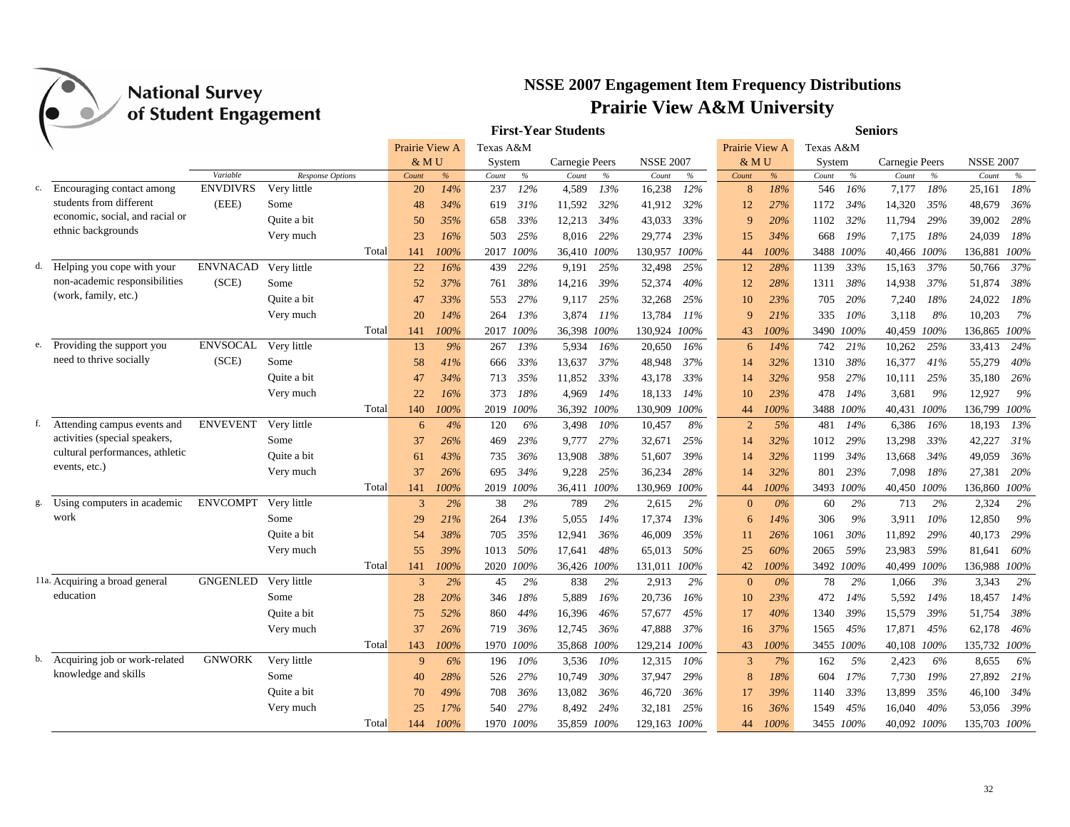# National Survey of Student Engagement

## NSSE 2007 Engagement Item Frequency Distributions
## Prairie View A&M University

| | | Variable | Response Options | First-Year Students: Prairie View A&MU Count | % | Texas A&M System Count | % | Carnegie Peers Count | % | NSSE 2007 Count | % | Seniors: Prairie View A&MU Count | % | Texas A&M System Count | % | Carnegie Peers Count | % | NSSE 2007 Count | % |
|---|---|---|---|---|---|---|---|---|---|---|---|---|---|---|---|---|---|---|---|
| c. | Encouraging contact among students from different economic, social, and racial or ethnic backgrounds | ENVDIVRS (EEE) | Very little | 20 | 14% | 237 | 12% | 4,589 | 13% | 16,238 | 12% | 8 | 18% | 546 | 16% | 7,177 | 18% | 25,161 | 18% |
| | | | Some | 48 | 34% | 619 | 31% | 11,592 | 32% | 41,912 | 32% | 12 | 27% | 1172 | 34% | 14,320 | 35% | 48,679 | 36% |
| | | | Quite a bit | 50 | 35% | 658 | 33% | 12,213 | 34% | 43,033 | 33% | 9 | 20% | 1102 | 32% | 11,794 | 29% | 39,002 | 28% |
| | | | Very much | 23 | 16% | 503 | 25% | 8,016 | 22% | 29,774 | 23% | 15 | 34% | 668 | 19% | 7,175 | 18% | 24,039 | 18% |
| | | | Total | 141 | 100% | 2017 | 100% | 36,410 | 100% | 130,957 | 100% | 44 | 100% | 3488 | 100% | 40,466 | 100% | 136,881 | 100% |
| d. | Helping you cope with your non-academic responsibilities (work, family, etc.) | ENVNACAD (SCE) | Very little | 22 | 16% | 439 | 22% | 9,191 | 25% | 32,498 | 25% | 12 | 28% | 1139 | 33% | 15,163 | 37% | 50,766 | 37% |
| | | | Some | 52 | 37% | 761 | 38% | 14,216 | 39% | 52,374 | 40% | 12 | 28% | 1311 | 38% | 14,938 | 37% | 51,874 | 38% |
| | | | Quite a bit | 47 | 33% | 553 | 27% | 9,117 | 25% | 32,268 | 25% | 10 | 23% | 705 | 20% | 7,240 | 18% | 24,022 | 18% |
| | | | Very much | 20 | 14% | 264 | 13% | 3,874 | 11% | 13,784 | 11% | 9 | 21% | 335 | 10% | 3,118 | 8% | 10,203 | 7% |
| | | | Total | 141 | 100% | 2017 | 100% | 36,398 | 100% | 130,924 | 100% | 43 | 100% | 3490 | 100% | 40,459 | 100% | 136,865 | 100% |
| e. | Providing the support you need to thrive socially | ENVSOCAL (SCE) | Very little | 13 | 9% | 267 | 13% | 5,934 | 16% | 20,650 | 16% | 6 | 14% | 742 | 21% | 10,262 | 25% | 33,413 | 24% |
| | | | Some | 58 | 41% | 666 | 33% | 13,637 | 37% | 48,948 | 37% | 14 | 32% | 1310 | 38% | 16,377 | 41% | 55,279 | 40% |
| | | | Quite a bit | 47 | 34% | 713 | 35% | 11,852 | 33% | 43,178 | 33% | 14 | 32% | 958 | 27% | 10,111 | 25% | 35,180 | 26% |
| | | | Very much | 22 | 16% | 373 | 18% | 4,969 | 14% | 18,133 | 14% | 10 | 23% | 478 | 14% | 3,681 | 9% | 12,927 | 9% |
| | | | Total | 140 | 100% | 2019 | 100% | 36,392 | 100% | 130,909 | 100% | 44 | 100% | 3488 | 100% | 40,431 | 100% | 136,799 | 100% |
| f. | Attending campus events and activities (special speakers, cultural performances, athletic events, etc.) | ENVEVENT | Very little | 6 | 4% | 120 | 6% | 3,498 | 10% | 10,457 | 8% | 2 | 5% | 481 | 14% | 6,386 | 16% | 18,193 | 13% |
| | | | Some | 37 | 26% | 469 | 23% | 9,777 | 27% | 32,671 | 25% | 14 | 32% | 1012 | 29% | 13,298 | 33% | 42,227 | 31% |
| | | | Quite a bit | 61 | 43% | 735 | 36% | 13,908 | 38% | 51,607 | 39% | 14 | 32% | 1199 | 34% | 13,668 | 34% | 49,059 | 36% |
| | | | Very much | 37 | 26% | 695 | 34% | 9,228 | 25% | 36,234 | 28% | 14 | 32% | 801 | 23% | 7,098 | 18% | 27,381 | 20% |
| | | | Total | 141 | 100% | 2019 | 100% | 36,411 | 100% | 130,969 | 100% | 44 | 100% | 3493 | 100% | 40,450 | 100% | 136,860 | 100% |
| g. | Using computers in academic work | ENVCOMPT | Very little | 3 | 2% | 38 | 2% | 789 | 2% | 2,615 | 2% | 0 | 0% | 60 | 2% | 713 | 2% | 2,324 | 2% |
| | | | Some | 29 | 21% | 264 | 13% | 5,055 | 14% | 17,374 | 13% | 6 | 14% | 306 | 9% | 3,911 | 10% | 12,850 | 9% |
| | | | Quite a bit | 54 | 38% | 705 | 35% | 12,941 | 36% | 46,009 | 35% | 11 | 26% | 1061 | 30% | 11,892 | 29% | 40,173 | 29% |
| | | | Very much | 55 | 39% | 1013 | 50% | 17,641 | 48% | 65,013 | 50% | 25 | 60% | 2065 | 59% | 23,983 | 59% | 81,641 | 60% |
| | | | Total | 141 | 100% | 2020 | 100% | 36,426 | 100% | 131,011 | 100% | 42 | 100% | 3492 | 100% | 40,499 | 100% | 136,988 | 100% |
| 11a. | Acquiring a broad general education | GNGENLED | Very little | 3 | 2% | 45 | 2% | 838 | 2% | 2,913 | 2% | 0 | 0% | 78 | 2% | 1,066 | 3% | 3,343 | 2% |
| | | | Some | 28 | 20% | 346 | 18% | 5,889 | 16% | 20,736 | 16% | 10 | 23% | 472 | 14% | 5,592 | 14% | 18,457 | 14% |
| | | | Quite a bit | 75 | 52% | 860 | 44% | 16,396 | 46% | 57,677 | 45% | 17 | 40% | 1340 | 39% | 15,579 | 39% | 51,754 | 38% |
| | | | Very much | 37 | 26% | 719 | 36% | 12,745 | 36% | 47,888 | 37% | 16 | 37% | 1565 | 45% | 17,871 | 45% | 62,178 | 46% |
| | | | Total | 143 | 100% | 1970 | 100% | 35,868 | 100% | 129,214 | 100% | 43 | 100% | 3455 | 100% | 40,108 | 100% | 135,732 | 100% |
| b. | Acquiring job or work-related knowledge and skills | GNWORK | Very little | 9 | 6% | 196 | 10% | 3,536 | 10% | 12,315 | 10% | 3 | 7% | 162 | 5% | 2,423 | 6% | 8,655 | 6% |
| | | | Some | 40 | 28% | 526 | 27% | 10,749 | 30% | 37,947 | 29% | 8 | 18% | 604 | 17% | 7,730 | 19% | 27,892 | 21% |
| | | | Quite a bit | 70 | 49% | 708 | 36% | 13,082 | 36% | 46,720 | 36% | 17 | 39% | 1140 | 33% | 13,899 | 35% | 46,100 | 34% |
| | | | Very much | 25 | 17% | 540 | 27% | 8,492 | 24% | 32,181 | 25% | 16 | 36% | 1549 | 45% | 16,040 | 40% | 53,056 | 39% |
| | | | Total | 144 | 100% | 1970 | 100% | 35,859 | 100% | 129,163 | 100% | 44 | 100% | 3455 | 100% | 40,092 | 100% | 135,703 | 100% |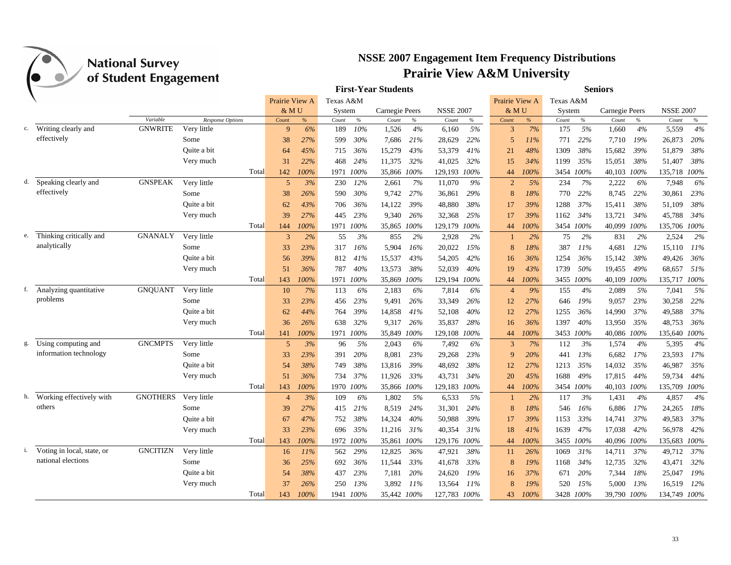# NSSE 2007 Engagement Item Frequency Distributions

## Prairie View A&M University

| | | | First-Year Students | | | | | | | | Seniors | | | | | | | |
|---|---|---|---|---|---|---|---|---|---|---|---|---|---|---|---|---|---|---|
| | | | Prairie View A&MU | | Texas A&M System | | Carnegie Peers | | NSSE 2007 | | Prairie View A&MU | | Texas A&M System | | Carnegie Peers | | NSSE 2007 | |
| | Variable | Response Options | Count | % | Count | % | Count | % | Count | % | Count | % | Count | % | Count | % | Count | % |
| c. Writing clearly and effectively | GNWRITE | Very little | 9 | 6% | 189 | 10% | 1,526 | 4% | 6,160 | 5% | 3 | 7% | 175 | 5% | 1,660 | 4% | 5,559 | 4% |
| | | Some | 38 | 27% | 599 | 30% | 7,686 | 21% | 28,629 | 22% | 5 | 11% | 771 | 22% | 7,710 | 19% | 26,873 | 20% |
| | | Quite a bit | 64 | 45% | 715 | 36% | 15,279 | 43% | 53,379 | 41% | 21 | 48% | 1309 | 38% | 15,682 | 39% | 51,879 | 38% |
| | | Very much | 31 | 22% | 468 | 24% | 11,375 | 32% | 41,025 | 32% | 15 | 34% | 1199 | 35% | 15,051 | 38% | 51,407 | 38% |
| | | Total | 142 | 100% | 1971 | 100% | 35,866 | 100% | 129,193 | 100% | 44 | 100% | 3454 | 100% | 40,103 | 100% | 135,718 | 100% |
| d. Speaking clearly and effectively | GNSPEAK | Very little | 5 | 3% | 230 | 12% | 2,661 | 7% | 11,070 | 9% | 2 | 5% | 234 | 7% | 2,222 | 6% | 7,948 | 6% |
| | | Some | 38 | 26% | 590 | 30% | 9,742 | 27% | 36,861 | 29% | 8 | 18% | 770 | 22% | 8,745 | 22% | 30,861 | 23% |
| | | Quite a bit | 62 | 43% | 706 | 36% | 14,122 | 39% | 48,880 | 38% | 17 | 39% | 1288 | 37% | 15,411 | 38% | 51,109 | 38% |
| | | Very much | 39 | 27% | 445 | 23% | 9,340 | 26% | 32,368 | 25% | 17 | 39% | 1162 | 34% | 13,721 | 34% | 45,788 | 34% |
| | | Total | 144 | 100% | 1971 | 100% | 35,865 | 100% | 129,179 | 100% | 44 | 100% | 3454 | 100% | 40,099 | 100% | 135,706 | 100% |
| e. Thinking critically and analytically | GNANALY | Very little | 3 | 2% | 55 | 3% | 855 | 2% | 2,928 | 2% | 1 | 2% | 75 | 2% | 831 | 2% | 2,524 | 2% |
| | | Some | 33 | 23% | 317 | 16% | 5,904 | 16% | 20,022 | 15% | 8 | 18% | 387 | 11% | 4,681 | 12% | 15,110 | 11% |
| | | Quite a bit | 56 | 39% | 812 | 41% | 15,537 | 43% | 54,205 | 42% | 16 | 36% | 1254 | 36% | 15,142 | 38% | 49,426 | 36% |
| | | Very much | 51 | 36% | 787 | 40% | 13,573 | 38% | 52,039 | 40% | 19 | 43% | 1739 | 50% | 19,455 | 49% | 68,657 | 51% |
| | | Total | 143 | 100% | 1971 | 100% | 35,869 | 100% | 129,194 | 100% | 44 | 100% | 3455 | 100% | 40,109 | 100% | 135,717 | 100% |
| f. Analyzing quantitative problems | GNQUANT | Very little | 10 | 7% | 113 | 6% | 2,183 | 6% | 7,814 | 6% | 4 | 9% | 155 | 4% | 2,089 | 5% | 7,041 | 5% |
| | | Some | 33 | 23% | 456 | 23% | 9,491 | 26% | 33,349 | 26% | 12 | 27% | 646 | 19% | 9,057 | 23% | 30,258 | 22% |
| | | Quite a bit | 62 | 44% | 764 | 39% | 14,858 | 41% | 52,108 | 40% | 12 | 27% | 1255 | 36% | 14,990 | 37% | 49,588 | 37% |
| | | Very much | 36 | 26% | 638 | 32% | 9,317 | 26% | 35,837 | 28% | 16 | 36% | 1397 | 40% | 13,950 | 35% | 48,753 | 36% |
| | | Total | 141 | 100% | 1971 | 100% | 35,849 | 100% | 129,108 | 100% | 44 | 100% | 3453 | 100% | 40,086 | 100% | 135,640 | 100% |
| g. Using computing and information technology | GNCMPTS | Very little | 5 | 3% | 96 | 5% | 2,043 | 6% | 7,492 | 6% | 3 | 7% | 112 | 3% | 1,574 | 4% | 5,395 | 4% |
| | | Some | 33 | 23% | 391 | 20% | 8,081 | 23% | 29,268 | 23% | 9 | 20% | 441 | 13% | 6,682 | 17% | 23,593 | 17% |
| | | Quite a bit | 54 | 38% | 749 | 38% | 13,816 | 39% | 48,692 | 38% | 12 | 27% | 1213 | 35% | 14,032 | 35% | 46,987 | 35% |
| | | Very much | 51 | 36% | 734 | 37% | 11,926 | 33% | 43,731 | 34% | 20 | 45% | 1688 | 49% | 17,815 | 44% | 59,734 | 44% |
| | | Total | 143 | 100% | 1970 | 100% | 35,866 | 100% | 129,183 | 100% | 44 | 100% | 3454 | 100% | 40,103 | 100% | 135,709 | 100% |
| h. Working effectively with others | GNOTHERS | Very little | 4 | 3% | 109 | 6% | 1,802 | 5% | 6,533 | 5% | 1 | 2% | 117 | 3% | 1,431 | 4% | 4,857 | 4% |
| | | Some | 39 | 27% | 415 | 21% | 8,519 | 24% | 31,301 | 24% | 8 | 18% | 546 | 16% | 6,886 | 17% | 24,265 | 18% |
| | | Quite a bit | 67 | 47% | 752 | 38% | 14,324 | 40% | 50,988 | 39% | 17 | 39% | 1153 | 33% | 14,741 | 37% | 49,583 | 37% |
| | | Very much | 33 | 23% | 696 | 35% | 11,216 | 31% | 40,354 | 31% | 18 | 41% | 1639 | 47% | 17,038 | 42% | 56,978 | 42% |
| | | Total | 143 | 100% | 1972 | 100% | 35,861 | 100% | 129,176 | 100% | 44 | 100% | 3455 | 100% | 40,096 | 100% | 135,683 | 100% |
| i. Voting in local, state, or national elections | GNCITIZN | Very little | 16 | 11% | 562 | 29% | 12,825 | 36% | 47,921 | 38% | 11 | 26% | 1069 | 31% | 14,711 | 37% | 49,712 | 37% |
| | | Some | 36 | 25% | 692 | 36% | 11,544 | 33% | 41,678 | 33% | 8 | 19% | 1168 | 34% | 12,735 | 32% | 43,471 | 32% |
| | | Quite a bit | 54 | 38% | 437 | 23% | 7,181 | 20% | 24,620 | 19% | 16 | 37% | 671 | 20% | 7,344 | 18% | 25,047 | 19% |
| | | Very much | 37 | 26% | 250 | 13% | 3,892 | 11% | 13,564 | 11% | 8 | 19% | 520 | 15% | 5,000 | 13% | 16,519 | 12% |
| | | Total | 143 | 100% | 1941 | 100% | 35,442 | 100% | 127,783 | 100% | 43 | 100% | 3428 | 100% | 39,790 | 100% | 134,749 | 100% |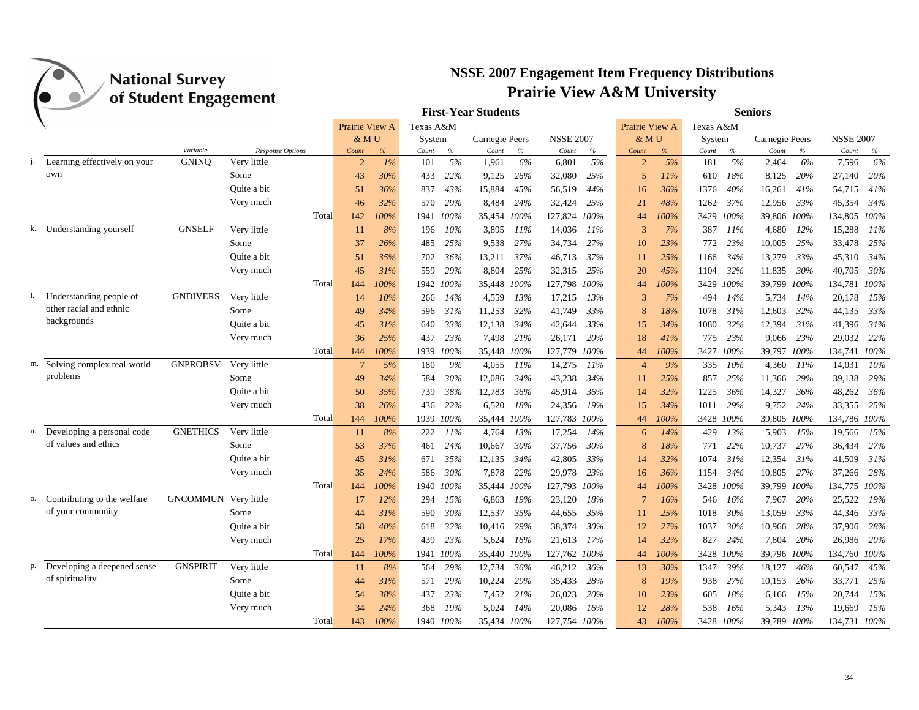# National Survey of Student Engagement

## NSSE 2007 Engagement Item Frequency Distributions
## Prairie View A&M University

| | Variable | Response Options | | First-Year Students: Prairie View A&M U Count | % | Texas A&M System Count | % | Carnegie Peers Count | % | NSSE 2007 Count | % | Seniors: Prairie View A&M U Count | % | Texas A&M System Count | % | Carnegie Peers Count | % | NSSE 2007 Count | % |
|---|---|---|---|---|---|---|---|---|---|---|---|---|---|---|---|---|---|---|---|
| j. Learning effectively on your own | GNINQ | Very little | | 2 | 1% | 101 | 5% | 1,961 | 6% | 6,801 | 5% | 2 | 5% | 181 | 5% | 2,464 | 6% | 7,596 | 6% |
| | | Some | | 43 | 30% | 433 | 22% | 9,125 | 26% | 32,080 | 25% | 5 | 11% | 610 | 18% | 8,125 | 20% | 27,140 | 20% |
| | | Quite a bit | | 51 | 36% | 837 | 43% | 15,884 | 45% | 56,519 | 44% | 16 | 36% | 1376 | 40% | 16,261 | 41% | 54,715 | 41% |
| | | Very much | | 46 | 32% | 570 | 29% | 8,484 | 24% | 32,424 | 25% | 21 | 48% | 1262 | 37% | 12,956 | 33% | 45,354 | 34% |
| | | | Total | 142 | 100% | 1941 | 100% | 35,454 | 100% | 127,824 | 100% | 44 | 100% | 3429 | 100% | 39,806 | 100% | 134,805 | 100% |
| k. Understanding yourself | GNSELF | Very little | | 11 | 8% | 196 | 10% | 3,895 | 11% | 14,036 | 11% | 3 | 7% | 387 | 11% | 4,680 | 12% | 15,288 | 11% |
| | | Some | | 37 | 26% | 485 | 25% | 9,538 | 27% | 34,734 | 27% | 10 | 23% | 772 | 23% | 10,005 | 25% | 33,478 | 25% |
| | | Quite a bit | | 51 | 35% | 702 | 36% | 13,211 | 37% | 46,713 | 37% | 11 | 25% | 1166 | 34% | 13,279 | 33% | 45,310 | 34% |
| | | Very much | | 45 | 31% | 559 | 29% | 8,804 | 25% | 32,315 | 25% | 20 | 45% | 1104 | 32% | 11,835 | 30% | 40,705 | 30% |
| | | | Total | 144 | 100% | 1942 | 100% | 35,448 | 100% | 127,798 | 100% | 44 | 100% | 3429 | 100% | 39,799 | 100% | 134,781 | 100% |
| l. Understanding people of other racial and ethnic backgrounds | GNDIVERS | Very little | | 14 | 10% | 266 | 14% | 4,559 | 13% | 17,215 | 13% | 3 | 7% | 494 | 14% | 5,734 | 14% | 20,178 | 15% |
| | | Some | | 49 | 34% | 596 | 31% | 11,253 | 32% | 41,749 | 33% | 8 | 18% | 1078 | 31% | 12,603 | 32% | 44,135 | 33% |
| | | Quite a bit | | 45 | 31% | 640 | 33% | 12,138 | 34% | 42,644 | 33% | 15 | 34% | 1080 | 32% | 12,394 | 31% | 41,396 | 31% |
| | | Very much | | 36 | 25% | 437 | 23% | 7,498 | 21% | 26,171 | 20% | 18 | 41% | 775 | 23% | 9,066 | 23% | 29,032 | 22% |
| | | | Total | 144 | 100% | 1939 | 100% | 35,448 | 100% | 127,779 | 100% | 44 | 100% | 3427 | 100% | 39,797 | 100% | 134,741 | 100% |
| m. Solving complex real-world problems | GNPROBSV | Very little | | 7 | 5% | 180 | 9% | 4,055 | 11% | 14,275 | 11% | 4 | 9% | 335 | 10% | 4,360 | 11% | 14,031 | 10% |
| | | Some | | 49 | 34% | 584 | 30% | 12,086 | 34% | 43,238 | 34% | 11 | 25% | 857 | 25% | 11,366 | 29% | 39,138 | 29% |
| | | Quite a bit | | 50 | 35% | 739 | 38% | 12,783 | 36% | 45,914 | 36% | 14 | 32% | 1225 | 36% | 14,327 | 36% | 48,262 | 36% |
| | | Very much | | 38 | 26% | 436 | 22% | 6,520 | 18% | 24,356 | 19% | 15 | 34% | 1011 | 29% | 9,752 | 24% | 33,355 | 25% |
| | | | Total | 144 | 100% | 1939 | 100% | 35,444 | 100% | 127,783 | 100% | 44 | 100% | 3428 | 100% | 39,805 | 100% | 134,786 | 100% |
| n. Developing a personal code of values and ethics | GNETHICS | Very little | | 11 | 8% | 222 | 11% | 4,764 | 13% | 17,254 | 14% | 6 | 14% | 429 | 13% | 5,903 | 15% | 19,566 | 15% |
| | | Some | | 53 | 37% | 461 | 24% | 10,667 | 30% | 37,756 | 30% | 8 | 18% | 771 | 22% | 10,737 | 27% | 36,434 | 27% |
| | | Quite a bit | | 45 | 31% | 671 | 35% | 12,135 | 34% | 42,805 | 33% | 14 | 32% | 1074 | 31% | 12,354 | 31% | 41,509 | 31% |
| | | Very much | | 35 | 24% | 586 | 30% | 7,878 | 22% | 29,978 | 23% | 16 | 36% | 1154 | 34% | 10,805 | 27% | 37,266 | 28% |
| | | | Total | 144 | 100% | 1940 | 100% | 35,444 | 100% | 127,793 | 100% | 44 | 100% | 3428 | 100% | 39,799 | 100% | 134,775 | 100% |
| o. Contributing to the welfare of your community | GNCOMMUN | Very little | | 17 | 12% | 294 | 15% | 6,863 | 19% | 23,120 | 18% | 7 | 16% | 546 | 16% | 7,967 | 20% | 25,522 | 19% |
| | | Some | | 44 | 31% | 590 | 30% | 12,537 | 35% | 44,655 | 35% | 11 | 25% | 1018 | 30% | 13,059 | 33% | 44,346 | 33% |
| | | Quite a bit | | 58 | 40% | 618 | 32% | 10,416 | 29% | 38,374 | 30% | 12 | 27% | 1037 | 30% | 10,966 | 28% | 37,906 | 28% |
| | | Very much | | 25 | 17% | 439 | 23% | 5,624 | 16% | 21,613 | 17% | 14 | 32% | 827 | 24% | 7,804 | 20% | 26,986 | 20% |
| | | | Total | 144 | 100% | 1941 | 100% | 35,440 | 100% | 127,762 | 100% | 44 | 100% | 3428 | 100% | 39,796 | 100% | 134,760 | 100% |
| p. Developing a deepened sense of spirituality | GNSPIRIT | Very little | | 11 | 8% | 564 | 29% | 12,734 | 36% | 46,212 | 36% | 13 | 30% | 1347 | 39% | 18,127 | 46% | 60,547 | 45% |
| | | Some | | 44 | 31% | 571 | 29% | 10,224 | 29% | 35,433 | 28% | 8 | 19% | 938 | 27% | 10,153 | 26% | 33,771 | 25% |
| | | Quite a bit | | 54 | 38% | 437 | 23% | 7,452 | 21% | 26,023 | 20% | 10 | 23% | 605 | 18% | 6,166 | 15% | 20,744 | 15% |
| | | Very much | | 34 | 24% | 368 | 19% | 5,024 | 14% | 20,086 | 16% | 12 | 28% | 538 | 16% | 5,343 | 13% | 19,669 | 15% |
| | | | Total | 143 | 100% | 1940 | 100% | 35,434 | 100% | 127,754 | 100% | 43 | 100% | 3428 | 100% | 39,789 | 100% | 134,731 | 100% |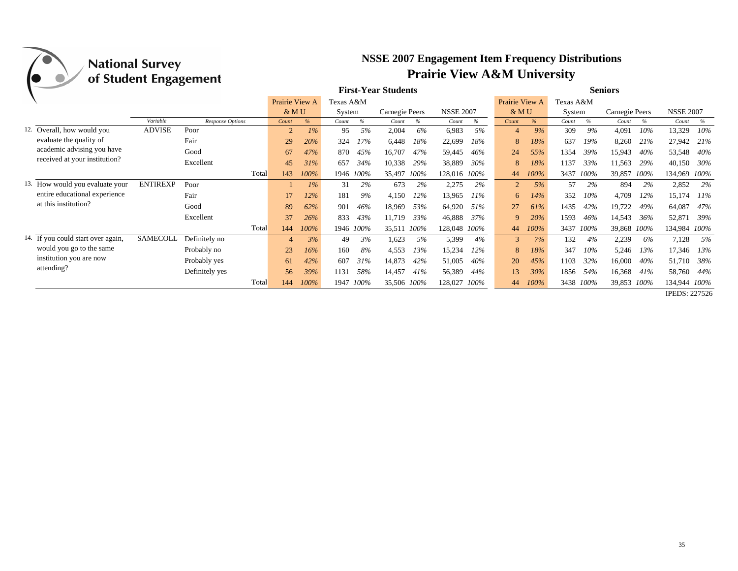## National Survey of Student Engagement

# NSSE 2007 Engagement Item Frequency Distributions
## Prairie View A&M University

| | Variable | Response Options | First-Year Students: Prairie View A&M U Count | % | Texas A&M System Count | % | Carnegie Peers Count | % | NSSE 2007 Count | % | Seniors: Prairie View A&M U Count | % | Texas A&M System Count | % | Carnegie Peers Count | % | NSSE 2007 Count | % |
|---|---|---|---|---|---|---|---|---|---|---|---|---|---|---|---|---|---|---|
| 12. Overall, how would you evaluate the quality of academic advising you have received at your institution? | ADVISE | Poor | 2 | 1% | 95 | 5% | 2,004 | 6% | 6,983 | 5% | 4 | 9% | 309 | 9% | 4,091 | 10% | 13,329 | 10% |
| | | Fair | 29 | 20% | 324 | 17% | 6,448 | 18% | 22,699 | 18% | 8 | 18% | 637 | 19% | 8,260 | 21% | 27,942 | 21% |
| | | Good | 67 | 47% | 870 | 45% | 16,707 | 47% | 59,445 | 46% | 24 | 55% | 1354 | 39% | 15,943 | 40% | 53,548 | 40% |
| | | Excellent | 45 | 31% | 657 | 34% | 10,338 | 29% | 38,889 | 30% | 8 | 18% | 1137 | 33% | 11,563 | 29% | 40,150 | 30% |
| | | Total | 143 | 100% | 1946 | 100% | 35,497 | 100% | 128,016 | 100% | 44 | 100% | 3437 | 100% | 39,857 | 100% | 134,969 | 100% |
| 13. How would you evaluate your entire educational experience at this institution? | ENTIREXP | Poor | 1 | 1% | 31 | 2% | 673 | 2% | 2,275 | 2% | 2 | 5% | 57 | 2% | 894 | 2% | 2,852 | 2% |
| | | Fair | 17 | 12% | 181 | 9% | 4,150 | 12% | 13,965 | 11% | 6 | 14% | 352 | 10% | 4,709 | 12% | 15,174 | 11% |
| | | Good | 89 | 62% | 901 | 46% | 18,969 | 53% | 64,920 | 51% | 27 | 61% | 1435 | 42% | 19,722 | 49% | 64,087 | 47% |
| | | Excellent | 37 | 26% | 833 | 43% | 11,719 | 33% | 46,888 | 37% | 9 | 20% | 1593 | 46% | 14,543 | 36% | 52,871 | 39% |
| | | Total | 144 | 100% | 1946 | 100% | 35,511 | 100% | 128,048 | 100% | 44 | 100% | 3437 | 100% | 39,868 | 100% | 134,984 | 100% |
| 14. If you could start over again, would you go to the same institution you are now attending? | SAMECOLL | Definitely no | 4 | 3% | 49 | 3% | 1,623 | 5% | 5,399 | 4% | 3 | 7% | 132 | 4% | 2,239 | 6% | 7,128 | 5% |
| | | Probably no | 23 | 16% | 160 | 8% | 4,553 | 13% | 15,234 | 12% | 8 | 18% | 347 | 10% | 5,246 | 13% | 17,346 | 13% |
| | | Probably yes | 61 | 42% | 607 | 31% | 14,873 | 42% | 51,005 | 40% | 20 | 45% | 1103 | 32% | 16,000 | 40% | 51,710 | 38% |
| | | Definitely yes | 56 | 39% | 1131 | 58% | 14,457 | 41% | 56,389 | 44% | 13 | 30% | 1856 | 54% | 16,368 | 41% | 58,760 | 44% |
| | | Total | 144 | 100% | 1947 | 100% | 35,506 | 100% | 128,027 | 100% | 44 | 100% | 3438 | 100% | 39,853 | 100% | 134,944 | 100% |

IPEDS: 227526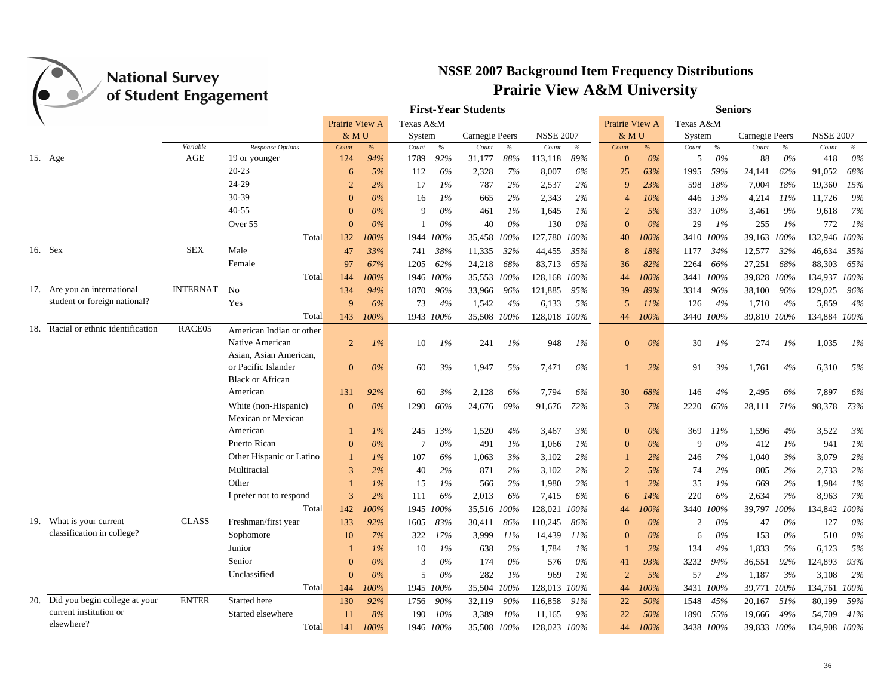# NSSE 2007 Background Item Frequency Distributions

## Prairie View A&M University

| | Variable | Response Options | First-Year Students: Prairie View A&MU Count | % | Texas A&M System Count | % | Carnegie Peers Count | % | NSSE 2007 Count | % | Seniors: Prairie View A&MU Count | % | Texas A&M System Count | % | Carnegie Peers Count | % | NSSE 2007 Count | % |
|---|---|---|---|---|---|---|---|---|---|---|---|---|---|---|---|---|---|---|
| 15. Age | AGE | 19 or younger | 124 | 94% | 1789 | 92% | 31,177 | 88% | 113,118 | 89% | 0 | 0% | 5 | 0% | 88 | 0% | 418 | 0% |
| | | 20-23 | 6 | 5% | 112 | 6% | 2,328 | 7% | 8,007 | 6% | 25 | 63% | 1995 | 59% | 24,141 | 62% | 91,052 | 68% |
| | | 24-29 | 2 | 2% | 17 | 1% | 787 | 2% | 2,537 | 2% | 9 | 23% | 598 | 18% | 7,004 | 18% | 19,360 | 15% |
| | | 30-39 | 0 | 0% | 16 | 1% | 665 | 2% | 2,343 | 2% | 4 | 10% | 446 | 13% | 4,214 | 11% | 11,726 | 9% |
| | | 40-55 | 0 | 0% | 9 | 0% | 461 | 1% | 1,645 | 1% | 2 | 5% | 337 | 10% | 3,461 | 9% | 9,618 | 7% |
| | | Over 55 | 0 | 0% | 1 | 0% | 40 | 0% | 130 | 0% | 0 | 0% | 29 | 1% | 255 | 1% | 772 | 1% |
| | | Total | 132 | 100% | 1944 | 100% | 35,458 | 100% | 127,780 | 100% | 40 | 100% | 3410 | 100% | 39,163 | 100% | 132,946 | 100% |
| 16. Sex | SEX | Male | 47 | 33% | 741 | 38% | 11,335 | 32% | 44,455 | 35% | 8 | 18% | 1177 | 34% | 12,577 | 32% | 46,634 | 35% |
| | | Female | 97 | 67% | 1205 | 62% | 24,218 | 68% | 83,713 | 65% | 36 | 82% | 2264 | 66% | 27,251 | 68% | 88,303 | 65% |
| | | Total | 144 | 100% | 1946 | 100% | 35,553 | 100% | 128,168 | 100% | 44 | 100% | 3441 | 100% | 39,828 | 100% | 134,937 | 100% |
| 17. Are you an international student or foreign national? | INTERNAT | No | 134 | 94% | 1870 | 96% | 33,966 | 96% | 121,885 | 95% | 39 | 89% | 3314 | 96% | 38,100 | 96% | 129,025 | 96% |
| | | Yes | 9 | 6% | 73 | 4% | 1,542 | 4% | 6,133 | 5% | 5 | 11% | 126 | 4% | 1,710 | 4% | 5,859 | 4% |
| | | Total | 143 | 100% | 1943 | 100% | 35,508 | 100% | 128,018 | 100% | 44 | 100% | 3440 | 100% | 39,810 | 100% | 134,884 | 100% |
| 18. Racial or ethnic identification | RACE05 | American Indian or other Native American | 2 | 1% | 10 | 1% | 241 | 1% | 948 | 1% | 0 | 0% | 30 | 1% | 274 | 1% | 1,035 | 1% |
| | | Asian, Asian American, or Pacific Islander | 0 | 0% | 60 | 3% | 1,947 | 5% | 7,471 | 6% | 1 | 2% | 91 | 3% | 1,761 | 4% | 6,310 | 5% |
| | | Black or African American | 131 | 92% | 60 | 3% | 2,128 | 6% | 7,794 | 6% | 30 | 68% | 146 | 4% | 2,495 | 6% | 7,897 | 6% |
| | | White (non-Hispanic) | 0 | 0% | 1290 | 66% | 24,676 | 69% | 91,676 | 72% | 3 | 7% | 2220 | 65% | 28,111 | 71% | 98,378 | 73% |
| | | Mexican or Mexican American | 1 | 1% | 245 | 13% | 1,520 | 4% | 3,467 | 3% | 0 | 0% | 369 | 11% | 1,596 | 4% | 3,522 | 3% |
| | | Puerto Rican | 0 | 0% | 7 | 0% | 491 | 1% | 1,066 | 1% | 0 | 0% | 9 | 0% | 412 | 1% | 941 | 1% |
| | | Other Hispanic or Latino | 1 | 1% | 107 | 6% | 1,063 | 3% | 3,102 | 2% | 1 | 2% | 246 | 7% | 1,040 | 3% | 3,079 | 2% |
| | | Multiracial | 3 | 2% | 40 | 2% | 871 | 2% | 3,102 | 2% | 2 | 5% | 74 | 2% | 805 | 2% | 2,733 | 2% |
| | | Other | 1 | 1% | 15 | 1% | 566 | 2% | 1,980 | 2% | 1 | 2% | 35 | 1% | 669 | 2% | 1,984 | 1% |
| | | I prefer not to respond | 3 | 2% | 111 | 6% | 2,013 | 6% | 7,415 | 6% | 6 | 14% | 220 | 6% | 2,634 | 7% | 8,963 | 7% |
| | | Total | 142 | 100% | 1945 | 100% | 35,516 | 100% | 128,021 | 100% | 44 | 100% | 3440 | 100% | 39,797 | 100% | 134,842 | 100% |
| 19. What is your current classification in college? | CLASS | Freshman/first year | 133 | 92% | 1605 | 83% | 30,411 | 86% | 110,245 | 86% | 0 | 0% | 2 | 0% | 47 | 0% | 127 | 0% |
| | | Sophomore | 10 | 7% | 322 | 17% | 3,999 | 11% | 14,439 | 11% | 0 | 0% | 6 | 0% | 153 | 0% | 510 | 0% |
| | | Junior | 1 | 1% | 10 | 1% | 638 | 2% | 1,784 | 1% | 1 | 2% | 134 | 4% | 1,833 | 5% | 6,123 | 5% |
| | | Senior | 0 | 0% | 3 | 0% | 174 | 0% | 576 | 0% | 41 | 93% | 3232 | 94% | 36,551 | 92% | 124,893 | 93% |
| | | Unclassified | 0 | 0% | 5 | 0% | 282 | 1% | 969 | 1% | 2 | 5% | 57 | 2% | 1,187 | 3% | 3,108 | 2% |
| | | Total | 144 | 100% | 1945 | 100% | 35,504 | 100% | 128,013 | 100% | 44 | 100% | 3431 | 100% | 39,771 | 100% | 134,761 | 100% |
| 20. Did you begin college at your current institution or elsewhere? | ENTER | Started here | 130 | 92% | 1756 | 90% | 32,119 | 90% | 116,858 | 91% | 22 | 50% | 1548 | 45% | 20,167 | 51% | 80,199 | 59% |
| | | Started elsewhere | 11 | 8% | 190 | 10% | 3,389 | 10% | 11,165 | 9% | 22 | 50% | 1890 | 55% | 19,666 | 49% | 54,709 | 41% |
| | | Total | 141 | 100% | 1946 | 100% | 35,508 | 100% | 128,023 | 100% | 44 | 100% | 3438 | 100% | 39,833 | 100% | 134,908 | 100% |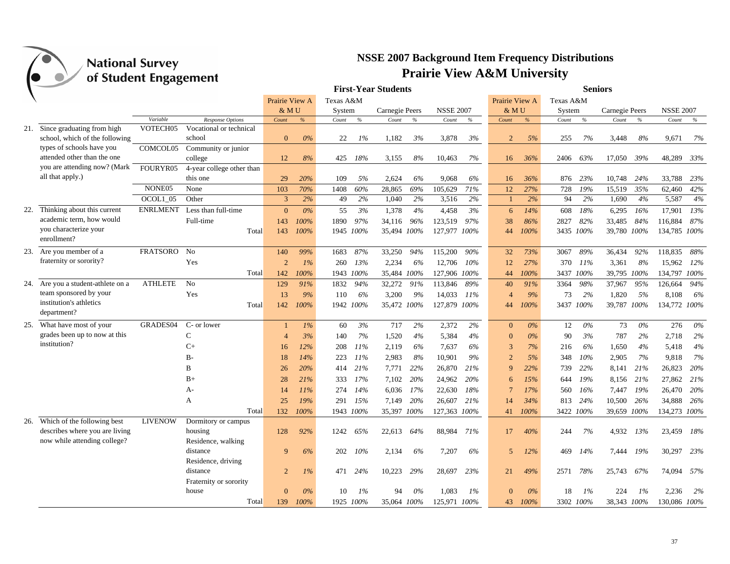# NSSE 2007 Background Item Frequency Distributions

## Prairie View A&M University

| | | | | First-Year Students | | | | | | | | | Seniors | | | | | | | |
|---|---|---|---|---|---|---|---|---|---|---|---|---|---|---|---|---|---|---|---|---|
| | | | | Prairie View A&M U | | Texas A&M System | | Carnegie Peers | | NSSE 2007 | | | Prairie View A&M U | | Texas A&M System | | Carnegie Peers | | NSSE 2007 | |
| | | Variable | Response Options | Count | % | Count | % | Count | % | Count | % | | Count | % | Count | % | Count | % | Count | % |
| 21. | Since graduating from high school, which of the following types of schools have you attended other than the one you are attending now? (Mark all that apply.) | VOTECH05 | Vocational or technical school | 0 | 0% | 22 | 1% | 1,182 | 3% | 3,878 | 3% | | 2 | 5% | 255 | 7% | 3,448 | 8% | 9,671 | 7% |
| | | COMCOL05 | Community or junior college | 12 | 8% | 425 | 18% | 3,155 | 8% | 10,463 | 7% | | 16 | 36% | 2406 | 63% | 17,050 | 39% | 48,289 | 33% |
| | | FOURYR05 | 4-year college other than this one | 29 | 20% | 109 | 5% | 2,624 | 6% | 9,068 | 6% | | 16 | 36% | 876 | 23% | 10,748 | 24% | 33,788 | 23% |
| | | NONE05 | None | 103 | 70% | 1408 | 60% | 28,865 | 69% | 105,629 | 71% | | 12 | 27% | 728 | 19% | 15,519 | 35% | 62,460 | 42% |
| | | OCOL1_05 | Other | 3 | 2% | 49 | 2% | 1,040 | 2% | 3,516 | 2% | | 1 | 2% | 94 | 2% | 1,690 | 4% | 5,587 | 4% |
| 22. | Thinking about this current academic term, how would you characterize your enrollment? | ENRLMENT | Less than full-time | 0 | 0% | 55 | 3% | 1,378 | 4% | 4,458 | 3% | | 6 | 14% | 608 | 18% | 6,295 | 16% | 17,901 | 13% |
| | | | Full-time | 143 | 100% | 1890 | 97% | 34,116 | 96% | 123,519 | 97% | | 38 | 86% | 2827 | 82% | 33,485 | 84% | 116,884 | 87% |
| | | | Total | 143 | 100% | 1945 | 100% | 35,494 | 100% | 127,977 | 100% | | 44 | 100% | 3435 | 100% | 39,780 | 100% | 134,785 | 100% |
| 23. | Are you member of a fraternity or sorority? | FRATSORO | No | 140 | 99% | 1683 | 87% | 33,250 | 94% | 115,200 | 90% | | 32 | 73% | 3067 | 89% | 36,434 | 92% | 118,835 | 88% |
| | | | Yes | 2 | 1% | 260 | 13% | 2,234 | 6% | 12,706 | 10% | | 12 | 27% | 370 | 11% | 3,361 | 8% | 15,962 | 12% |
| | | | Total | 142 | 100% | 1943 | 100% | 35,484 | 100% | 127,906 | 100% | | 44 | 100% | 3437 | 100% | 39,795 | 100% | 134,797 | 100% |
| 24. | Are you a student-athlete on a team sponsored by your institution's athletics department? | ATHLETE | No | 129 | 91% | 1832 | 94% | 32,272 | 91% | 113,846 | 89% | | 40 | 91% | 3364 | 98% | 37,967 | 95% | 126,664 | 94% |
| | | | Yes | 13 | 9% | 110 | 6% | 3,200 | 9% | 14,033 | 11% | | 4 | 9% | 73 | 2% | 1,820 | 5% | 8,108 | 6% |
| | | | Total | 142 | 100% | 1942 | 100% | 35,472 | 100% | 127,879 | 100% | | 44 | 100% | 3437 | 100% | 39,787 | 100% | 134,772 | 100% |
| 25. | What have most of your grades been up to now at this institution? | GRADES04 | C- or lower | 1 | 1% | 60 | 3% | 717 | 2% | 2,372 | 2% | | 0 | 0% | 12 | 0% | 73 | 0% | 276 | 0% |
| | | | C | 4 | 3% | 140 | 7% | 1,520 | 4% | 5,384 | 4% | | 0 | 0% | 90 | 3% | 787 | 2% | 2,718 | 2% |
| | | | C+ | 16 | 12% | 208 | 11% | 2,119 | 6% | 7,637 | 6% | | 3 | 7% | 216 | 6% | 1,650 | 4% | 5,418 | 4% |
| | | | B- | 18 | 14% | 223 | 11% | 2,983 | 8% | 10,901 | 9% | | 2 | 5% | 348 | 10% | 2,905 | 7% | 9,818 | 7% |
| | | | B | 26 | 20% | 414 | 21% | 7,771 | 22% | 26,870 | 21% | | 9 | 22% | 739 | 22% | 8,141 | 21% | 26,823 | 20% |
| | | | B+ | 28 | 21% | 333 | 17% | 7,102 | 20% | 24,962 | 20% | | 6 | 15% | 644 | 19% | 8,156 | 21% | 27,862 | 21% |
| | | | A- | 14 | 11% | 274 | 14% | 6,036 | 17% | 22,630 | 18% | | 7 | 17% | 560 | 16% | 7,447 | 19% | 26,470 | 20% |
| | | | A | 25 | 19% | 291 | 15% | 7,149 | 20% | 26,607 | 21% | | 14 | 34% | 813 | 24% | 10,500 | 26% | 34,888 | 26% |
| | | | Total | 132 | 100% | 1943 | 100% | 35,397 | 100% | 127,363 | 100% | | 41 | 100% | 3422 | 100% | 39,659 | 100% | 134,273 | 100% |
| 26. | Which of the following best describes where you are living now while attending college? | LIVENOW | Dormitory or campus housing | 128 | 92% | 1242 | 65% | 22,613 | 64% | 88,984 | 71% | | 17 | 40% | 244 | 7% | 4,932 | 13% | 23,459 | 18% |
| | | | Residence, walking distance | 9 | 6% | 202 | 10% | 2,134 | 6% | 7,207 | 6% | | 5 | 12% | 469 | 14% | 7,444 | 19% | 30,297 | 23% |
| | | | Residence, driving distance | 2 | 1% | 471 | 24% | 10,223 | 29% | 28,697 | 23% | | 21 | 49% | 2571 | 78% | 25,743 | 67% | 74,094 | 57% |
| | | | Fraternity or sorority house | 0 | 0% | 10 | 1% | 94 | 0% | 1,083 | 1% | | 0 | 0% | 18 | 1% | 224 | 1% | 2,236 | 2% |
| | | | Total | 139 | 100% | 1925 | 100% | 35,064 | 100% | 125,971 | 100% | | 43 | 100% | 3302 | 100% | 38,343 | 100% | 130,086 | 100% |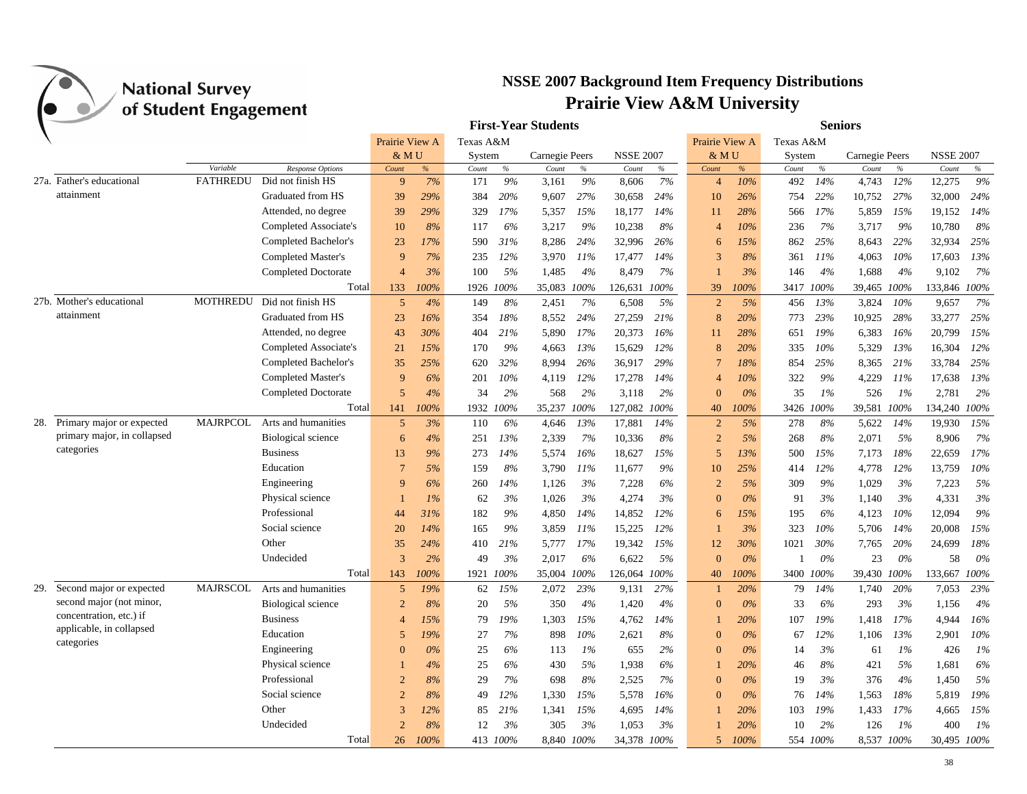National Survey of Student Engagement

# NSSE 2007 Background Item Frequency Distributions

## Prairie View A&M University

| | Variable | Response Options | First-Year Students: Prairie View A & M U Count | % | Texas A&M System Count | % | Carnegie Peers Count | % | NSSE 2007 Count | % | Seniors: Prairie View A & M U Count | % | Texas A&M System Count | % | Carnegie Peers Count | % | NSSE 2007 Count | % |
|---|---|---|---|---|---|---|---|---|---|---|---|---|---|---|---|---|---|---|
| 27a. Father's educational attainment | FATHREDU | Did not finish HS | 9 | 7% | 171 | 9% | 3,161 | 9% | 8,606 | 7% | 4 | 10% | 492 | 14% | 4,743 | 12% | 12,275 | 9% |
| | | Graduated from HS | 39 | 29% | 384 | 20% | 9,607 | 27% | 30,658 | 24% | 10 | 26% | 754 | 22% | 10,752 | 27% | 32,000 | 24% |
| | | Attended, no degree | 39 | 29% | 329 | 17% | 5,357 | 15% | 18,177 | 14% | 11 | 28% | 566 | 17% | 5,859 | 15% | 19,152 | 14% |
| | | Completed Associate's | 10 | 8% | 117 | 6% | 3,217 | 9% | 10,238 | 8% | 4 | 10% | 236 | 7% | 3,717 | 9% | 10,780 | 8% |
| | | Completed Bachelor's | 23 | 17% | 590 | 31% | 8,286 | 24% | 32,996 | 26% | 6 | 15% | 862 | 25% | 8,643 | 22% | 32,934 | 25% |
| | | Completed Master's | 9 | 7% | 235 | 12% | 3,970 | 11% | 17,477 | 14% | 3 | 8% | 361 | 11% | 4,063 | 10% | 17,603 | 13% |
| | | Completed Doctorate | 4 | 3% | 100 | 5% | 1,485 | 4% | 8,479 | 7% | 1 | 3% | 146 | 4% | 1,688 | 4% | 9,102 | 7% |
| | | Total | 133 | 100% | 1926 | 100% | 35,083 | 100% | 126,631 | 100% | 39 | 100% | 3417 | 100% | 39,465 | 100% | 133,846 | 100% |
| 27b. Mother's educational attainment | MOTHREDU | Did not finish HS | 5 | 4% | 149 | 8% | 2,451 | 7% | 6,508 | 5% | 2 | 5% | 456 | 13% | 3,824 | 10% | 9,657 | 7% |
| | | Graduated from HS | 23 | 16% | 354 | 18% | 8,552 | 24% | 27,259 | 21% | 8 | 20% | 773 | 23% | 10,925 | 28% | 33,277 | 25% |
| | | Attended, no degree | 43 | 30% | 404 | 21% | 5,890 | 17% | 20,373 | 16% | 11 | 28% | 651 | 19% | 6,383 | 16% | 20,799 | 15% |
| | | Completed Associate's | 21 | 15% | 170 | 9% | 4,663 | 13% | 15,629 | 12% | 8 | 20% | 335 | 10% | 5,329 | 13% | 16,304 | 12% |
| | | Completed Bachelor's | 35 | 25% | 620 | 32% | 8,994 | 26% | 36,917 | 29% | 7 | 18% | 854 | 25% | 8,365 | 21% | 33,784 | 25% |
| | | Completed Master's | 9 | 6% | 201 | 10% | 4,119 | 12% | 17,278 | 14% | 4 | 10% | 322 | 9% | 4,229 | 11% | 17,638 | 13% |
| | | Completed Doctorate | 5 | 4% | 34 | 2% | 568 | 2% | 3,118 | 2% | 0 | 0% | 35 | 1% | 526 | 1% | 2,781 | 2% |
| | | Total | 141 | 100% | 1932 | 100% | 35,237 | 100% | 127,082 | 100% | 40 | 100% | 3426 | 100% | 39,581 | 100% | 134,240 | 100% |
| 28. Primary major or expected primary major, in collapsed categories | MAJRPCOL | Arts and humanities | 5 | 3% | 110 | 6% | 4,646 | 13% | 17,881 | 14% | 2 | 5% | 278 | 8% | 5,622 | 14% | 19,930 | 15% |
| | | Biological science | 6 | 4% | 251 | 13% | 2,339 | 7% | 10,336 | 8% | 2 | 5% | 268 | 8% | 2,071 | 5% | 8,906 | 7% |
| | | Business | 13 | 9% | 273 | 14% | 5,574 | 16% | 18,627 | 15% | 5 | 13% | 500 | 15% | 7,173 | 18% | 22,659 | 17% |
| | | Education | 7 | 5% | 159 | 8% | 3,790 | 11% | 11,677 | 9% | 10 | 25% | 414 | 12% | 4,778 | 12% | 13,759 | 10% |
| | | Engineering | 9 | 6% | 260 | 14% | 1,126 | 3% | 7,228 | 6% | 2 | 5% | 309 | 9% | 1,029 | 3% | 7,223 | 5% |
| | | Physical science | 1 | 1% | 62 | 3% | 1,026 | 3% | 4,274 | 3% | 0 | 0% | 91 | 3% | 1,140 | 3% | 4,331 | 3% |
| | | Professional | 44 | 31% | 182 | 9% | 4,850 | 14% | 14,852 | 12% | 6 | 15% | 195 | 6% | 4,123 | 10% | 12,094 | 9% |
| | | Social science | 20 | 14% | 165 | 9% | 3,859 | 11% | 15,225 | 12% | 1 | 3% | 323 | 10% | 5,706 | 14% | 20,008 | 15% |
| | | Other | 35 | 24% | 410 | 21% | 5,777 | 17% | 19,342 | 15% | 12 | 30% | 1021 | 30% | 7,765 | 20% | 24,699 | 18% |
| | | Undecided | 3 | 2% | 49 | 3% | 2,017 | 6% | 6,622 | 5% | 0 | 0% | 1 | 0% | 23 | 0% | 58 | 0% |
| | | Total | 143 | 100% | 1921 | 100% | 35,004 | 100% | 126,064 | 100% | 40 | 100% | 3400 | 100% | 39,430 | 100% | 133,667 | 100% |
| 29. Second major or expected second major (not minor, concentration, etc.) if applicable, in collapsed categories | MAJRSCOL | Arts and humanities | 5 | 19% | 62 | 15% | 2,072 | 23% | 9,131 | 27% | 1 | 20% | 79 | 14% | 1,740 | 20% | 7,053 | 23% |
| | | Biological science | 2 | 8% | 20 | 5% | 350 | 4% | 1,420 | 4% | 0 | 0% | 33 | 6% | 293 | 3% | 1,156 | 4% |
| | | Business | 4 | 15% | 79 | 19% | 1,303 | 15% | 4,762 | 14% | 1 | 20% | 107 | 19% | 1,418 | 17% | 4,944 | 16% |
| | | Education | 5 | 19% | 27 | 7% | 898 | 10% | 2,621 | 8% | 0 | 0% | 67 | 12% | 1,106 | 13% | 2,901 | 10% |
| | | Engineering | 0 | 0% | 25 | 6% | 113 | 1% | 655 | 2% | 0 | 0% | 14 | 3% | 61 | 1% | 426 | 1% |
| | | Physical science | 1 | 4% | 25 | 6% | 430 | 5% | 1,938 | 6% | 1 | 20% | 46 | 8% | 421 | 5% | 1,681 | 6% |
| | | Professional | 2 | 8% | 29 | 7% | 698 | 8% | 2,525 | 7% | 0 | 0% | 19 | 3% | 376 | 4% | 1,450 | 5% |
| | | Social science | 2 | 8% | 49 | 12% | 1,330 | 15% | 5,578 | 16% | 0 | 0% | 76 | 14% | 1,563 | 18% | 5,819 | 19% |
| | | Other | 3 | 12% | 85 | 21% | 1,341 | 15% | 4,695 | 14% | 1 | 20% | 103 | 19% | 1,433 | 17% | 4,665 | 15% |
| | | Undecided | 2 | 8% | 12 | 3% | 305 | 3% | 1,053 | 3% | 1 | 20% | 10 | 2% | 126 | 1% | 400 | 1% |
| | | Total | 26 | 100% | 413 | 100% | 8,840 | 100% | 34,378 | 100% | 5 | 100% | 554 | 100% | 8,537 | 100% | 30,495 | 100% |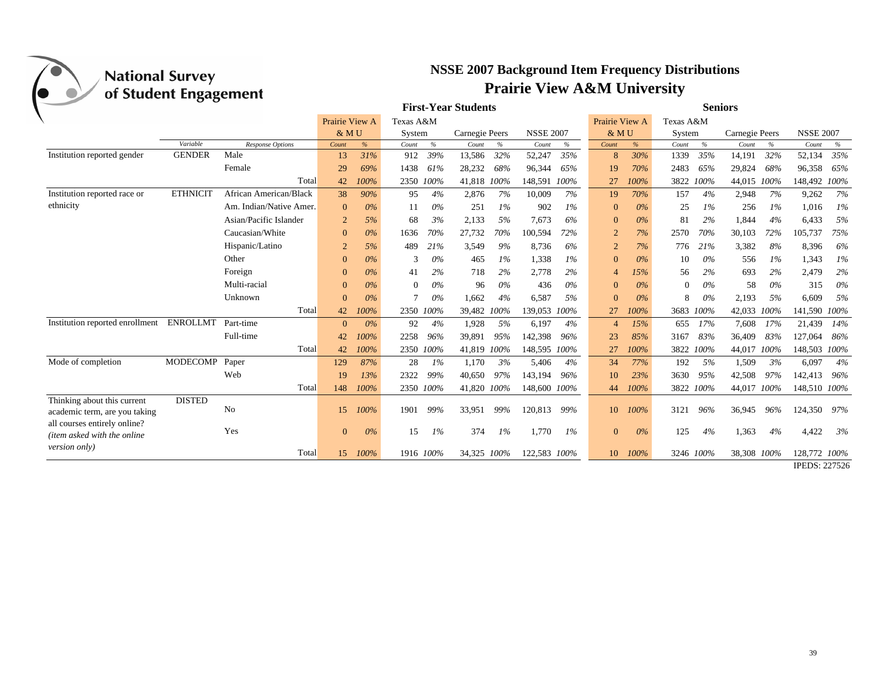National Survey of Student Engagement

# NSSE 2007 Background Item Frequency Distributions
## Prairie View A&M University

| | | | First-Year Students | | | | | | | | Seniors | | | | | | | |
|---|---|---|---|---|---|---|---|---|---|---|---|---|---|---|---|---|---|---|
| | | | Prairie View A & M U | | Texas A&M System | | Carnegie Peers | | NSSE 2007 | | Prairie View A & M U | | Texas A&M System | | Carnegie Peers | | NSSE 2007 | |
| | *Variable* | *Response Options* | *Count* | *%* | *Count* | *%* | *Count* | *%* | *Count* | *%* | *Count* | *%* | *Count* | *%* | *Count* | *%* | *Count* | *%* |
| Institution reported gender | GENDER | Male | 13 | *31%* | 912 | *39%* | 13,586 | *32%* | 52,247 | *35%* | 8 | *30%* | 1339 | *35%* | 14,191 | *32%* | 52,134 | *35%* |
| | | Female | 29 | *69%* | 1438 | *61%* | 28,232 | *68%* | 96,344 | *65%* | 19 | *70%* | 2483 | *65%* | 29,824 | *68%* | 96,358 | *65%* |
| | | Total | 42 | *100%* | 2350 | *100%* | 41,818 | *100%* | 148,591 | *100%* | 27 | *100%* | 3822 | *100%* | 44,015 | *100%* | 148,492 | *100%* |
| Institution reported race or ethnicity | ETHNICIT | African American/Black | 38 | *90%* | 95 | *4%* | 2,876 | *7%* | 10,009 | *7%* | 19 | *70%* | 157 | *4%* | 2,948 | *7%* | 9,262 | *7%* |
| | | Am. Indian/Native Amer. | 0 | *0%* | 11 | *0%* | 251 | *1%* | 902 | *1%* | 0 | *0%* | 25 | *1%* | 256 | *1%* | 1,016 | *1%* |
| | | Asian/Pacific Islander | 2 | *5%* | 68 | *3%* | 2,133 | *5%* | 7,673 | *6%* | 0 | *0%* | 81 | *2%* | 1,844 | *4%* | 6,433 | *5%* |
| | | Caucasian/White | 0 | *0%* | 1636 | *70%* | 27,732 | *70%* | 100,594 | *72%* | 2 | *7%* | 2570 | *70%* | 30,103 | *72%* | 105,737 | *75%* |
| | | Hispanic/Latino | 2 | *5%* | 489 | *21%* | 3,549 | *9%* | 8,736 | *6%* | 2 | *7%* | 776 | *21%* | 3,382 | *8%* | 8,396 | *6%* |
| | | Other | 0 | *0%* | 3 | *0%* | 465 | *1%* | 1,338 | *1%* | 0 | *0%* | 10 | *0%* | 556 | *1%* | 1,343 | *1%* |
| | | Foreign | 0 | *0%* | 41 | *2%* | 718 | *2%* | 2,778 | *2%* | 4 | *15%* | 56 | *2%* | 693 | *2%* | 2,479 | *2%* |
| | | Multi-racial | 0 | *0%* | 0 | *0%* | 96 | *0%* | 436 | *0%* | 0 | *0%* | 0 | *0%* | 58 | *0%* | 315 | *0%* |
| | | Unknown | 0 | *0%* | 7 | *0%* | 1,662 | *4%* | 6,587 | *5%* | 0 | *0%* | 8 | *0%* | 2,193 | *5%* | 6,609 | *5%* |
| | | Total | 42 | *100%* | 2350 | *100%* | 39,482 | *100%* | 139,053 | *100%* | 27 | *100%* | 3683 | *100%* | 42,033 | *100%* | 141,590 | *100%* |
| Institution reported enrollment | ENROLLMT | Part-time | 0 | *0%* | 92 | *4%* | 1,928 | *5%* | 6,197 | *4%* | 4 | *15%* | 655 | *17%* | 7,608 | *17%* | 21,439 | *14%* |
| | | Full-time | 42 | *100%* | 2258 | *96%* | 39,891 | *95%* | 142,398 | *96%* | 23 | *85%* | 3167 | *83%* | 36,409 | *83%* | 127,064 | *86%* |
| | | Total | 42 | *100%* | 2350 | *100%* | 41,819 | *100%* | 148,595 | *100%* | 27 | *100%* | 3822 | *100%* | 44,017 | *100%* | 148,503 | *100%* |
| Mode of completion | MODECOMP | Paper | 129 | *87%* | 28 | *1%* | 1,170 | *3%* | 5,406 | *4%* | 34 | *77%* | 192 | *5%* | 1,509 | *3%* | 6,097 | *4%* |
| | | Web | 19 | *13%* | 2322 | *99%* | 40,650 | *97%* | 143,194 | *96%* | 10 | *23%* | 3630 | *95%* | 42,508 | *97%* | 142,413 | *96%* |
| | | Total | 148 | *100%* | 2350 | *100%* | 41,820 | *100%* | 148,600 | *100%* | 44 | *100%* | 3822 | *100%* | 44,017 | *100%* | 148,510 | *100%* |
| Thinking about this current academic term, are you taking all courses entirely online? *(item asked with the online version only)* | DISTED | No | 15 | *100%* | 1901 | *99%* | 33,951 | *99%* | 120,813 | *99%* | 10 | *100%* | 3121 | *96%* | 36,945 | *96%* | 124,350 | *97%* |
| | | Yes | 0 | *0%* | 15 | *1%* | 374 | *1%* | 1,770 | *1%* | 0 | *0%* | 125 | *4%* | 1,363 | *4%* | 4,422 | *3%* |
| | | Total | 15 | *100%* | 1916 | *100%* | 34,325 | *100%* | 122,583 | *100%* | 10 | *100%* | 3246 | *100%* | 38,308 | *100%* | 128,772 | *100%* |

IPEDS: 227526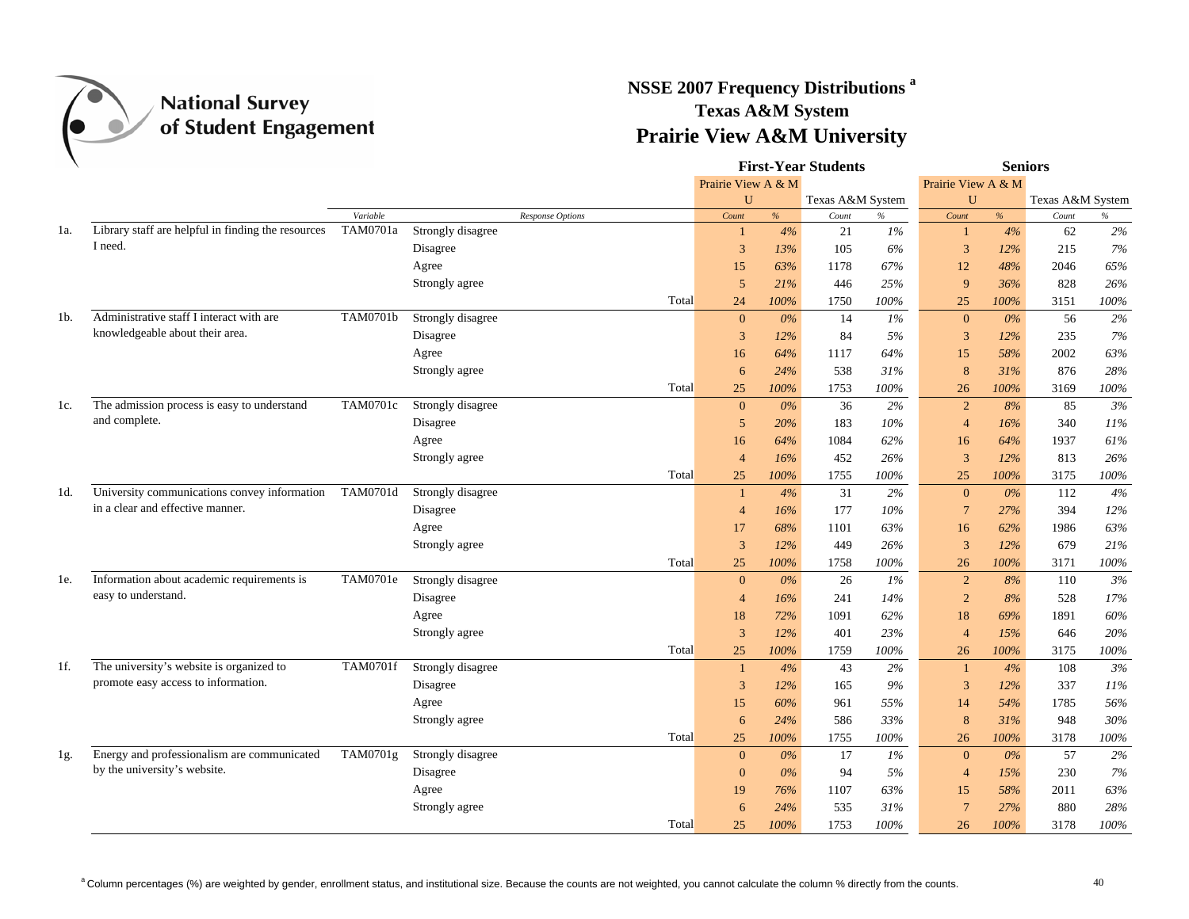# NSSE 2007 Frequency Distributions [a]

## Texas A&M System

## Prairie View A&M University

| | | Variable | Response Options | | First-Year Students | | | | Seniors | | | |
|---|---|---|---|---|---|---|---|---|---|---|---|---|
| | | | | | Prairie View A & M U | | Texas A&M System | | Prairie View A & M U | | Texas A&M System | |
| | | | | | Count | % | Count | % | Count | % | Count | % |
| 1a. | Library staff are helpful in finding the resources I need. | TAM0701a | Strongly disagree | | 1 | 4% | 21 | 1% | 1 | 4% | 62 | 2% |
| | | | Disagree | | 3 | 13% | 105 | 6% | 3 | 12% | 215 | 7% |
| | | | Agree | | 15 | 63% | 1178 | 67% | 12 | 48% | 2046 | 65% |
| | | | Strongly agree | | 5 | 21% | 446 | 25% | 9 | 36% | 828 | 26% |
| | | | | Total | 24 | 100% | 1750 | 100% | 25 | 100% | 3151 | 100% |
| 1b. | Administrative staff I interact with are knowledgeable about their area. | TAM0701b | Strongly disagree | | 0 | 0% | 14 | 1% | 0 | 0% | 56 | 2% |
| | | | Disagree | | 3 | 12% | 84 | 5% | 3 | 12% | 235 | 7% |
| | | | Agree | | 16 | 64% | 1117 | 64% | 15 | 58% | 2002 | 63% |
| | | | Strongly agree | | 6 | 24% | 538 | 31% | 8 | 31% | 876 | 28% |
| | | | | Total | 25 | 100% | 1753 | 100% | 26 | 100% | 3169 | 100% |
| 1c. | The admission process is easy to understand and complete. | TAM0701c | Strongly disagree | | 0 | 0% | 36 | 2% | 2 | 8% | 85 | 3% |
| | | | Disagree | | 5 | 20% | 183 | 10% | 4 | 16% | 340 | 11% |
| | | | Agree | | 16 | 64% | 1084 | 62% | 16 | 64% | 1937 | 61% |
| | | | Strongly agree | | 4 | 16% | 452 | 26% | 3 | 12% | 813 | 26% |
| | | | | Total | 25 | 100% | 1755 | 100% | 25 | 100% | 3175 | 100% |
| 1d. | University communications convey information in a clear and effective manner. | TAM0701d | Strongly disagree | | 1 | 4% | 31 | 2% | 0 | 0% | 112 | 4% |
| | | | Disagree | | 4 | 16% | 177 | 10% | 7 | 27% | 394 | 12% |
| | | | Agree | | 17 | 68% | 1101 | 63% | 16 | 62% | 1986 | 63% |
| | | | Strongly agree | | 3 | 12% | 449 | 26% | 3 | 12% | 679 | 21% |
| | | | | Total | 25 | 100% | 1758 | 100% | 26 | 100% | 3171 | 100% |
| 1e. | Information about academic requirements is easy to understand. | TAM0701e | Strongly disagree | | 0 | 0% | 26 | 1% | 2 | 8% | 110 | 3% |
| | | | Disagree | | 4 | 16% | 241 | 14% | 2 | 8% | 528 | 17% |
| | | | Agree | | 18 | 72% | 1091 | 62% | 18 | 69% | 1891 | 60% |
| | | | Strongly agree | | 3 | 12% | 401 | 23% | 4 | 15% | 646 | 20% |
| | | | | Total | 25 | 100% | 1759 | 100% | 26 | 100% | 3175 | 100% |
| 1f. | The university's website is organized to promote easy access to information. | TAM0701f | Strongly disagree | | 1 | 4% | 43 | 2% | 1 | 4% | 108 | 3% |
| | | | Disagree | | 3 | 12% | 165 | 9% | 3 | 12% | 337 | 11% |
| | | | Agree | | 15 | 60% | 961 | 55% | 14 | 54% | 1785 | 56% |
| | | | Strongly agree | | 6 | 24% | 586 | 33% | 8 | 31% | 948 | 30% |
| | | | | Total | 25 | 100% | 1755 | 100% | 26 | 100% | 3178 | 100% |
| 1g. | Energy and professionalism are communicated by the university's website. | TAM0701g | Strongly disagree | | 0 | 0% | 17 | 1% | 0 | 0% | 57 | 2% |
| | | | Disagree | | 0 | 0% | 94 | 5% | 4 | 15% | 230 | 7% |
| | | | Agree | | 19 | 76% | 1107 | 63% | 15 | 58% | 2011 | 63% |
| | | | Strongly agree | | 6 | 24% | 535 | 31% | 7 | 27% | 880 | 28% |
| | | | | Total | 25 | 100% | 1753 | 100% | 26 | 100% | 3178 | 100% |

[a] Column percentages (%) are weighted by gender, enrollment status, and institutional size. Because the counts are not weighted, you cannot calculate the column % directly from the counts.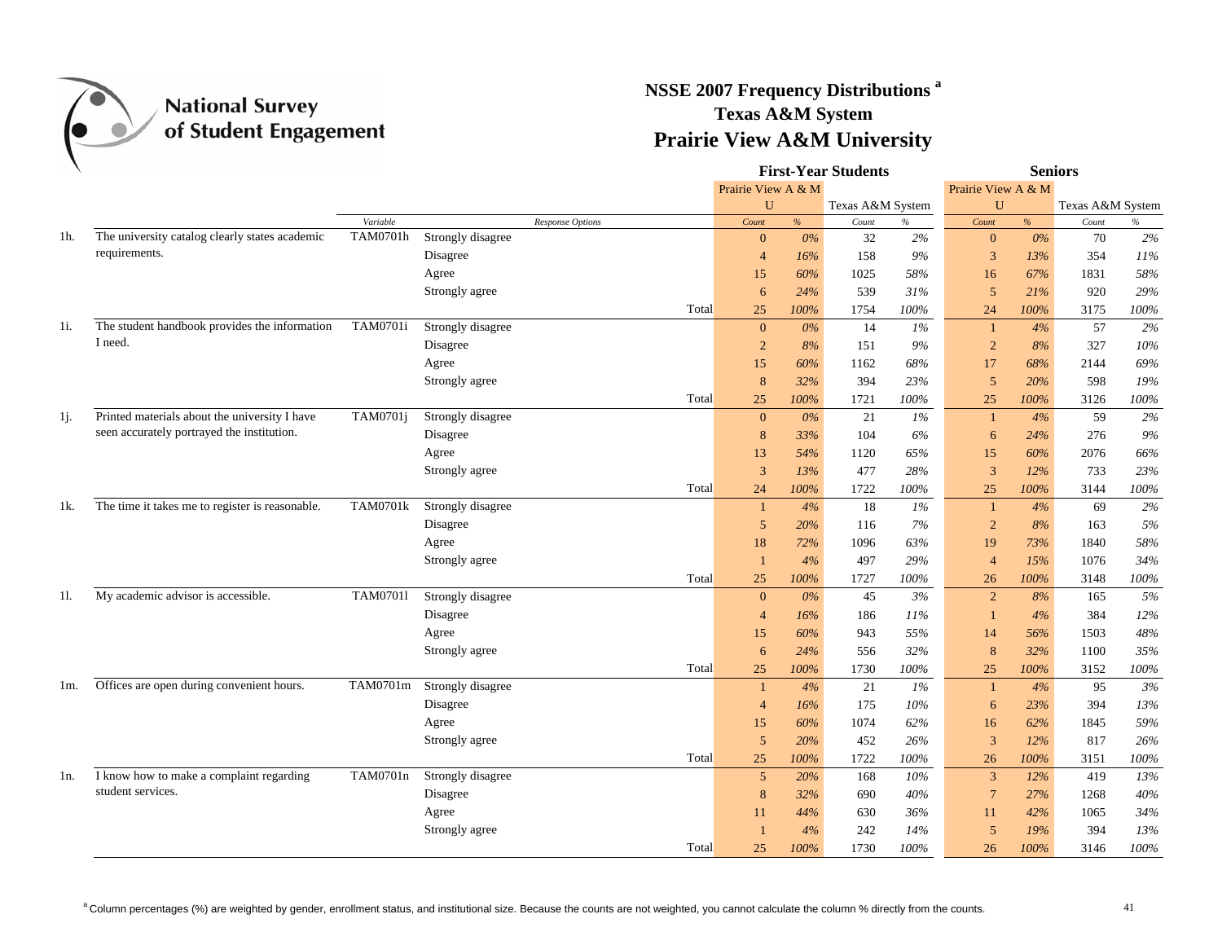# NSSE 2007 Frequency Distributions [a]

## Texas A&M System

## Prairie View A&M University

| | | Variable | Response Options | First-Year Students: Prairie View A & M U Count | % | Texas A&M System Count | % | Seniors: Prairie View A & M U Count | % | Texas A&M System Count | % |
|---|---|---|---|---|---|---|---|---|---|---|---|
| 1h. | The university catalog clearly states academic requirements. | TAM0701h | Strongly disagree | 0 | 0% | 32 | 2% | 0 | 0% | 70 | 2% |
| | | | Disagree | 4 | 16% | 158 | 9% | 3 | 13% | 354 | 11% |
| | | | Agree | 15 | 60% | 1025 | 58% | 16 | 67% | 1831 | 58% |
| | | | Strongly agree | 6 | 24% | 539 | 31% | 5 | 21% | 920 | 29% |
| | | | Total | 25 | 100% | 1754 | 100% | 24 | 100% | 3175 | 100% |
| 1i. | The student handbook provides the information I need. | TAM0701i | Strongly disagree | 0 | 0% | 14 | 1% | 1 | 4% | 57 | 2% |
| | | | Disagree | 2 | 8% | 151 | 9% | 2 | 8% | 327 | 10% |
| | | | Agree | 15 | 60% | 1162 | 68% | 17 | 68% | 2144 | 69% |
| | | | Strongly agree | 8 | 32% | 394 | 23% | 5 | 20% | 598 | 19% |
| | | | Total | 25 | 100% | 1721 | 100% | 25 | 100% | 3126 | 100% |
| 1j. | Printed materials about the university I have seen accurately portrayed the institution. | TAM0701j | Strongly disagree | 0 | 0% | 21 | 1% | 1 | 4% | 59 | 2% |
| | | | Disagree | 8 | 33% | 104 | 6% | 6 | 24% | 276 | 9% |
| | | | Agree | 13 | 54% | 1120 | 65% | 15 | 60% | 2076 | 66% |
| | | | Strongly agree | 3 | 13% | 477 | 28% | 3 | 12% | 733 | 23% |
| | | | Total | 24 | 100% | 1722 | 100% | 25 | 100% | 3144 | 100% |
| 1k. | The time it takes me to register is reasonable. | TAM0701k | Strongly disagree | 1 | 4% | 18 | 1% | 1 | 4% | 69 | 2% |
| | | | Disagree | 5 | 20% | 116 | 7% | 2 | 8% | 163 | 5% |
| | | | Agree | 18 | 72% | 1096 | 63% | 19 | 73% | 1840 | 58% |
| | | | Strongly agree | 1 | 4% | 497 | 29% | 4 | 15% | 1076 | 34% |
| | | | Total | 25 | 100% | 1727 | 100% | 26 | 100% | 3148 | 100% |
| 1l. | My academic advisor is accessible. | TAM0701l | Strongly disagree | 0 | 0% | 45 | 3% | 2 | 8% | 165 | 5% |
| | | | Disagree | 4 | 16% | 186 | 11% | 1 | 4% | 384 | 12% |
| | | | Agree | 15 | 60% | 943 | 55% | 14 | 56% | 1503 | 48% |
| | | | Strongly agree | 6 | 24% | 556 | 32% | 8 | 32% | 1100 | 35% |
| | | | Total | 25 | 100% | 1730 | 100% | 25 | 100% | 3152 | 100% |
| 1m. | Offices are open during convenient hours. | TAM0701m | Strongly disagree | 1 | 4% | 21 | 1% | 1 | 4% | 95 | 3% |
| | | | Disagree | 4 | 16% | 175 | 10% | 6 | 23% | 394 | 13% |
| | | | Agree | 15 | 60% | 1074 | 62% | 16 | 62% | 1845 | 59% |
| | | | Strongly agree | 5 | 20% | 452 | 26% | 3 | 12% | 817 | 26% |
| | | | Total | 25 | 100% | 1722 | 100% | 26 | 100% | 3151 | 100% |
| 1n. | I know how to make a complaint regarding student services. | TAM0701n | Strongly disagree | 5 | 20% | 168 | 10% | 3 | 12% | 419 | 13% |
| | | | Disagree | 8 | 32% | 690 | 40% | 7 | 27% | 1268 | 40% |
| | | | Agree | 11 | 44% | 630 | 36% | 11 | 42% | 1065 | 34% |
| | | | Strongly agree | 1 | 4% | 242 | 14% | 5 | 19% | 394 | 13% |
| | | | Total | 25 | 100% | 1730 | 100% | 26 | 100% | 3146 | 100% |

[a] Column percentages (%) are weighted by gender, enrollment status, and institutional size. Because the counts are not weighted, you cannot calculate the column % directly from the counts.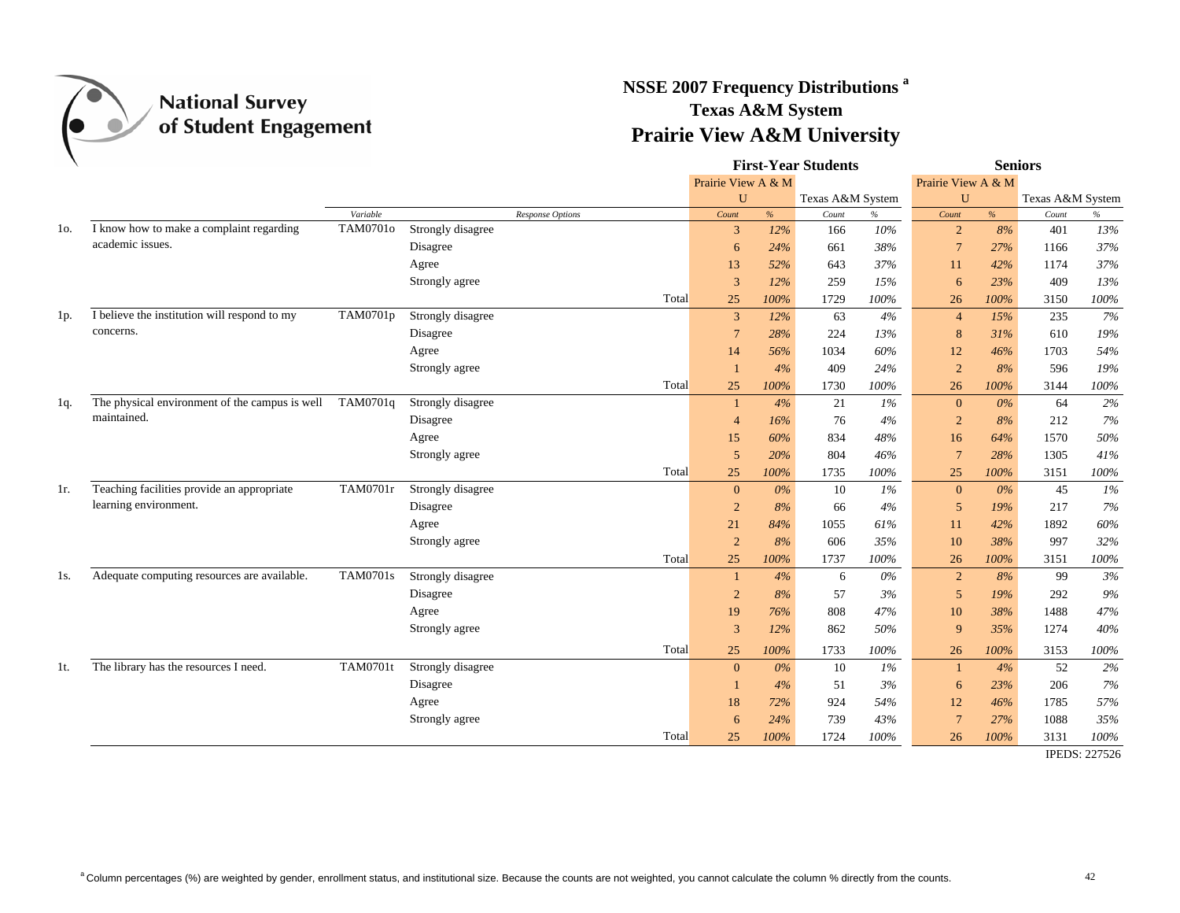# NSSE 2007 Frequency Distributions [a]

## Texas A&M System

## Prairie View A&M University

| | | Variable | Response Options | First-Year Students: Prairie View A & M U Count | % | Texas A&M System Count | % | Seniors: Prairie View A & M U Count | % | Texas A&M System Count | % |
|---|---|---|---|---|---|---|---|---|---|---|---|
| 1o. | I know how to make a complaint regarding academic issues. | TAM0701o | Strongly disagree | 3 | 12% | 166 | 10% | 2 | 8% | 401 | 13% |
| | | | Disagree | 6 | 24% | 661 | 38% | 7 | 27% | 1166 | 37% |
| | | | Agree | 13 | 52% | 643 | 37% | 11 | 42% | 1174 | 37% |
| | | | Strongly agree | 3 | 12% | 259 | 15% | 6 | 23% | 409 | 13% |
| | | | Total | 25 | 100% | 1729 | 100% | 26 | 100% | 3150 | 100% |
| 1p. | I believe the institution will respond to my concerns. | TAM0701p | Strongly disagree | 3 | 12% | 63 | 4% | 4 | 15% | 235 | 7% |
| | | | Disagree | 7 | 28% | 224 | 13% | 8 | 31% | 610 | 19% |
| | | | Agree | 14 | 56% | 1034 | 60% | 12 | 46% | 1703 | 54% |
| | | | Strongly agree | 1 | 4% | 409 | 24% | 2 | 8% | 596 | 19% |
| | | | Total | 25 | 100% | 1730 | 100% | 26 | 100% | 3144 | 100% |
| 1q. | The physical environment of the campus is well maintained. | TAM0701q | Strongly disagree | 1 | 4% | 21 | 1% | 0 | 0% | 64 | 2% |
| | | | Disagree | 4 | 16% | 76 | 4% | 2 | 8% | 212 | 7% |
| | | | Agree | 15 | 60% | 834 | 48% | 16 | 64% | 1570 | 50% |
| | | | Strongly agree | 5 | 20% | 804 | 46% | 7 | 28% | 1305 | 41% |
| | | | Total | 25 | 100% | 1735 | 100% | 25 | 100% | 3151 | 100% |
| 1r. | Teaching facilities provide an appropriate learning environment. | TAM0701r | Strongly disagree | 0 | 0% | 10 | 1% | 0 | 0% | 45 | 1% |
| | | | Disagree | 2 | 8% | 66 | 4% | 5 | 19% | 217 | 7% |
| | | | Agree | 21 | 84% | 1055 | 61% | 11 | 42% | 1892 | 60% |
| | | | Strongly agree | 2 | 8% | 606 | 35% | 10 | 38% | 997 | 32% |
| | | | Total | 25 | 100% | 1737 | 100% | 26 | 100% | 3151 | 100% |
| 1s. | Adequate computing resources are available. | TAM0701s | Strongly disagree | 1 | 4% | 6 | 0% | 2 | 8% | 99 | 3% |
| | | | Disagree | 2 | 8% | 57 | 3% | 5 | 19% | 292 | 9% |
| | | | Agree | 19 | 76% | 808 | 47% | 10 | 38% | 1488 | 47% |
| | | | Strongly agree | 3 | 12% | 862 | 50% | 9 | 35% | 1274 | 40% |
| | | | Total | 25 | 100% | 1733 | 100% | 26 | 100% | 3153 | 100% |
| 1t. | The library has the resources I need. | TAM0701t | Strongly disagree | 0 | 0% | 10 | 1% | 1 | 4% | 52 | 2% |
| | | | Disagree | 1 | 4% | 51 | 3% | 6 | 23% | 206 | 7% |
| | | | Agree | 18 | 72% | 924 | 54% | 12 | 46% | 1785 | 57% |
| | | | Strongly agree | 6 | 24% | 739 | 43% | 7 | 27% | 1088 | 35% |
| | | | Total | 25 | 100% | 1724 | 100% | 26 | 100% | 3131 | 100% |

IPEDS: 227526

[a] Column percentages (%) are weighted by gender, enrollment status, and institutional size. Because the counts are not weighted, you cannot calculate the column % directly from the counts.